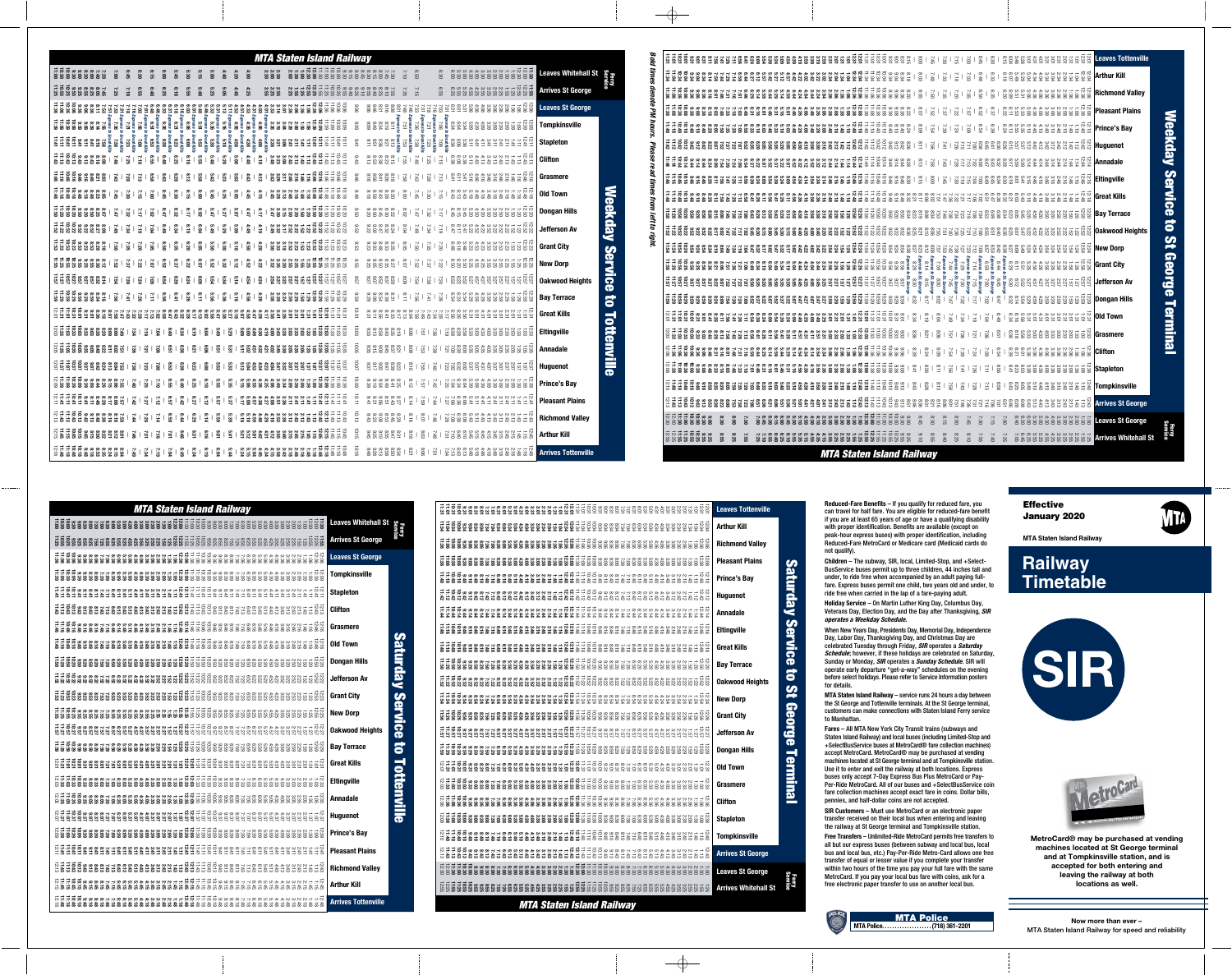# MTA Staten Island Railway

## Weekday Service to Tottenville

| Ferry Service | | | | | | | | | | | | | | | | | | | | | | | |
|---|---|---|---|---|---|---|---|---|---|---|---|---|---|---|---|---|---|---|---|---|---|---|---|
| Leaves Whitehall St | Arrives St George | Leaves St George | Tompkinsville | Stapleton | Clifton | Grasmere | Old Town | Dongan Hills | Jefferson Av | Grant City | New Dorp | Oakwood Heights | Bay Terrace | Great Kills | Eltingville | Annadale | Huguenot | Prince's Bay | Pleasant Plains | Richmond Valley | Arthur Kill | Arrives Tottenville | |

## Weekday Service to St George Terminal

| Leaves Tottenville | Arthur Kill | Richmond Valley | Pleasant Plains | Prince's Bay | Huguenot | Annadale | Eltingville | Great Kills | Bay Terrace | Oakwood Heights | New Dorp | Grant City | Jefferson Av | Dongan Hills | Old Town | Grasmere | Clifton | Stapleton | Tompkinsville | Arrives St George | Ferry Service: Leaves St George | Arrives Whitehall St |
|---|---|---|---|---|---|---|---|---|---|---|---|---|---|---|---|---|---|---|---|---|---|---|

***Bold times denote PM hours. Please read times from left to right.***

## Saturday Service to Tottenville

| Ferry Service: Leaves Whitehall St | Arrives St George | Leaves St George | Tompkinsville | Stapleton | Clifton | Grasmere | Old Town | Dongan Hills | Jefferson Av | Grant City | New Dorp | Oakwood Heights | Bay Terrace | Great Kills | Eltingville | Annadale | Huguenot | Prince's Bay | Pleasant Plains | Richmond Valley | Arthur Kill | Arrives Tottenville |
|---|---|---|---|---|---|---|---|---|---|---|---|---|---|---|---|---|---|---|---|---|---|---|

## Saturday Service to St George Terminal

| Leaves Tottenville | Arthur Kill | Richmond Valley | Pleasant Plains | Prince's Bay | Huguenot | Annadale | Eltingville | Great Kills | Bay Terrace | Oakwood Heights | New Dorp | Grant City | Jefferson Av | Dongan Hills | Old Town | Grasmere | Clifton | Stapleton | Tompkinsville | Arrives St George | Ferry Service: Leaves St George | Arrives Whitehall St |
|---|---|---|---|---|---|---|---|---|---|---|---|---|---|---|---|---|---|---|---|---|---|---|

**Reduced-Fare Benefits** – If you qualify for reduced fare, you can travel for half fare. You are eligible for reduced-fare benefit if you are at least 65 years of age or have a qualifying disability with proper identification. Benefits are available (except on peak-hour express buses) with proper identification, including Reduced-Fare MetroCard or Medicare card (Medicaid cards do not qualify).

**Children** – The subway, SIR, local, Limited-Stop, and +Select-BusService buses permit up to three children, 44 inches tall and under, to ride free when accompanied by an adult paying full-fare. Express buses permit one child, two years old and under, to ride free when carried in the lap of a fare-paying adult.

**Holiday Service** – On Martin Luther King Day, Columbus Day, Veterans Day, Election Day, and the Day after Thanksgiving, ***SIR operates a Weekday Schedule.***

When New Years Day, Presidents Day, Memorial Day, Independence Day, Labor Day, Thanksgiving Day, and Christmas Day are celebrated Tuesday through Friday, ***SIR operates a Saturday Schedule***; however, if these holidays are celebrated on Saturday, Sunday or Monday, ***SIR operates a Sunday Schedule.*** SIR will operate early departure "get-a-way" schedules on the evening before select holidays. Please refer to Service Information posters for details.

**MTA Staten Island Railway** – service runs 24 hours a day between the St George and Tottenville terminals. At the St George terminal, customers can make connections with Staten Island Ferry service to Manhattan.

**Fares** – All MTA New York City Transit trains (subways and Staten Island Railway) and local buses (including Limited-Stop and +SelectBusService buses at MetroCard® fare collection machines) accept MetroCard. MetroCard® may be purchased at vending machines located at St George terminal and at Tompkinsville station. Use it to enter and exit the railway at both locations. Express buses only accept 7-Day Express Bus Plus MetroCard or Pay-Per-Ride MetroCard. All of our buses and +SelectBusService coin fare collection machines accept exact fare in coins. Dollar bills, pennies, and half-dollar coins are not accepted.

**SIR Customers** – Must use MetroCard or an electronic paper transfer received on their local bus when entering and leaving the railway at St George terminal and Tompkinsville station.

**Free Transfers** – Unlimited-Ride MetroCard permits free transfers to all but our express buses (between subway and local bus, local bus and local bus, etc.) Pay-Per-Ride Metro-Card allows one free transfer of equal or lesser value if you complete your transfer within two hours of the time you pay your full fare with the same MetroCard. If you pay your local bus fare with coins, ask for a free electronic paper transfer to use on another local bus.

**MTA Police**
MTA Police.................. (718) 361-2201

**Effective January 2020**

MTA Staten Island Railway

# Railway Timetable

SIR

**MetroCard® may be purchased at vending machines located at St George terminal and at Tompkinsville station, and is accepted for both entering and leaving the railway at both locations as well.**

Now more than ever –
MTA Staten Island Railway for speed and reliability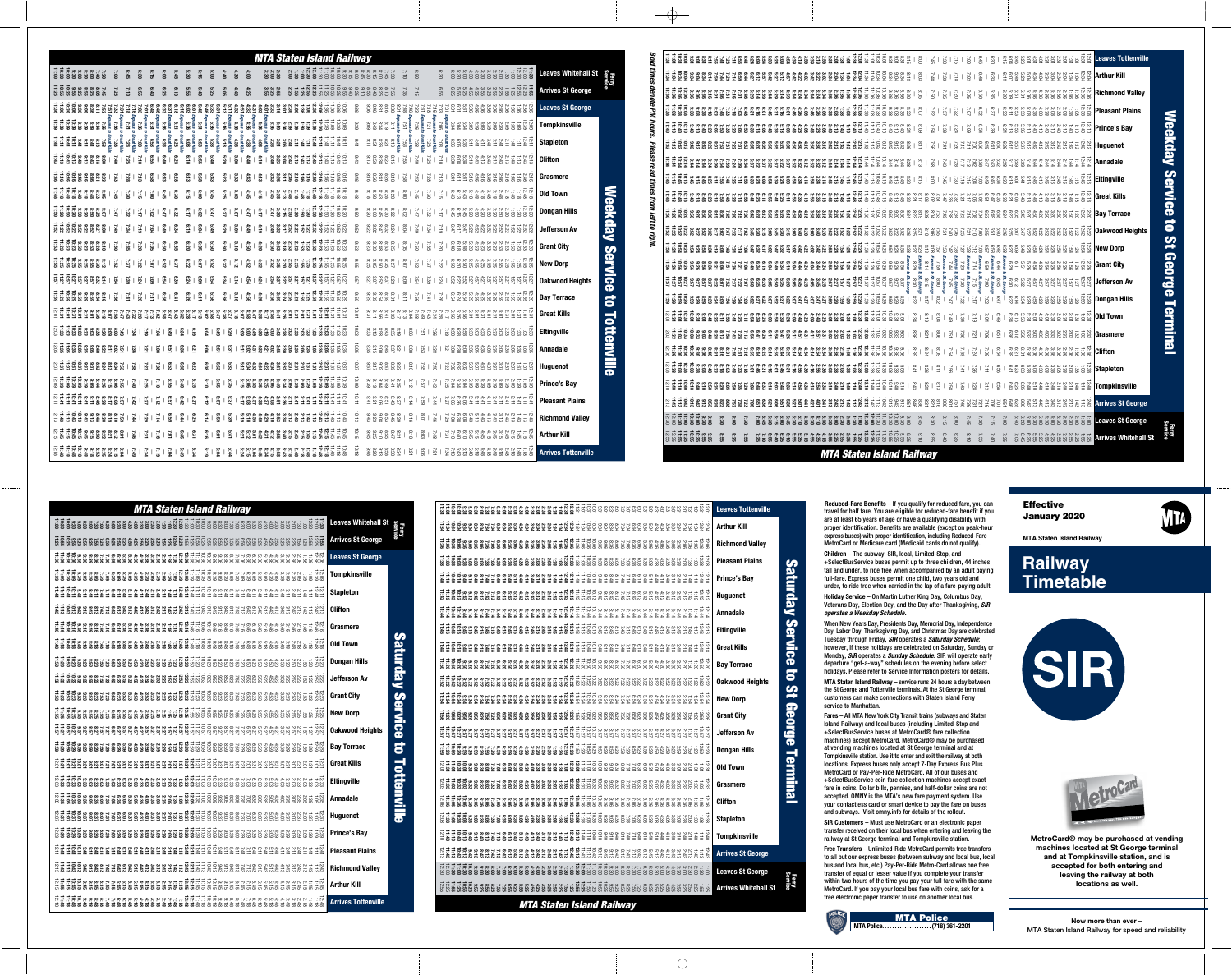# MTA Staten Island Railway

## Weekday Service to Tottenville

Ferry Service: Leaves Whitehall St | Arrives St George

Stations: Leaves St George, Tompkinsville, Stapleton, Clifton, Grasmere, Old Town, Dongan Hills, Jefferson Av, Grant City, New Dorp, Oakwood Heights, Bay Terrace, Great Kills, Eltingville, Annadale, Huguenot, Prince's Bay, Pleasant Plains, Richmond Valley, Arthur Kill, Arrives Tottenville

## Weekday Service to St George Terminal

Stations: Leaves Tottenville, Arthur Kill, Richmond Valley, Pleasant Plains, Prince's Bay, Huguenot, Annadale, Eltingville, Great Kills, Bay Terrace, Oakwood Heights, New Dorp, Grant City, Jefferson Av, Dongan Hills, Old Town, Grasmere, Clifton, Stapleton, Tompkinsville, Arrives St George

Ferry Service: Leaves St George | Arrives Whitehall St

*Bold times denote PM hours. Please read times from left to right.*

## Saturday Service to Tottenville

Ferry Service: Leaves Whitehall St | Arrives St George

Stations: Leaves St George, Tompkinsville, Stapleton, Clifton, Grasmere, Old Town, Dongan Hills, Jefferson Av, Grant City, New Dorp, Oakwood Heights, Bay Terrace, Great Kills, Eltingville, Annadale, Huguenot, Prince's Bay, Pleasant Plains, Richmond Valley, Arthur Kill, Arrives Tottenville

## Saturday Service to St George Terminal

Stations: Leaves Tottenville, Arthur Kill, Richmond Valley, Pleasant Plains, Prince's Bay, Huguenot, Annadale, Eltingville, Great Kills, Bay Terrace, Oakwood Heights, New Dorp, Grant City, Jefferson Av, Dongan Hills, Old Town, Grasmere, Clifton, Stapleton, Tompkinsville, Arrives St George

Ferry Service: Leaves St George | Arrives Whitehall St

**Reduced-Fare Benefits** – If you qualify for reduced fare, you can travel for half fare. You are eligible for reduced-fare benefit if you are at least 65 years of age or have a qualifying disability with proper identification. Benefits are available (except on peak-hour express buses) with proper identification, including Reduced-Fare MetroCard or Medicare card (Medicaid cards do not qualify).

**Children** – The subway, SIR, local, Limited-Stop, and +SelectBusService buses permit up to three children, 44 inches tall and under, to ride free when accompanied by an adult paying full-fare. Express buses permit one child, two years old and under, to ride free when carried in the lap of a fare-paying adult.

**Holiday Service** – On Martin Luther King Day, Columbus Day, Veterans Day, Election Day, and the Day after Thanksgiving, ***SIR operates a Weekday Schedule.***

When New Years Day, Presidents Day, Memorial Day, Independence Day, Labor Day, Thanksgiving Day, and Christmas Day are celebrated Tuesday through Friday, ***SIR* operates a *Saturday Schedule*;** however, if these holidays are celebrated on Saturday, Sunday or Monday, ***SIR* operates a *Sunday Schedule*.** SIR will operate early departure "get-a-way" schedules on the evening before select holidays. Please refer to Service Information posters for details.

**MTA Staten Island Railway** – service runs 24 hours a day between the St George and Tottenville terminals. At the St George terminal, customers can make connections with Staten Island Ferry service to Manhattan.

**Fares** – All MTA New York City Transit trains (subways and Staten Island Railway) and local buses (including Limited-Stop and +SelectBusService buses at MetroCard® fare collection machines) accept MetroCard. MetroCard® may be purchased at vending machines located at St George terminal and at Tompkinsville station. Use it to enter and exit the railway at both locations. Express buses only accept 7-Day Express Bus Plus MetroCard or Pay-Per-Ride MetroCard. All of our buses and +SelectBusService coin fare collection machines accept exact fare in coins. Dollar bills, pennies, and half-dollar coins are not accepted. OMNY is the MTA's new fare payment system. Use your contactless card or smart device to pay the fare on buses and subways. Visit omny.info for details of the rollout.

**SIR Customers** – Must use MetroCard or an electronic paper transfer received on their local bus when entering and leaving the railway at St George terminal and Tompkinsville station.

**Free Transfers** – Unlimited-Ride MetroCard permits free transfers to all but our express buses (between subway and local bus, local bus and local bus, etc.) Pay-Per-Ride Metro-Card allows one free transfer of equal or lesser value if you complete your transfer within two hours of the time you pay your full fare with the same MetroCard. If you pay your local bus fare with coins, ask for a free electronic paper transfer to use on another local bus.

**MTA Police**
MTA Police.......................(718) 361-2201

**Effective January 2020**

MTA Staten Island Railway

# Railway Timetable

# SIR

**MetroCard® may be purchased at vending machines located at St George terminal and at Tompkinsville station, and is accepted for both entering and leaving the railway at both locations as well.**

Now more than ever –
MTA Staten Island Railway for speed and reliability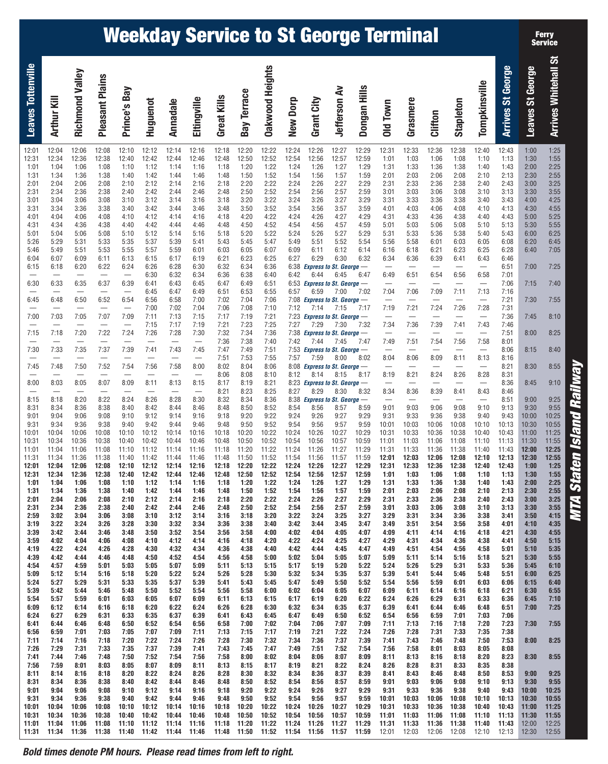# Weekday Service to St George Terminal

**MTA Staten Island Railway**

| Leaves Tottenville | Arthur Kill | Richmond Valley | Pleasant Plains | Prince's Bay | Huguenot | Annadale | Eltingville | Great Kills | Bay Terrace | Oakwood Heights | New Dorp | Grant City | Jefferson Av | Dongan Hills | Old Town | Grasmere | Clifton | Stapleton | Tompkinsville | Arrives St George | Ferry Service: Leaves St George | Ferry Service: Arrives Whitehall St |
|---|---|---|---|---|---|---|---|---|---|---|---|---|---|---|---|---|---|---|---|---|---|---|
| 12:01 | 12:04 | 12:06 | 12:08 | 12:10 | 12:12 | 12:14 | 12:16 | 12:18 | 12:20 | 12:22 | 12:24 | 12:26 | 12:27 | 12:29 | 12:31 | 12:33 | 12:36 | 12:38 | 12:40 | 12:43 | 1:00 | 1:25 |
| 12:31 | 12:34 | 12:36 | 12:38 | 12:40 | 12:42 | 12:44 | 12:46 | 12:48 | 12:50 | 12:52 | 12:54 | 12:56 | 12:57 | 12:59 | 1:01 | 1:03 | 1:06 | 1:08 | 1:10 | 1:13 | 1:30 | 1:55 |
| 1:01 | 1:04 | 1:06 | 1:08 | 1:10 | 1:12 | 1:14 | 1:16 | 1:18 | 1:20 | 1:22 | 1:24 | 1:26 | 1:27 | 1:29 | 1:31 | 1:33 | 1:36 | 1:38 | 1:40 | 1:43 | 2:00 | 2:25 |
| 1:31 | 1:34 | 1:36 | 1:38 | 1:40 | 1:42 | 1:44 | 1:46 | 1:48 | 1:50 | 1:52 | 1:54 | 1:56 | 1:57 | 1:59 | 2:01 | 2:03 | 2:06 | 2:08 | 2:10 | 2:13 | 2:30 | 2:55 |
| 2:01 | 2:04 | 2:06 | 2:08 | 2:10 | 2:12 | 2:14 | 2:16 | 2:18 | 2:20 | 2:22 | 2:24 | 2:26 | 2:27 | 2:29 | 2:31 | 2:33 | 2:36 | 2:38 | 2:40 | 2:43 | 3:00 | 3:25 |
| 2:31 | 2:34 | 2:36 | 2:38 | 2:40 | 2:42 | 2:44 | 2:46 | 2:48 | 2:50 | 2:52 | 2:54 | 2:56 | 2:57 | 2:59 | 3:01 | 3:03 | 3:06 | 3:08 | 3:10 | 3:13 | 3:30 | 3:55 |
| 3:01 | 3:04 | 3:06 | 3:08 | 3:10 | 3:12 | 3:14 | 3:16 | 3:18 | 3:20 | 3:22 | 3:24 | 3:26 | 3:27 | 3:29 | 3:31 | 3:33 | 3:36 | 3:38 | 3:40 | 3:43 | 4:00 | 4:25 |
| 3:31 | 3:34 | 3:36 | 3:38 | 3:40 | 3:42 | 3:44 | 3:46 | 3:48 | 3:50 | 3:52 | 3:54 | 3:56 | 3:57 | 3:59 | 4:01 | 4:03 | 4:06 | 4:08 | 4:10 | 4:13 | 4:30 | 4:55 |
| 4:01 | 4:04 | 4:06 | 4:08 | 4:10 | 4:12 | 4:14 | 4:16 | 4:18 | 4:20 | 4:22 | 4:24 | 4:26 | 4:27 | 4:29 | 4:31 | 4:33 | 4:36 | 4:38 | 4:40 | 4:43 | 5:00 | 5:25 |
| 4:31 | 4:34 | 4:36 | 4:38 | 4:40 | 4:42 | 4:44 | 4:46 | 4:48 | 4:50 | 4:52 | 4:54 | 4:56 | 4:57 | 4:59 | 5:01 | 5:03 | 5:06 | 5:08 | 5:10 | 5:13 | 5:30 | 5:55 |
| 5:01 | 5:04 | 5:06 | 5:08 | 5:10 | 5:12 | 5:14 | 5:16 | 5:18 | 5:20 | 5:22 | 5:24 | 5:26 | 5:27 | 5:29 | 5:31 | 5:33 | 5:36 | 5:38 | 5:40 | 5:43 | 6:00 | 6:25 |
| 5:26 | 5:29 | 5:31 | 5:33 | 5:35 | 5:37 | 5:39 | 5:41 | 5:43 | 5:45 | 5:47 | 5:49 | 5:51 | 5:52 | 5:54 | 5:56 | 5:58 | 6:01 | 6:03 | 6:05 | 6:08 | 6:20 | 6:45 |
| 5:46 | 5:49 | 5:51 | 5:53 | 5:55 | 5:57 | 5:59 | 6:01 | 6:03 | 6:05 | 6:07 | 6:09 | 6:11 | 6:12 | 6:14 | 6:16 | 6:18 | 6:21 | 6:23 | 6:25 | 6:28 | 6:40 | 7:05 |
| 6:04 | 6:07 | 6:09 | 6:11 | 6:13 | 6:15 | 6:17 | 6:19 | 6:21 | 6:23 | 6:25 | 6:27 | 6:29 | 6:30 | 6:32 | 6:34 | 6:36 | 6:39 | 6:41 | 6:43 | 6:46 | | |
| 6:15 | 6:18 | 6:20 | 6:22 | 6:24 | 6:26 | 6:28 | 6:30 | 6:32 | 6:34 | 6:36 | 6:38 | *Express to St. George* | — | — | — | — | — | — | — | 6:51 | 7:00 | 7:25 |
| — | — | — | — | — | 6:30 | 6:32 | 6:34 | 6:36 | 6:38 | 6:40 | 6:42 | 6:44 | 6:45 | 6:47 | 6:49 | 6:51 | 6:54 | 6:56 | 6:58 | 7:01 | | |
| 6:30 | 6:33 | 6:35 | 6:37 | 6:39 | 6:41 | 6:43 | 6:45 | 6:47 | 6:49 | 6:51 | 6:53 | *Express to St. George* | — | — | — | — | — | — | — | 7:06 | 7:15 | 7:40 |
| — | — | — | — | — | 6:45 | 6:47 | 6:49 | 6:51 | 6:53 | 6:55 | 6:57 | 6:59 | 7:00 | 7:02 | 7:04 | 7:06 | 7:09 | 7:11 | 7:13 | 7:16 | | |
| 6:45 | 6:48 | 6:50 | 6:52 | 6:54 | 6:56 | 6:58 | 7:00 | 7:02 | 7:04 | 7:06 | 7:08 | *Express to St. George* | — | — | — | — | — | — | — | 7:21 | 7:30 | 7:55 |
| — | — | — | — | — | 7:00 | 7:02 | 7:04 | 7:06 | 7:08 | 7:10 | 7:12 | 7:14 | 7:15 | 7:17 | 7:19 | 7:21 | 7:24 | 7:26 | 7:28 | 7:31 | | |
| 7:00 | 7:03 | 7:05 | 7:07 | 7:09 | 7:11 | 7:13 | 7:15 | 7:17 | 7:19 | 7:21 | 7:23 | *Express to St. George* | — | — | — | — | — | — | — | 7:36 | 7:45 | 8:10 |
| — | — | — | — | — | 7:15 | 7:17 | 7:19 | 7:21 | 7:23 | 7:25 | 7:27 | 7:29 | 7:30 | 7:32 | 7:34 | 7:36 | 7:39 | 7:41 | 7:43 | 7:46 | | |
| 7:15 | 7:18 | 7:20 | 7:22 | 7:24 | 7:26 | 7:28 | 7:30 | 7:32 | 7:34 | 7:36 | 7:38 | *Express to St. George* | — | — | — | — | — | — | — | 7:51 | 8:00 | 8:25 |
| — | — | — | — | — | — | — | — | 7:36 | 7:38 | 7:40 | 7:42 | 7:44 | 7:45 | 7:47 | 7:49 | 7:51 | 7:54 | 7:56 | 7:58 | 8:01 | | |
| 7:30 | 7:33 | 7:35 | 7:37 | 7:39 | 7:41 | 7:43 | 7:45 | 7:47 | 7:49 | 7:51 | 7:53 | *Express to St. George* | — | — | — | — | — | — | — | 8:06 | 8:15 | 8:40 |
| — | — | — | — | — | — | — | — | 7:51 | 7:53 | 7:55 | 7:57 | 7:59 | 8:00 | 8:02 | 8:04 | 8:06 | 8:09 | 8:11 | 8:13 | 8:16 | | |
| 7:45 | 7:48 | 7:50 | 7:52 | 7:54 | 7:56 | 7:58 | 8:00 | 8:02 | 8:04 | 8:06 | 8:08 | *Express to St. George* | — | — | — | — | — | — | — | 8:21 | 8:30 | 8:55 |
| — | — | — | — | — | — | — | — | 8:06 | 8:08 | 8:10 | 8:12 | 8:14 | 8:15 | 8:17 | 8:19 | 8:21 | 8:24 | 8:26 | 8:28 | 8:31 | | |
| 8:00 | 8:03 | 8:05 | 8:07 | 8:09 | 8:11 | 8:13 | 8:15 | 8:17 | 8:19 | 8:21 | 8:23 | *Express to St. George* | — | — | — | — | — | — | — | 8:36 | 8:45 | 9:10 |
| — | — | — | — | — | — | — | — | 8:21 | 8:23 | 8:25 | 8:27 | 8:29 | 8:30 | 8:32 | 8:34 | 8:36 | 8:39 | 8:41 | 8:43 | 8:46 | | |
| 8:15 | 8:18 | 8:20 | 8:22 | 8:24 | 8:26 | 8:28 | 8:30 | 8:32 | 8:34 | 8:36 | 8:38 | *Express to St. George* | — | — | — | — | — | — | — | 8:51 | 9:00 | 9:25 |
| 8:31 | 8:34 | 8:36 | 8:38 | 8:40 | 8:42 | 8:44 | 8:46 | 8:48 | 8:50 | 8:52 | 8:54 | 8:56 | 8:57 | 8:59 | 9:01 | 9:03 | 9:06 | 9:08 | 9:10 | 9:13 | 9:30 | 9:55 |
| 9:01 | 9:04 | 9:06 | 9:08 | 9:10 | 9:12 | 9:14 | 9:16 | 9:18 | 9:20 | 9:22 | 9:24 | 9:26 | 9:27 | 9:29 | 9:31 | 9:33 | 9:36 | 9:38 | 9:40 | 9:43 | 10:00 | 10:25 |
| 9:31 | 9:34 | 9:36 | 9:38 | 9:40 | 9:42 | 9:44 | 9:46 | 9:48 | 9:50 | 9:52 | 9:54 | 9:56 | 9:57 | 9:59 | 10:01 | 10:03 | 10:06 | 10:08 | 10:10 | 10:13 | 10:30 | 10:55 |
| 10:01 | 10:04 | 10:06 | 10:08 | 10:10 | 10:12 | 10:14 | 10:16 | 10:18 | 10:20 | 10:22 | 10:24 | 10:26 | 10:27 | 10:29 | 10:31 | 10:33 | 10:36 | 10:38 | 10:40 | 10:43 | 11:00 | 11:25 |
| 10:31 | 10:34 | 10:36 | 10:38 | 10:40 | 10:42 | 10:44 | 10:46 | 10:48 | 10:50 | 10:52 | 10:54 | 10:56 | 10:57 | 10:59 | 11:01 | 11:03 | 11:06 | 11:08 | 11:10 | 11:13 | 11:30 | 11:55 |
| 11:01 | 11:04 | 11:06 | 11:08 | 11:10 | 11:12 | 11:14 | 11:16 | 11:18 | 11:20 | 11:22 | 11:24 | 11:26 | 11:27 | 11:29 | 11:31 | 11:33 | 11:36 | 11:38 | 11:40 | 11:43 | **12:00** | **12:25** |
| 11:31 | 11:34 | 11:36 | 11:38 | 11:40 | 11:42 | 11:44 | 11:46 | 11:48 | 11:50 | 11:52 | 11:54 | 11:56 | 11:57 | 11:59 | **12:01** | **12:03** | **12:06** | **12:08** | **12:10** | **12:13** | **12:30** | **12:55** |
| **12:01** | **12:04** | **12:06** | **12:08** | **12:10** | **12:12** | **12:14** | **12:16** | **12:18** | **12:20** | **12:22** | **12:24** | **12:26** | **12:27** | **12:29** | **12:31** | **12:33** | **12:36** | **12:38** | **12:40** | **12:43** | **1:00** | **1:25** |
| **12:31** | **12:34** | **12:36** | **12:38** | **12:40** | **12:42** | **12:44** | **12:46** | **12:48** | **12:50** | **12:52** | **12:54** | **12:56** | **12:57** | **12:59** | **1:01** | **1:03** | **1:06** | **1:08** | **1:10** | **1:13** | **1:30** | **1:55** |
| **1:01** | **1:04** | **1:06** | **1:08** | **1:10** | **1:12** | **1:14** | **1:16** | **1:18** | **1:20** | **1:22** | **1:24** | **1:26** | **1:27** | **1:29** | **1:31** | **1:33** | **1:36** | **1:38** | **1:40** | **1:43** | **2:00** | **2:25** |
| **1:31** | **1:34** | **1:36** | **1:38** | **1:40** | **1:42** | **1:44** | **1:46** | **1:48** | **1:50** | **1:52** | **1:54** | **1:56** | **1:57** | **1:59** | **2:01** | **2:03** | **2:06** | **2:08** | **2:10** | **2:13** | **2:30** | **2:55** |
| **2:01** | **2:04** | **2:06** | **2:08** | **2:10** | **2:12** | **2:14** | **2:16** | **2:18** | **2:20** | **2:22** | **2:24** | **2:26** | **2:27** | **2:29** | **2:31** | **2:33** | **2:36** | **2:38** | **2:40** | **2:43** | **3:00** | **3:25** |
| **2:31** | **2:34** | **2:36** | **2:38** | **2:40** | **2:42** | **2:44** | **2:46** | **2:48** | **2:50** | **2:52** | **2:54** | **2:56** | **2:57** | **2:59** | **3:01** | **3:03** | **3:06** | **3:08** | **3:10** | **3:13** | **3:30** | **3:55** |
| **2:59** | **3:02** | **3:04** | **3:06** | **3:08** | **3:10** | **3:12** | **3:14** | **3:16** | **3:18** | **3:20** | **3:22** | **3:24** | **3:25** | **3:27** | **3:29** | **3:31** | **3:34** | **3:36** | **3:38** | **3:41** | **3:50** | **4:15** |
| **3:19** | **3:22** | **3:24** | **3:26** | **3:28** | **3:30** | **3:32** | **3:34** | **3:36** | **3:38** | **3:40** | **3:42** | **3:44** | **3:45** | **3:47** | **3:49** | **3:51** | **3:54** | **3:56** | **3:58** | **4:01** | **4:10** | **4:35** |
| **3:39** | **3:42** | **3:44** | **3:46** | **3:48** | **3:50** | **3:52** | **3:54** | **3:56** | **3:58** | **4:00** | **4:02** | **4:04** | **4:05** | **4:07** | **4:09** | **4:11** | **4:14** | **4:16** | **4:18** | **4:21** | **4:30** | **4:55** |
| **3:59** | **4:02** | **4:04** | **4:06** | **4:08** | **4:10** | **4:12** | **4:14** | **4:16** | **4:18** | **4:20** | **4:22** | **4:24** | **4:25** | **4:27** | **4:29** | **4:31** | **4:34** | **4:36** | **4:38** | **4:41** | **4:50** | **5:15** |
| **4:19** | **4:22** | **4:24** | **4:26** | **4:28** | **4:30** | **4:32** | **4:34** | **4:36** | **4:38** | **4:40** | **4:42** | **4:44** | **4:45** | **4:47** | **4:49** | **4:51** | **4:54** | **4:56** | **4:58** | **5:01** | **5:10** | **5:35** |
| **4:39** | **4:42** | **4:44** | **4:46** | **4:48** | **4:50** | **4:52** | **4:54** | **4:56** | **4:58** | **5:00** | **5:02** | **5:04** | **5:05** | **5:07** | **5:09** | **5:11** | **5:14** | **5:16** | **5:18** | **5:21** | **5:30** | **5:55** |
| **4:54** | **4:57** | **4:59** | **5:01** | **5:03** | **5:05** | **5:07** | **5:09** | **5:11** | **5:13** | **5:15** | **5:17** | **5:19** | **5:20** | **5:22** | **5:24** | **5:26** | **5:29** | **5:31** | **5:33** | **5:36** | **5:45** | **6:10** |
| **5:09** | **5:12** | **5:14** | **5:16** | **5:18** | **5:20** | **5:22** | **5:24** | **5:26** | **5:28** | **5:30** | **5:32** | **5:34** | **5:35** | **5:37** | **5:39** | **5:41** | **5:44** | **5:46** | **5:48** | **5:51** | **6:00** | **6:25** |
| **5:24** | **5:27** | **5:29** | **5:31** | **5:33** | **5:35** | **5:37** | **5:39** | **5:41** | **5:43** | **5:45** | **5:47** | **5:49** | **5:50** | **5:52** | **5:54** | **5:56** | **5:59** | **6:01** | **6:03** | **6:06** | **6:15** | **6:40** |
| **5:39** | **5:42** | **5:44** | **5:46** | **5:48** | **5:50** | **5:52** | **5:54** | **5:56** | **5:58** | **6:00** | **6:02** | **6:04** | **6:05** | **6:07** | **6:09** | **6:11** | **6:14** | **6:16** | **6:18** | **6:21** | **6:30** | **6:55** |
| **5:54** | **5:57** | **5:59** | **6:01** | **6:03** | **6:05** | **6:07** | **6:09** | **6:11** | **6:13** | **6:15** | **6:17** | **6:19** | **6:20** | **6:22** | **6:24** | **6:26** | **6:29** | **6:31** | **6:33** | **6:36** | **6:45** | **7:10** |
| **6:09** | **6:12** | **6:14** | **6:16** | **6:18** | **6:20** | **6:22** | **6:24** | **6:26** | **6:28** | **6:30** | **6:32** | **6:34** | **6:35** | **6:37** | **6:39** | **6:41** | **6:44** | **6:46** | **6:48** | **6:51** | **7:00** | **7:25** |
| **6:24** | **6:27** | **6:29** | **6:31** | **6:33** | **6:35** | **6:37** | **6:39** | **6:41** | **6:43** | **6:45** | **6:47** | **6:49** | **6:50** | **6:52** | **6:54** | **6:56** | **6:59** | **7:01** | **7:03** | **7:06** | | |
| **6:41** | **6:44** | **6:46** | **6:48** | **6:50** | **6:52** | **6:54** | **6:56** | **6:58** | **7:00** | **7:02** | **7:04** | **7:06** | **7:07** | **7:09** | **7:11** | **7:13** | **7:16** | **7:18** | **7:20** | **7:23** | **7:30** | **7:55** |
| **6:56** | **6:59** | **7:01** | **7:03** | **7:05** | **7:07** | **7:09** | **7:11** | **7:13** | **7:15** | **7:17** | **7:19** | **7:21** | **7:22** | **7:24** | **7:26** | **7:28** | **7:31** | **7:33** | **7:35** | **7:38** | | |
| **7:11** | **7:14** | **7:16** | **7:18** | **7:20** | **7:22** | **7:24** | **7:26** | **7:28** | **7:30** | **7:32** | **7:34** | **7:36** | **7:37** | **7:39** | **7:41** | **7:43** | **7:46** | **7:48** | **7:50** | **7:53** | **8:00** | **8:25** |
| **7:26** | **7:29** | **7:31** | **7:33** | **7:35** | **7:37** | **7:39** | **7:41** | **7:43** | **7:45** | **7:47** | **7:49** | **7:51** | **7:52** | **7:54** | **7:56** | **7:58** | **8:01** | **8:03** | **8:05** | **8:08** | | |
| **7:41** | **7:44** | **7:46** | **7:48** | **7:50** | **7:52** | **7:54** | **7:56** | **7:58** | **8:00** | **8:02** | **8:04** | **8:06** | **8:07** | **8:09** | **8:11** | **8:13** | **8:16** | **8:18** | **8:20** | **8:23** | **8:30** | **8:55** |
| **7:56** | **7:59** | **8:01** | **8:03** | **8:05** | **8:07** | **8:09** | **8:11** | **8:13** | **8:15** | **8:17** | **8:19** | **8:21** | **8:22** | **8:24** | **8:26** | **8:28** | **8:31** | **8:33** | **8:35** | **8:38** | | |
| **8:11** | **8:14** | **8:16** | **8:18** | **8:20** | **8:22** | **8:24** | **8:26** | **8:28** | **8:30** | **8:32** | **8:34** | **8:36** | **8:37** | **8:39** | **8:41** | **8:43** | **8:46** | **8:48** | **8:50** | **8:53** | **9:00** | **9:25** |
| **8:31** | **8:34** | **8:36** | **8:38** | **8:40** | **8:42** | **8:44** | **8:46** | **8:48** | **8:50** | **8:52** | **8:54** | **8:56** | **8:57** | **8:59** | **9:01** | **9:03** | **9:06** | **9:08** | **9:10** | **9:13** | **9:30** | **9:55** |
| **9:01** | **9:04** | **9:06** | **9:08** | **9:10** | **9:12** | **9:14** | **9:16** | **9:18** | **9:20** | **9:22** | **9:24** | **9:26** | **9:27** | **9:29** | **9:31** | **9:33** | **9:36** | **9:38** | **9:40** | **9:43** | **10:00** | **10:25** |
| **9:31** | **9:34** | **9:36** | **9:38** | **9:40** | **9:42** | **9:44** | **9:46** | **9:48** | **9:50** | **9:52** | **9:54** | **9:56** | **9:57** | **9:59** | **10:01** | **10:03** | **10:06** | **10:08** | **10:10** | **10:13** | **10:30** | **10:55** |
| **10:01** | **10:04** | **10:06** | **10:08** | **10:10** | **10:12** | **10:14** | **10:16** | **10:18** | **10:20** | **10:22** | **10:24** | **10:26** | **10:27** | **10:29** | **10:31** | **10:33** | **10:36** | **10:38** | **10:40** | **10:43** | **11:00** | **11:25** |
| **10:31** | **10:34** | **10:36** | **10:38** | **10:40** | **10:42** | **10:44** | **10:46** | **10:48** | **10:50** | **10:52** | **10:54** | **10:56** | **10:57** | **10:59** | **11:01** | **11:03** | **11:06** | **11:08** | **11:10** | **11:13** | **11:30** | **11:55** |
| **11:01** | **11:04** | **11:06** | **11:08** | **11:10** | **11:12** | **11:14** | **11:16** | **11:18** | **11:20** | **11:22** | **11:24** | **11:26** | **11:27** | **11:29** | **11:31** | **11:33** | **11:36** | **11:38** | **11:40** | **11:43** | 12:00 | 12:25 |
| **11:31** | **11:34** | **11:36** | **11:38** | **11:40** | **11:42** | **11:44** | **11:46** | **11:48** | **11:50** | **11:52** | **11:54** | **11:56** | **11:57** | **11:59** | 12:01 | 12:03 | 12:06 | 12:08 | 12:10 | 12:13 | 12:30 | 12:55 |

***Bold times denote PM hours. Please read times from left to right.***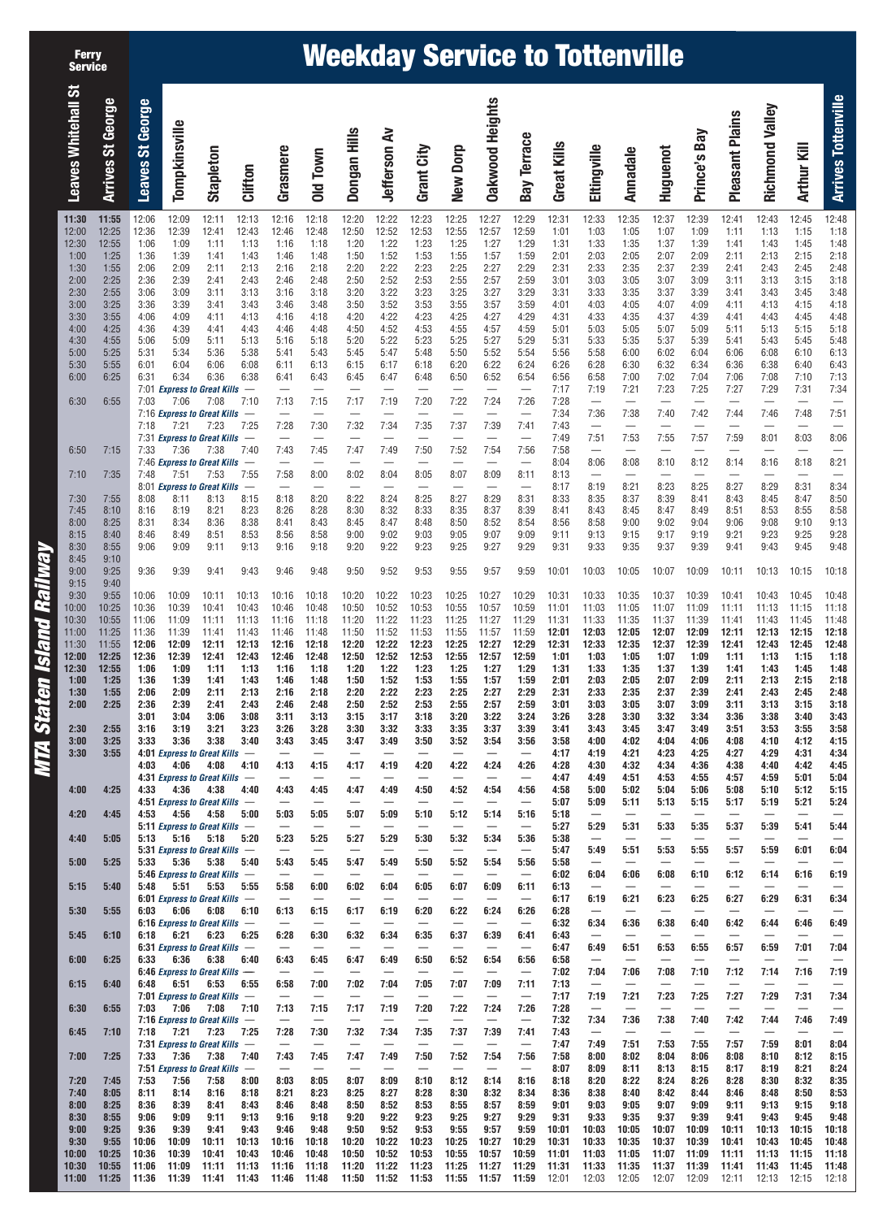# Weekday Service to Tottenville

MTA Staten Island Railway

| Ferry Service: Leaves Whitehall St | Ferry Service: Arrives St George | Leaves St George | Tompkinsville | Stapleton | Clifton | Grasmere | Old Town | Dongan Hills | Jefferson Av | Grant City | New Dorp | Oakwood Heights | Bay Terrace | Great Kills | Eltingville | Annadale | Huguenot | Prince's Bay | Pleasant Plains | Richmond Valley | Arthur Kill | Arrives Tottenville |
|---|---|---|---|---|---|---|---|---|---|---|---|---|---|---|---|---|---|---|---|---|---|---|
| 11:30 | 11:55 | 12:06 | 12:09 | 12:11 | 12:13 | 12:16 | 12:18 | 12:20 | 12:22 | 12:23 | 12:25 | 12:27 | 12:29 | 12:31 | 12:33 | 12:35 | 12:37 | 12:39 | 12:41 | 12:43 | 12:45 | 12:48 |
| 12:00 | 12:25 | 12:36 | 12:39 | 12:41 | 12:43 | 12:46 | 12:48 | 12:50 | 12:52 | 12:53 | 12:55 | 12:57 | 12:59 | 1:01 | 1:03 | 1:05 | 1:07 | 1:09 | 1:11 | 1:13 | 1:15 | 1:18 |
| 12:30 | 12:55 | 1:06 | 1:09 | 1:11 | 1:13 | 1:16 | 1:18 | 1:20 | 1:22 | 1:23 | 1:25 | 1:27 | 1:29 | 1:31 | 1:33 | 1:35 | 1:37 | 1:39 | 1:41 | 1:43 | 1:45 | 1:48 |
| 1:00 | 1:25 | 1:36 | 1:39 | 1:41 | 1:43 | 1:46 | 1:48 | 1:50 | 1:52 | 1:53 | 1:55 | 1:57 | 1:59 | 2:01 | 2:03 | 2:05 | 2:07 | 2:09 | 2:11 | 2:13 | 2:15 | 2:18 |
| 1:30 | 1:55 | 2:06 | 2:09 | 2:11 | 2:13 | 2:16 | 2:18 | 2:20 | 2:22 | 2:23 | 2:25 | 2:27 | 2:29 | 2:31 | 2:33 | 2:35 | 2:37 | 2:39 | 2:41 | 2:43 | 2:45 | 2:48 |
| 2:00 | 2:25 | 2:36 | 2:39 | 2:41 | 2:43 | 2:46 | 2:48 | 2:50 | 2:52 | 2:53 | 2:55 | 2:57 | 2:59 | 3:01 | 3:03 | 3:05 | 3:07 | 3:09 | 3:11 | 3:13 | 3:15 | 3:18 |
| 2:30 | 2:55 | 3:06 | 3:09 | 3:11 | 3:13 | 3:16 | 3:18 | 3:20 | 3:22 | 3:23 | 3:25 | 3:27 | 3:29 | 3:31 | 3:33 | 3:35 | 3:37 | 3:39 | 3:41 | 3:43 | 3:45 | 3:48 |
| 3:00 | 3:25 | 3:36 | 3:39 | 3:41 | 3:43 | 3:46 | 3:48 | 3:50 | 3:52 | 3:53 | 3:55 | 3:57 | 3:59 | 4:01 | 4:03 | 4:05 | 4:07 | 4:09 | 4:11 | 4:13 | 4:15 | 4:18 |
| 3:30 | 3:55 | 4:06 | 4:09 | 4:11 | 4:13 | 4:16 | 4:18 | 4:20 | 4:22 | 4:23 | 4:25 | 4:27 | 4:29 | 4:31 | 4:33 | 4:35 | 4:37 | 4:39 | 4:41 | 4:43 | 4:45 | 4:48 |
| 4:00 | 4:25 | 4:36 | 4:39 | 4:41 | 4:43 | 4:46 | 4:48 | 4:50 | 4:52 | 4:53 | 4:55 | 4:57 | 4:59 | 5:01 | 5:03 | 5:05 | 5:07 | 5:09 | 5:11 | 5:13 | 5:15 | 5:18 |
| 4:30 | 4:55 | 5:06 | 5:09 | 5:11 | 5:13 | 5:16 | 5:18 | 5:20 | 5:22 | 5:23 | 5:25 | 5:27 | 5:29 | 5:31 | 5:33 | 5:35 | 5:37 | 5:39 | 5:41 | 5:43 | 5:45 | 5:48 |
| 5:00 | 5:25 | 5:31 | 5:34 | 5:36 | 5:38 | 5:41 | 5:43 | 5:45 | 5:47 | 5:48 | 5:50 | 5:52 | 5:54 | 5:56 | 5:58 | 6:00 | 6:02 | 6:04 | 6:06 | 6:08 | 6:10 | 6:13 |
| 5:30 | 5:55 | 6:01 | 6:04 | 6:06 | 6:08 | 6:11 | 6:13 | 6:15 | 6:17 | 6:18 | 6:20 | 6:22 | 6:24 | 6:26 | 6:28 | 6:30 | 6:32 | 6:34 | 6:36 | 6:38 | 6:40 | 6:43 |
| 6:00 | 6:25 | 6:31 | 6:34 | 6:36 | 6:38 | 6:41 | 6:43 | 6:45 | 6:47 | 6:48 | 6:50 | 6:52 | 6:54 | 6:56 | 6:58 | 7:00 | 7:02 | 7:04 | 7:06 | 7:08 | 7:10 | 7:13 |
| | | 7:01 | *Express to Great Kills* | | — | — | — | — | — | — | — | — | — | 7:17 | 7:19 | 7:21 | 7:23 | 7:25 | 7:27 | 7:29 | 7:31 | 7:34 |
| 6:30 | 6:55 | 7:03 | 7:06 | 7:08 | 7:10 | 7:13 | 7:15 | 7:17 | 7:19 | 7:20 | 7:22 | 7:24 | 7:26 | 7:28 | — | — | — | — | — | — | — | — |
| | | 7:16 | *Express to Great Kills* | | — | — | — | — | — | — | — | — | — | 7:34 | 7:36 | 7:38 | 7:40 | 7:42 | 7:44 | 7:46 | 7:48 | 7:51 |
| | | 7:18 | 7:21 | 7:23 | 7:25 | 7:28 | 7:30 | 7:32 | 7:34 | 7:35 | 7:37 | 7:39 | 7:41 | 7:43 | — | — | — | — | — | — | — | — |
| | | 7:31 | *Express to Great Kills* | | — | — | — | — | — | — | — | — | — | 7:49 | 7:51 | 7:53 | 7:55 | 7:57 | 7:59 | 8:01 | 8:03 | 8:06 |
| 6:50 | 7:15 | 7:33 | 7:36 | 7:38 | 7:40 | 7:43 | 7:45 | 7:47 | 7:49 | 7:50 | 7:52 | 7:54 | 7:56 | 7:58 | — | — | — | — | — | — | — | — |
| | | 7:46 | *Express to Great Kills* | | — | — | — | — | — | — | — | — | — | 8:04 | 8:06 | 8:08 | 8:10 | 8:12 | 8:14 | 8:16 | 8:18 | 8:21 |
| 7:10 | 7:35 | 7:48 | 7:51 | 7:53 | 7:55 | 7:58 | 8:00 | 8:02 | 8:04 | 8:05 | 8:07 | 8:09 | 8:11 | 8:13 | — | — | — | — | — | — | — | — |
| | | 8:01 | *Express to Great Kills* | | — | — | — | — | — | — | — | — | — | 8:17 | 8:19 | 8:21 | 8:23 | 8:25 | 8:27 | 8:29 | 8:31 | 8:34 |
| 7:30 | 7:55 | 8:08 | 8:11 | 8:13 | 8:15 | 8:18 | 8:20 | 8:22 | 8:24 | 8:25 | 8:27 | 8:29 | 8:31 | 8:33 | 8:35 | 8:37 | 8:39 | 8:41 | 8:43 | 8:45 | 8:47 | 8:50 |
| 7:45 | 8:10 | 8:16 | 8:19 | 8:21 | 8:23 | 8:26 | 8:28 | 8:30 | 8:32 | 8:33 | 8:35 | 8:37 | 8:39 | 8:41 | 8:43 | 8:45 | 8:47 | 8:49 | 8:51 | 8:53 | 8:55 | 8:58 |
| 8:00 | 8:25 | 8:31 | 8:34 | 8:36 | 8:38 | 8:41 | 8:43 | 8:45 | 8:47 | 8:48 | 8:50 | 8:52 | 8:54 | 8:56 | 8:58 | 9:00 | 9:02 | 9:04 | 9:06 | 9:08 | 9:10 | 9:13 |
| 8:15 | 8:40 | 8:46 | 8:49 | 8:51 | 8:53 | 8:56 | 8:58 | 9:00 | 9:02 | 9:03 | 9:05 | 9:07 | 9:09 | 9:11 | 9:13 | 9:15 | 9:17 | 9:19 | 9:21 | 9:23 | 9:25 | 9:28 |
| 8:30 | 8:55 | 9:06 | 9:09 | 9:11 | 9:13 | 9:16 | 9:18 | 9:20 | 9:22 | 9:23 | 9:25 | 9:27 | 9:29 | 9:31 | 9:33 | 9:35 | 9:37 | 9:39 | 9:41 | 9:43 | 9:45 | 9:48 |
| 8:45 | 9:10 | | | | | | | | | | | | | | | | | | | | | |
| 9:00 | 9:25 | 9:36 | 9:39 | 9:41 | 9:43 | 9:46 | 9:48 | 9:50 | 9:52 | 9:53 | 9:55 | 9:57 | 9:59 | 10:01 | 10:03 | 10:05 | 10:07 | 10:09 | 10:11 | 10:13 | 10:15 | 10:18 |
| 9:15 | 9:40 | | | | | | | | | | | | | | | | | | | | | |
| 9:30 | 9:55 | 10:06 | 10:09 | 10:11 | 10:13 | 10:16 | 10:18 | 10:20 | 10:22 | 10:23 | 10:25 | 10:27 | 10:29 | 10:31 | 10:33 | 10:35 | 10:37 | 10:39 | 10:41 | 10:43 | 10:45 | 10:48 |
| 10:00 | 10:25 | 10:36 | 10:39 | 10:41 | 10:43 | 10:46 | 10:48 | 10:50 | 10:52 | 10:53 | 10:55 | 10:57 | 10:59 | 11:01 | 11:03 | 11:05 | 11:07 | 11:09 | 11:11 | 11:13 | 11:15 | 11:18 |
| 10:30 | 10:55 | 11:06 | 11:09 | 11:11 | 11:13 | 11:16 | 11:18 | 11:20 | 11:22 | 11:23 | 11:25 | 11:27 | 11:29 | 11:31 | 11:33 | 11:35 | 11:37 | 11:39 | 11:41 | 11:43 | 11:45 | 11:48 |
| 11:00 | 11:25 | 11:36 | 11:39 | 11:41 | 11:43 | 11:46 | 11:48 | 11:50 | 11:52 | 11:53 | 11:55 | 11:57 | 11:59 | 12:01 | 12:03 | 12:05 | 12:07 | 12:09 | 12:11 | 12:13 | 12:15 | 12:18 |
| 11:30 | 11:55 | 12:06 | 12:09 | 12:11 | 12:13 | 12:16 | 12:18 | 12:20 | 12:22 | 12:23 | 12:25 | 12:27 | 12:29 | 12:31 | 12:33 | 12:35 | 12:37 | 12:39 | 12:41 | 12:43 | 12:45 | 12:48 |
| 12:00 | 12:25 | 12:36 | 12:39 | 12:41 | 12:43 | 12:46 | 12:48 | 12:50 | 12:52 | 12:53 | 12:55 | 12:57 | 12:59 | 1:01 | 1:03 | 1:05 | 1:07 | 1:09 | 1:11 | 1:13 | 1:15 | 1:18 |
| 12:30 | 12:55 | 1:06 | 1:09 | 1:11 | 1:13 | 1:16 | 1:18 | 1:20 | 1:22 | 1:23 | 1:25 | 1:27 | 1:29 | 1:31 | 1:33 | 1:35 | 1:37 | 1:39 | 1:41 | 1:43 | 1:45 | 1:48 |
| 1:00 | 1:25 | 1:36 | 1:39 | 1:41 | 1:43 | 1:46 | 1:48 | 1:50 | 1:52 | 1:53 | 1:55 | 1:57 | 1:59 | 2:01 | 2:03 | 2:05 | 2:07 | 2:09 | 2:11 | 2:13 | 2:15 | 2:18 |
| 1:30 | 1:55 | 2:06 | 2:09 | 2:11 | 2:13 | 2:16 | 2:18 | 2:20 | 2:22 | 2:23 | 2:25 | 2:27 | 2:29 | 2:31 | 2:33 | 2:35 | 2:37 | 2:39 | 2:41 | 2:43 | 2:45 | 2:48 |
| 2:00 | 2:25 | 2:36 | 2:39 | 2:41 | 2:43 | 2:46 | 2:48 | 2:50 | 2:52 | 2:53 | 2:55 | 2:57 | 2:59 | 3:01 | 3:03 | 3:05 | 3:07 | 3:09 | 3:11 | 3:13 | 3:15 | 3:18 |
| | | 3:01 | 3:04 | 3:06 | 3:08 | 3:11 | 3:13 | 3:15 | 3:17 | 3:18 | 3:20 | 3:22 | 3:24 | 3:26 | 3:28 | 3:30 | 3:32 | 3:34 | 3:36 | 3:38 | 3:40 | 3:43 |
| 2:30 | 2:55 | 3:16 | 3:19 | 3:21 | 3:23 | 3:26 | 3:28 | 3:30 | 3:32 | 3:33 | 3:35 | 3:37 | 3:39 | 3:41 | 3:43 | 3:45 | 3:47 | 3:49 | 3:51 | 3:53 | 3:55 | 3:58 |
| 3:00 | 3:25 | 3:33 | 3:36 | 3:38 | 3:40 | 3:43 | 3:45 | 3:47 | 3:49 | 3:50 | 3:52 | 3:54 | 3:56 | 3:58 | 4:00 | 4:02 | 4:04 | 4:06 | 4:08 | 4:10 | 4:12 | 4:15 |
| 3:30 | 3:55 | 4:01 | *Express to Great Kills* | | — | — | — | — | — | — | — | — | — | 4:17 | 4:19 | 4:21 | 4:23 | 4:25 | 4:27 | 4:29 | 4:31 | 4:34 |
| | | 4:03 | 4:06 | 4:08 | 4:10 | 4:13 | 4:15 | 4:17 | 4:19 | 4:20 | 4:22 | 4:24 | 4:26 | 4:28 | 4:30 | 4:32 | 4:34 | 4:36 | 4:38 | 4:40 | 4:42 | 4:45 |
| | | 4:31 | *Express to Great Kills* | | — | — | — | — | — | — | — | — | — | 4:47 | 4:49 | 4:51 | 4:53 | 4:55 | 4:57 | 4:59 | 5:01 | 5:04 |
| 4:00 | 4:25 | 4:33 | 4:36 | 4:38 | 4:40 | 4:43 | 4:45 | 4:47 | 4:49 | 4:50 | 4:52 | 4:54 | 4:56 | 4:58 | 5:00 | 5:02 | 5:04 | 5:06 | 5:08 | 5:10 | 5:12 | 5:15 |
| | | 4:51 | *Express to Great Kills* | | — | — | — | — | — | — | — | — | — | 5:07 | 5:09 | 5:11 | 5:13 | 5:15 | 5:17 | 5:19 | 5:21 | 5:24 |
| 4:20 | 4:45 | 4:53 | 4:56 | 4:58 | 5:00 | 5:03 | 5:05 | 5:07 | 5:09 | 5:10 | 5:12 | 5:14 | 5:16 | 5:18 | — | — | — | — | — | — | — | — |
| | | 5:11 | *Express to Great Kills* | | — | — | — | — | — | — | — | — | — | 5:27 | 5:29 | 5:31 | 5:33 | 5:35 | 5:37 | 5:39 | 5:41 | 5:44 |
| 4:40 | 5:05 | 5:13 | 5:16 | 5:18 | 5:20 | 5:23 | 5:25 | 5:27 | 5:29 | 5:30 | 5:32 | 5:34 | 5:36 | 5:38 | — | — | — | — | — | — | — | — |
| | | 5:31 | *Express to Great Kills* | | — | — | — | — | — | — | — | — | — | 5:47 | 5:49 | 5:51 | 5:53 | 5:55 | 5:57 | 5:59 | 6:01 | 6:04 |
| 5:00 | 5:25 | 5:33 | 5:36 | 5:38 | 5:40 | 5:43 | 5:45 | 5:47 | 5:49 | 5:50 | 5:52 | 5:54 | 5:56 | 5:58 | — | — | — | — | — | — | — | — |
| | | 5:46 | *Express to Great Kills* | | — | — | — | — | — | — | — | — | — | 6:02 | 6:04 | 6:06 | 6:08 | 6:10 | 6:12 | 6:14 | 6:16 | 6:19 |
| 5:15 | 5:40 | 5:48 | 5:51 | 5:53 | 5:55 | 5:58 | 6:00 | 6:02 | 6:04 | 6:05 | 6:07 | 6:09 | 6:11 | 6:13 | — | — | — | — | — | — | — | — |
| | | 6:01 | *Express to Great Kills* | | — | — | — | — | — | — | — | — | — | 6:17 | 6:19 | 6:21 | 6:23 | 6:25 | 6:27 | 6:29 | 6:31 | 6:34 |
| 5:30 | 5:55 | 6:03 | 6:06 | 6:08 | 6:10 | 6:13 | 6:15 | 6:17 | 6:19 | 6:20 | 6:22 | 6:24 | 6:26 | 6:28 | — | — | — | — | — | — | — | — |
| | | 6:16 | *Express to Great Kills* | | — | — | — | — | — | — | — | — | — | 6:32 | 6:34 | 6:36 | 6:38 | 6:40 | 6:42 | 6:44 | 6:46 | 6:49 |
| 5:45 | 6:10 | 6:18 | 6:21 | 6:23 | 6:25 | 6:28 | 6:30 | 6:32 | 6:34 | 6:35 | 6:37 | 6:39 | 6:41 | 6:43 | — | — | — | — | — | — | — | — |
| | | 6:31 | *Express to Great Kills* | | — | — | — | — | — | — | — | — | — | 6:47 | 6:49 | 6:51 | 6:53 | 6:55 | 6:57 | 6:59 | 7:01 | 7:04 |
| 6:00 | 6:25 | 6:33 | 6:36 | 6:38 | 6:40 | 6:43 | 6:45 | 6:47 | 6:49 | 6:50 | 6:52 | 6:54 | 6:56 | 6:58 | — | — | — | — | — | — | — | — |
| | | 6:46 | *Express to Great Kills* | | — | — | — | — | — | — | — | — | — | 7:02 | 7:04 | 7:06 | 7:08 | 7:10 | 7:12 | 7:14 | 7:16 | 7:19 |
| 6:15 | 6:40 | 6:48 | 6:51 | 6:53 | 6:55 | 6:58 | 7:00 | 7:02 | 7:04 | 7:05 | 7:07 | 7:09 | 7:11 | 7:13 | — | — | — | — | — | — | — | — |
| | | 7:01 | *Express to Great Kills* | | — | — | — | — | — | — | — | — | — | 7:17 | 7:19 | 7:21 | 7:23 | 7:25 | 7:27 | 7:29 | 7:31 | 7:34 |
| 6:30 | 6:55 | 7:03 | 7:06 | 7:08 | 7:10 | 7:13 | 7:15 | 7:17 | 7:19 | 7:20 | 7:22 | 7:24 | 7:26 | 7:28 | — | — | — | — | — | — | — | — |
| | | 7:16 | *Express to Great Kills* | | — | — | — | — | — | — | — | — | — | 7:32 | 7:34 | 7:36 | 7:38 | 7:40 | 7:42 | 7:44 | 7:46 | 7:49 |
| 6:45 | 7:10 | 7:18 | 7:21 | 7:23 | 7:25 | 7:28 | 7:30 | 7:32 | 7:34 | 7:35 | 7:37 | 7:39 | 7:41 | 7:43 | — | — | — | — | — | — | — | — |
| | | 7:31 | *Express to Great Kills* | | — | — | — | — | — | — | — | — | — | 7:47 | 7:49 | 7:51 | 7:53 | 7:55 | 7:57 | 7:59 | 8:01 | 8:04 |
| 7:00 | 7:25 | 7:33 | 7:36 | 7:38 | 7:40 | 7:43 | 7:45 | 7:47 | 7:49 | 7:50 | 7:52 | 7:54 | 7:56 | 7:58 | 8:00 | 8:02 | 8:04 | 8:06 | 8:08 | 8:10 | 8:12 | 8:15 |
| | | 7:51 | *Express to Great Kills* | | — | — | — | — | — | — | — | — | — | 8:07 | 8:09 | 8:11 | 8:13 | 8:15 | 8:17 | 8:19 | 8:21 | 8:24 |
| 7:20 | 7:45 | 7:53 | 7:56 | 7:58 | 8:00 | 8:03 | 8:05 | 8:07 | 8:09 | 8:10 | 8:12 | 8:14 | 8:16 | 8:18 | 8:20 | 8:22 | 8:24 | 8:26 | 8:28 | 8:30 | 8:32 | 8:35 |
| 7:40 | 8:05 | 8:11 | 8:14 | 8:16 | 8:18 | 8:21 | 8:23 | 8:25 | 8:27 | 8:28 | 8:30 | 8:32 | 8:34 | 8:36 | 8:38 | 8:40 | 8:42 | 8:44 | 8:46 | 8:48 | 8:50 | 8:53 |
| 8:00 | 8:25 | 8:36 | 8:39 | 8:41 | 8:43 | 8:46 | 8:48 | 8:50 | 8:52 | 8:53 | 8:55 | 8:57 | 8:59 | 9:01 | 9:03 | 9:05 | 9:07 | 9:09 | 9:11 | 9:13 | 9:15 | 9:18 |
| 8:30 | 8:55 | 9:06 | 9:09 | 9:11 | 9:13 | 9:16 | 9:18 | 9:20 | 9:22 | 9:23 | 9:25 | 9:27 | 9:29 | 9:31 | 9:33 | 9:35 | 9:37 | 9:39 | 9:41 | 9:43 | 9:45 | 9:48 |
| 9:00 | 9:25 | 9:36 | 9:39 | 9:41 | 9:43 | 9:46 | 9:48 | 9:50 | 9:52 | 9:53 | 9:55 | 9:57 | 9:59 | 10:01 | 10:03 | 10:05 | 10:07 | 10:09 | 10:11 | 10:13 | 10:15 | 10:18 |
| 9:30 | 9:55 | 10:06 | 10:09 | 10:11 | 10:13 | 10:16 | 10:18 | 10:20 | 10:22 | 10:23 | 10:25 | 10:27 | 10:29 | 10:31 | 10:33 | 10:35 | 10:37 | 10:39 | 10:41 | 10:43 | 10:45 | 10:48 |
| 10:00 | 10:25 | 10:36 | 10:39 | 10:41 | 10:43 | 10:46 | 10:48 | 10:50 | 10:52 | 10:53 | 10:55 | 10:57 | 10:59 | 11:01 | 11:03 | 11:05 | 11:07 | 11:09 | 11:11 | 11:13 | 11:15 | 11:18 |
| 10:30 | 10:55 | 11:06 | 11:09 | 11:11 | 11:13 | 11:16 | 11:18 | 11:20 | 11:22 | 11:23 | 11:25 | 11:27 | 11:29 | 11:31 | 11:33 | 11:35 | 11:37 | 11:39 | 11:41 | 11:43 | 11:45 | 11:48 |
| 11:00 | 11:25 | 11:36 | 11:39 | 11:41 | 11:43 | 11:46 | 11:48 | 11:50 | 11:52 | 11:53 | 11:55 | 11:57 | 11:59 | 12:01 | 12:03 | 12:05 | 12:07 | 12:09 | 12:11 | 12:13 | 12:15 | 12:18 |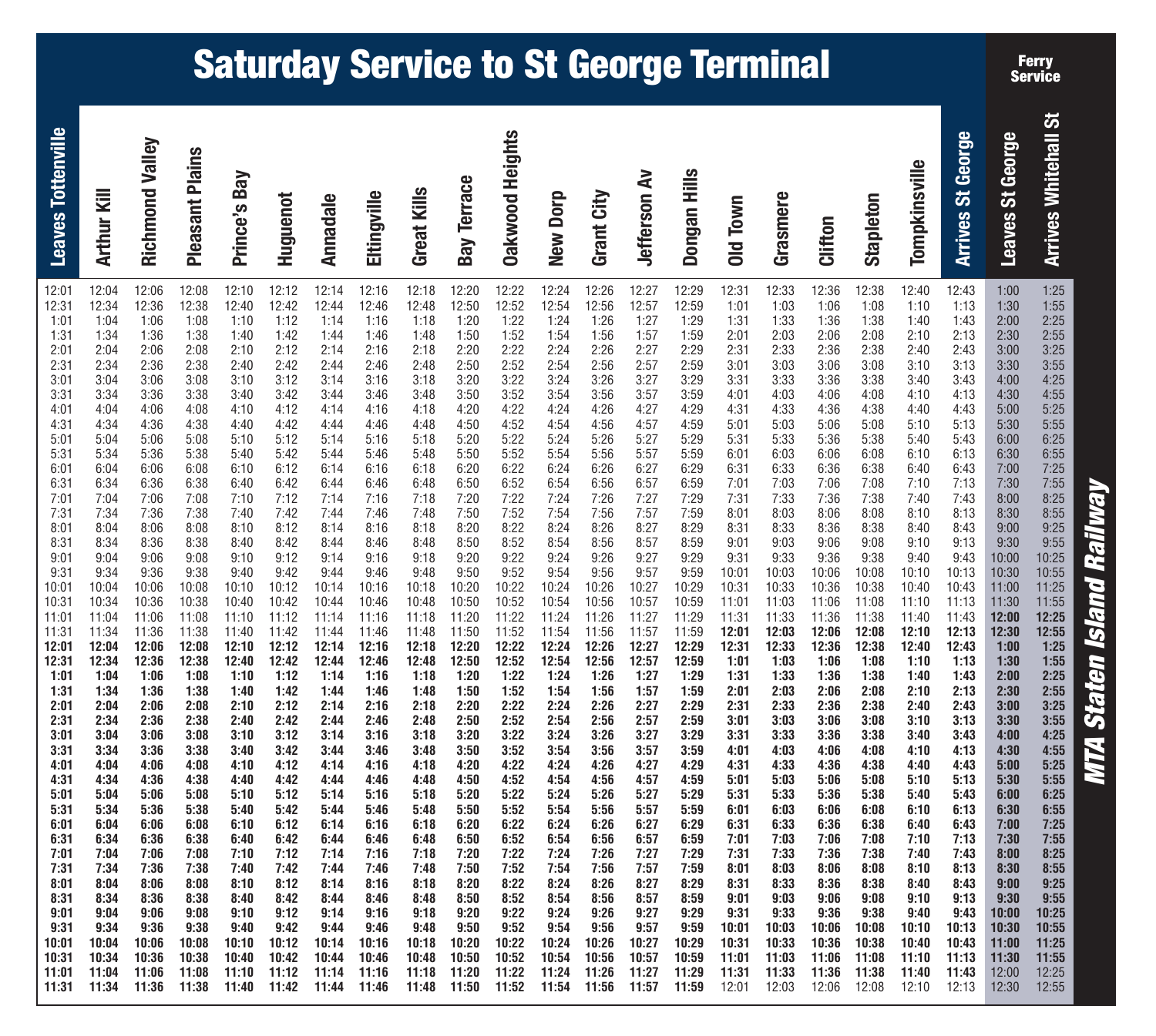# Saturday Service to St George Terminal

| Leaves Tottenville | Arthur Kill | Richmond Valley | Pleasant Plains | Prince's Bay | Huguenot | Annadale | Eltingville | Great Kills | Bay Terrace | Oakwood Heights | New Dorp | Grant City | Jefferson Av | Dongan Hills | Old Town | Grasmere | Clifton | Stapleton | Tompkinsville | Arrives St George | Ferry Service: Leaves St George | Ferry Service: Arrives Whitehall St |
|---|---|---|---|---|---|---|---|---|---|---|---|---|---|---|---|---|---|---|---|---|---|---|
| 12:01 | 12:04 | 12:06 | 12:08 | 12:10 | 12:12 | 12:14 | 12:16 | 12:18 | 12:20 | 12:22 | 12:24 | 12:26 | 12:27 | 12:29 | 12:31 | 12:33 | 12:36 | 12:38 | 12:40 | 12:43 | 1:00 | 1:25 |
| 12:31 | 12:34 | 12:36 | 12:38 | 12:40 | 12:42 | 12:44 | 12:46 | 12:48 | 12:50 | 12:52 | 12:54 | 12:56 | 12:57 | 12:59 | 1:01 | 1:03 | 1:06 | 1:08 | 1:10 | 1:13 | 1:30 | 1:55 |
| 1:01 | 1:04 | 1:06 | 1:08 | 1:10 | 1:12 | 1:14 | 1:16 | 1:18 | 1:20 | 1:22 | 1:24 | 1:26 | 1:27 | 1:29 | 1:31 | 1:33 | 1:36 | 1:38 | 1:40 | 1:43 | 2:00 | 2:25 |
| 1:31 | 1:34 | 1:36 | 1:38 | 1:40 | 1:42 | 1:44 | 1:46 | 1:48 | 1:50 | 1:52 | 1:54 | 1:56 | 1:57 | 1:59 | 2:01 | 2:03 | 2:06 | 2:08 | 2:10 | 2:13 | 2:30 | 2:55 |
| 2:01 | 2:04 | 2:06 | 2:08 | 2:10 | 2:12 | 2:14 | 2:16 | 2:18 | 2:20 | 2:22 | 2:24 | 2:26 | 2:27 | 2:29 | 2:31 | 2:33 | 2:36 | 2:38 | 2:40 | 2:43 | 3:00 | 3:25 |
| 2:31 | 2:34 | 2:36 | 2:38 | 2:40 | 2:42 | 2:44 | 2:46 | 2:48 | 2:50 | 2:52 | 2:54 | 2:56 | 2:57 | 2:59 | 3:01 | 3:03 | 3:06 | 3:08 | 3:10 | 3:13 | 3:30 | 3:55 |
| 3:01 | 3:04 | 3:06 | 3:08 | 3:10 | 3:12 | 3:14 | 3:16 | 3:18 | 3:20 | 3:22 | 3:24 | 3:26 | 3:27 | 3:29 | 3:31 | 3:33 | 3:36 | 3:38 | 3:40 | 3:43 | 4:00 | 4:25 |
| 3:31 | 3:34 | 3:36 | 3:38 | 3:40 | 3:42 | 3:44 | 3:46 | 3:48 | 3:50 | 3:52 | 3:54 | 3:56 | 3:57 | 3:59 | 4:01 | 4:03 | 4:06 | 4:08 | 4:10 | 4:13 | 4:30 | 4:55 |
| 4:01 | 4:04 | 4:06 | 4:08 | 4:10 | 4:12 | 4:14 | 4:16 | 4:18 | 4:20 | 4:22 | 4:24 | 4:26 | 4:27 | 4:29 | 4:31 | 4:33 | 4:36 | 4:38 | 4:40 | 4:43 | 5:00 | 5:25 |
| 4:31 | 4:34 | 4:36 | 4:38 | 4:40 | 4:42 | 4:44 | 4:46 | 4:48 | 4:50 | 4:52 | 4:54 | 4:56 | 4:57 | 4:59 | 5:01 | 5:03 | 5:06 | 5:08 | 5:10 | 5:13 | 5:30 | 5:55 |
| 5:01 | 5:04 | 5:06 | 5:08 | 5:10 | 5:12 | 5:14 | 5:16 | 5:18 | 5:20 | 5:22 | 5:24 | 5:26 | 5:27 | 5:29 | 5:31 | 5:33 | 5:36 | 5:38 | 5:40 | 5:43 | 6:00 | 6:25 |
| 5:31 | 5:34 | 5:36 | 5:38 | 5:40 | 5:42 | 5:44 | 5:46 | 5:48 | 5:50 | 5:52 | 5:54 | 5:56 | 5:57 | 5:59 | 6:01 | 6:03 | 6:06 | 6:08 | 6:10 | 6:13 | 6:30 | 6:55 |
| 6:01 | 6:04 | 6:06 | 6:08 | 6:10 | 6:12 | 6:14 | 6:16 | 6:18 | 6:20 | 6:22 | 6:24 | 6:26 | 6:27 | 6:29 | 6:31 | 6:33 | 6:36 | 6:38 | 6:40 | 6:43 | 7:00 | 7:25 |
| 6:31 | 6:34 | 6:36 | 6:38 | 6:40 | 6:42 | 6:44 | 6:46 | 6:48 | 6:50 | 6:52 | 6:54 | 6:56 | 6:57 | 6:59 | 7:01 | 7:03 | 7:06 | 7:08 | 7:10 | 7:13 | 7:30 | 7:55 |
| 7:01 | 7:04 | 7:06 | 7:08 | 7:10 | 7:12 | 7:14 | 7:16 | 7:18 | 7:20 | 7:22 | 7:24 | 7:26 | 7:27 | 7:29 | 7:31 | 7:33 | 7:36 | 7:38 | 7:40 | 7:43 | 8:00 | 8:25 |
| 7:31 | 7:34 | 7:36 | 7:38 | 7:40 | 7:42 | 7:44 | 7:46 | 7:48 | 7:50 | 7:52 | 7:54 | 7:56 | 7:57 | 7:59 | 8:01 | 8:03 | 8:06 | 8:08 | 8:10 | 8:13 | 8:30 | 8:55 |
| 8:01 | 8:04 | 8:06 | 8:08 | 8:10 | 8:12 | 8:14 | 8:16 | 8:18 | 8:20 | 8:22 | 8:24 | 8:26 | 8:27 | 8:29 | 8:31 | 8:33 | 8:36 | 8:38 | 8:40 | 8:43 | 9:00 | 9:25 |
| 8:31 | 8:34 | 8:36 | 8:38 | 8:40 | 8:42 | 8:44 | 8:46 | 8:48 | 8:50 | 8:52 | 8:54 | 8:56 | 8:57 | 8:59 | 9:01 | 9:03 | 9:06 | 9:08 | 9:10 | 9:13 | 9:30 | 9:55 |
| 9:01 | 9:04 | 9:06 | 9:08 | 9:10 | 9:12 | 9:14 | 9:16 | 9:18 | 9:20 | 9:22 | 9:24 | 9:26 | 9:27 | 9:29 | 9:31 | 9:33 | 9:36 | 9:38 | 9:40 | 9:43 | 10:00 | 10:25 |
| 9:31 | 9:34 | 9:36 | 9:38 | 9:40 | 9:42 | 9:44 | 9:46 | 9:48 | 9:50 | 9:52 | 9:54 | 9:56 | 9:57 | 9:59 | 10:01 | 10:03 | 10:06 | 10:08 | 10:10 | 10:13 | 10:30 | 10:55 |
| 10:01 | 10:04 | 10:06 | 10:08 | 10:10 | 10:12 | 10:14 | 10:16 | 10:18 | 10:20 | 10:22 | 10:24 | 10:26 | 10:27 | 10:29 | 10:31 | 10:33 | 10:36 | 10:38 | 10:40 | 10:43 | 11:00 | 11:25 |
| 10:31 | 10:34 | 10:36 | 10:38 | 10:40 | 10:42 | 10:44 | 10:46 | 10:48 | 10:50 | 10:52 | 10:54 | 10:56 | 10:57 | 10:59 | 11:01 | 11:03 | 11:06 | 11:08 | 11:10 | 11:13 | 11:30 | 11:55 |
| 11:01 | 11:04 | 11:06 | 11:08 | 11:10 | 11:12 | 11:14 | 11:16 | 11:18 | 11:20 | 11:22 | 11:24 | 11:26 | 11:27 | 11:29 | 11:31 | 11:33 | 11:36 | 11:38 | 11:40 | 11:43 | **12:00** | **12:25** |
| 11:31 | 11:34 | 11:36 | 11:38 | 11:40 | 11:42 | 11:44 | 11:46 | 11:48 | 11:50 | 11:52 | 11:54 | 11:56 | 11:57 | 11:59 | **12:01** | **12:03** | **12:06** | **12:08** | **12:10** | **12:13** | **12:30** | **12:55** |
| **12:01** | **12:04** | **12:06** | **12:08** | **12:10** | **12:12** | **12:14** | **12:16** | **12:18** | **12:20** | **12:22** | **12:24** | **12:26** | **12:27** | **12:29** | **12:31** | **12:33** | **12:36** | **12:38** | **12:40** | **12:43** | **1:00** | **1:25** |
| **12:31** | **12:34** | **12:36** | **12:38** | **12:40** | **12:42** | **12:44** | **12:46** | **12:48** | **12:50** | **12:52** | **12:54** | **12:56** | **12:57** | **12:59** | **1:01** | **1:03** | **1:06** | **1:08** | **1:10** | **1:13** | **1:30** | **1:55** |
| **1:01** | **1:04** | **1:06** | **1:08** | **1:10** | **1:12** | **1:14** | **1:16** | **1:18** | **1:20** | **1:22** | **1:24** | **1:26** | **1:27** | **1:29** | **1:31** | **1:33** | **1:36** | **1:38** | **1:40** | **1:43** | **2:00** | **2:25** |
| **1:31** | **1:34** | **1:36** | **1:38** | **1:40** | **1:42** | **1:44** | **1:46** | **1:48** | **1:50** | **1:52** | **1:54** | **1:56** | **1:57** | **1:59** | **2:01** | **2:03** | **2:06** | **2:08** | **2:10** | **2:13** | **2:30** | **2:55** |
| **2:01** | **2:04** | **2:06** | **2:08** | **2:10** | **2:12** | **2:14** | **2:16** | **2:18** | **2:20** | **2:22** | **2:24** | **2:26** | **2:27** | **2:29** | **2:31** | **2:33** | **2:36** | **2:38** | **2:40** | **2:43** | **3:00** | **3:25** |
| **2:31** | **2:34** | **2:36** | **2:38** | **2:40** | **2:42** | **2:44** | **2:46** | **2:48** | **2:50** | **2:52** | **2:54** | **2:56** | **2:57** | **2:59** | **3:01** | **3:03** | **3:06** | **3:08** | **3:10** | **3:13** | **3:30** | **3:55** |
| **3:01** | **3:04** | **3:06** | **3:08** | **3:10** | **3:12** | **3:14** | **3:16** | **3:18** | **3:20** | **3:22** | **3:24** | **3:26** | **3:27** | **3:29** | **3:31** | **3:33** | **3:36** | **3:38** | **3:40** | **3:43** | **4:00** | **4:25** |
| **3:31** | **3:34** | **3:36** | **3:38** | **3:40** | **3:42** | **3:44** | **3:46** | **3:48** | **3:50** | **3:52** | **3:54** | **3:56** | **3:57** | **3:59** | **4:01** | **4:03** | **4:06** | **4:08** | **4:10** | **4:13** | **4:30** | **4:55** |
| **4:01** | **4:04** | **4:06** | **4:08** | **4:10** | **4:12** | **4:14** | **4:16** | **4:18** | **4:20** | **4:22** | **4:24** | **4:26** | **4:27** | **4:29** | **4:31** | **4:33** | **4:36** | **4:38** | **4:40** | **4:43** | **5:00** | **5:25** |
| **4:31** | **4:34** | **4:36** | **4:38** | **4:40** | **4:42** | **4:44** | **4:46** | **4:48** | **4:50** | **4:52** | **4:54** | **4:56** | **4:57** | **4:59** | **5:01** | **5:03** | **5:06** | **5:08** | **5:10** | **5:13** | **5:30** | **5:55** |
| **5:01** | **5:04** | **5:06** | **5:08** | **5:10** | **5:12** | **5:14** | **5:16** | **5:18** | **5:20** | **5:22** | **5:24** | **5:26** | **5:27** | **5:29** | **5:31** | **5:33** | **5:36** | **5:38** | **5:40** | **5:43** | **6:00** | **6:25** |
| **5:31** | **5:34** | **5:36** | **5:38** | **5:40** | **5:42** | **5:44** | **5:46** | **5:48** | **5:50** | **5:52** | **5:54** | **5:56** | **5:57** | **5:59** | **6:01** | **6:03** | **6:06** | **6:08** | **6:10** | **6:13** | **6:30** | **6:55** |
| **6:01** | **6:04** | **6:06** | **6:08** | **6:10** | **6:12** | **6:14** | **6:16** | **6:18** | **6:20** | **6:22** | **6:24** | **6:26** | **6:27** | **6:29** | **6:31** | **6:33** | **6:36** | **6:38** | **6:40** | **6:43** | **7:00** | **7:25** |
| **6:31** | **6:34** | **6:36** | **6:38** | **6:40** | **6:42** | **6:44** | **6:46** | **6:48** | **6:50** | **6:52** | **6:54** | **6:56** | **6:57** | **6:59** | **7:01** | **7:03** | **7:06** | **7:08** | **7:10** | **7:13** | **7:30** | **7:55** |
| **7:01** | **7:04** | **7:06** | **7:08** | **7:10** | **7:12** | **7:14** | **7:16** | **7:18** | **7:20** | **7:22** | **7:24** | **7:26** | **7:27** | **7:29** | **7:31** | **7:33** | **7:36** | **7:38** | **7:40** | **7:43** | **8:00** | **8:25** |
| **7:31** | **7:34** | **7:36** | **7:38** | **7:40** | **7:42** | **7:44** | **7:46** | **7:48** | **7:50** | **7:52** | **7:54** | **7:56** | **7:57** | **7:59** | **8:01** | **8:03** | **8:06** | **8:08** | **8:10** | **8:13** | **8:30** | **8:55** |
| **8:01** | **8:04** | **8:06** | **8:08** | **8:10** | **8:12** | **8:14** | **8:16** | **8:18** | **8:20** | **8:22** | **8:24** | **8:26** | **8:27** | **8:29** | **8:31** | **8:33** | **8:36** | **8:38** | **8:40** | **8:43** | **9:00** | **9:25** |
| **8:31** | **8:34** | **8:36** | **8:38** | **8:40** | **8:42** | **8:44** | **8:46** | **8:48** | **8:50** | **8:52** | **8:54** | **8:56** | **8:57** | **8:59** | **9:01** | **9:03** | **9:06** | **9:08** | **9:10** | **9:13** | **9:30** | **9:55** |
| **9:01** | **9:04** | **9:06** | **9:08** | **9:10** | **9:12** | **9:14** | **9:16** | **9:18** | **9:20** | **9:22** | **9:24** | **9:26** | **9:27** | **9:29** | **9:31** | **9:33** | **9:36** | **9:38** | **9:40** | **9:43** | **10:00** | **10:25** |
| **9:31** | **9:34** | **9:36** | **9:38** | **9:40** | **9:42** | **9:44** | **9:46** | **9:48** | **9:50** | **9:52** | **9:54** | **9:56** | **9:57** | **9:59** | **10:01** | **10:03** | **10:06** | **10:08** | **10:10** | **10:13** | **10:30** | **10:55** |
| **10:01** | **10:04** | **10:06** | **10:08** | **10:10** | **10:12** | **10:14** | **10:16** | **10:18** | **10:20** | **10:22** | **10:24** | **10:26** | **10:27** | **10:29** | **10:31** | **10:33** | **10:36** | **10:38** | **10:40** | **10:43** | **11:00** | **11:25** |
| **10:31** | **10:34** | **10:36** | **10:38** | **10:40** | **10:42** | **10:44** | **10:46** | **10:48** | **10:50** | **10:52** | **10:54** | **10:56** | **10:57** | **10:59** | **11:01** | **11:03** | **11:06** | **11:08** | **11:10** | **11:13** | **11:30** | **11:55** |
| **11:01** | **11:04** | **11:06** | **11:08** | **11:10** | **11:12** | **11:14** | **11:16** | **11:18** | **11:20** | **11:22** | **11:24** | **11:26** | **11:27** | **11:29** | **11:31** | **11:33** | **11:36** | **11:38** | **11:40** | **11:43** | 12:00 | 12:25 |
| **11:31** | **11:34** | **11:36** | **11:38** | **11:40** | **11:42** | **11:44** | **11:46** | **11:48** | **11:50** | **11:52** | **11:54** | **11:56** | **11:57** | **11:59** | 12:01 | 12:03 | 12:06 | 12:08 | 12:10 | 12:13 | 12:30 | 12:55 |

*MTA Staten Island Railway*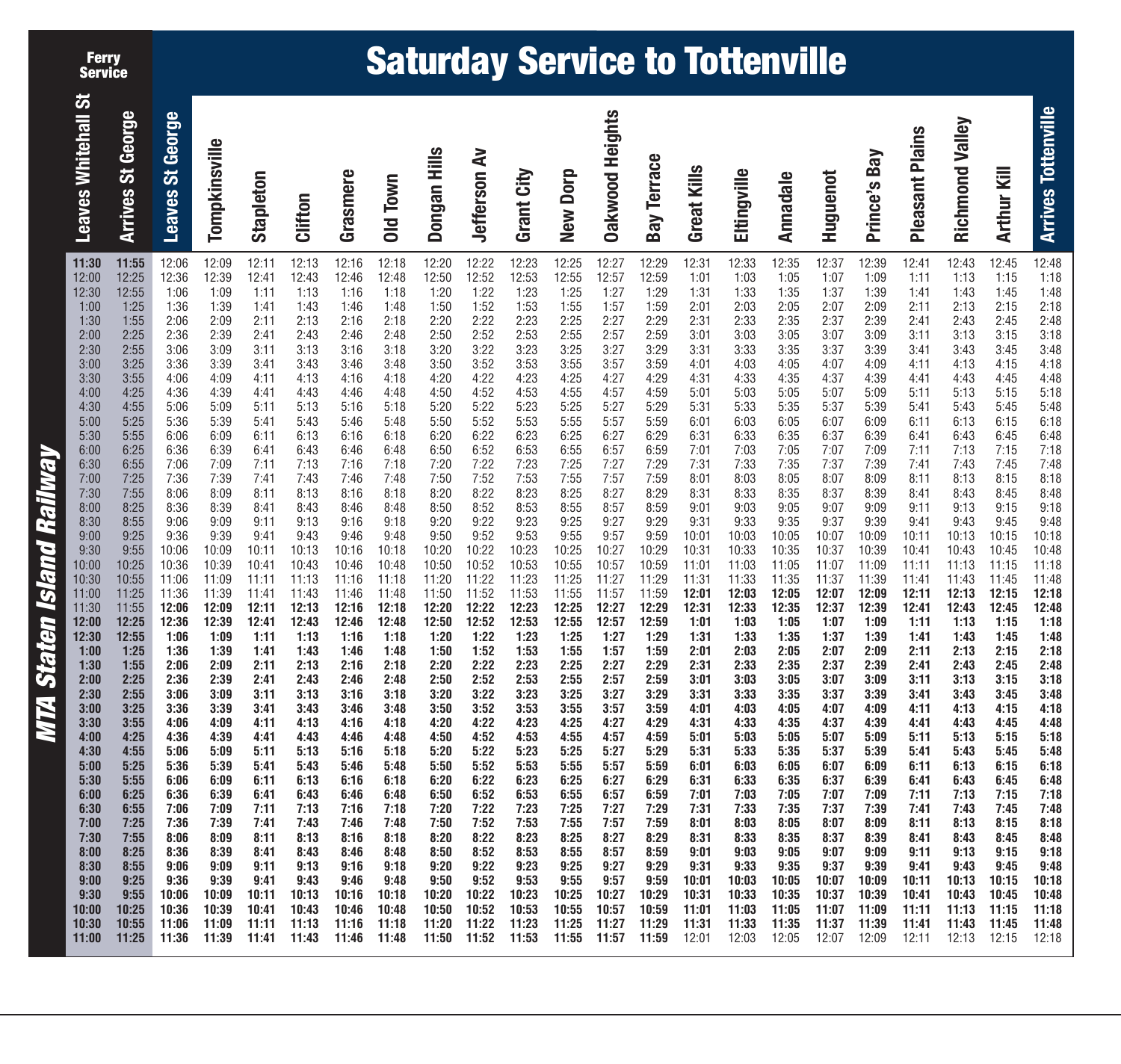# Saturday Service to Tottenville

MTA Staten Island Railway

| Ferry Service: Leaves Whitehall St | Ferry Service: Arrives St George | Leaves St George | Tompkinsville | Stapleton | Clifton | Grasmere | Old Town | Dongan Hills | Jefferson Av | Grant City | New Dorp | Oakwood Heights | Bay Terrace | Great Kills | Eltingville | Annadale | Huguenot | Prince's Bay | Pleasant Plains | Richmond Valley | Arthur Kill | Arrives Tottenville |
|---|---|---|---|---|---|---|---|---|---|---|---|---|---|---|---|---|---|---|---|---|---|---|
| **11:30** | **11:55** | 12:06 | 12:09 | 12:11 | 12:13 | 12:16 | 12:18 | 12:20 | 12:22 | 12:23 | 12:25 | 12:27 | 12:29 | 12:31 | 12:33 | 12:35 | 12:37 | 12:39 | 12:41 | 12:43 | 12:45 | 12:48 |
| 12:00 | 12:25 | 12:36 | 12:39 | 12:41 | 12:43 | 12:46 | 12:48 | 12:50 | 12:52 | 12:53 | 12:55 | 12:57 | 12:59 | 1:01 | 1:03 | 1:05 | 1:07 | 1:09 | 1:11 | 1:13 | 1:15 | 1:18 |
| 12:30 | 12:55 | 1:06 | 1:09 | 1:11 | 1:13 | 1:16 | 1:18 | 1:20 | 1:22 | 1:23 | 1:25 | 1:27 | 1:29 | 1:31 | 1:33 | 1:35 | 1:37 | 1:39 | 1:41 | 1:43 | 1:45 | 1:48 |
| 1:00 | 1:25 | 1:36 | 1:39 | 1:41 | 1:43 | 1:46 | 1:48 | 1:50 | 1:52 | 1:53 | 1:55 | 1:57 | 1:59 | 2:01 | 2:03 | 2:05 | 2:07 | 2:09 | 2:11 | 2:13 | 2:15 | 2:18 |
| 1:30 | 1:55 | 2:06 | 2:09 | 2:11 | 2:13 | 2:16 | 2:18 | 2:20 | 2:22 | 2:23 | 2:25 | 2:27 | 2:29 | 2:31 | 2:33 | 2:35 | 2:37 | 2:39 | 2:41 | 2:43 | 2:45 | 2:48 |
| 2:00 | 2:25 | 2:36 | 2:39 | 2:41 | 2:43 | 2:46 | 2:48 | 2:50 | 2:52 | 2:53 | 2:55 | 2:57 | 2:59 | 3:01 | 3:03 | 3:05 | 3:07 | 3:09 | 3:11 | 3:13 | 3:15 | 3:18 |
| 2:30 | 2:55 | 3:06 | 3:09 | 3:11 | 3:13 | 3:16 | 3:18 | 3:20 | 3:22 | 3:23 | 3:25 | 3:27 | 3:29 | 3:31 | 3:33 | 3:35 | 3:37 | 3:39 | 3:41 | 3:43 | 3:45 | 3:48 |
| 3:00 | 3:25 | 3:36 | 3:39 | 3:41 | 3:43 | 3:46 | 3:48 | 3:50 | 3:52 | 3:53 | 3:55 | 3:57 | 3:59 | 4:01 | 4:03 | 4:05 | 4:07 | 4:09 | 4:11 | 4:13 | 4:15 | 4:18 |
| 3:30 | 3:55 | 4:06 | 4:09 | 4:11 | 4:13 | 4:16 | 4:18 | 4:20 | 4:22 | 4:23 | 4:25 | 4:27 | 4:29 | 4:31 | 4:33 | 4:35 | 4:37 | 4:39 | 4:41 | 4:43 | 4:45 | 4:48 |
| 4:00 | 4:25 | 4:36 | 4:39 | 4:41 | 4:43 | 4:46 | 4:48 | 4:50 | 4:52 | 4:53 | 4:55 | 4:57 | 4:59 | 5:01 | 5:03 | 5:05 | 5:07 | 5:09 | 5:11 | 5:13 | 5:15 | 5:18 |
| 4:30 | 4:55 | 5:06 | 5:09 | 5:11 | 5:13 | 5:16 | 5:18 | 5:20 | 5:22 | 5:23 | 5:25 | 5:27 | 5:29 | 5:31 | 5:33 | 5:35 | 5:37 | 5:39 | 5:41 | 5:43 | 5:45 | 5:48 |
| 5:00 | 5:25 | 5:36 | 5:39 | 5:41 | 5:43 | 5:46 | 5:48 | 5:50 | 5:52 | 5:53 | 5:55 | 5:57 | 5:59 | 6:01 | 6:03 | 6:05 | 6:07 | 6:09 | 6:11 | 6:13 | 6:15 | 6:18 |
| 5:30 | 5:55 | 6:06 | 6:09 | 6:11 | 6:13 | 6:16 | 6:18 | 6:20 | 6:22 | 6:23 | 6:25 | 6:27 | 6:29 | 6:31 | 6:33 | 6:35 | 6:37 | 6:39 | 6:41 | 6:43 | 6:45 | 6:48 |
| 6:00 | 6:25 | 6:36 | 6:39 | 6:41 | 6:43 | 6:46 | 6:48 | 6:50 | 6:52 | 6:53 | 6:55 | 6:57 | 6:59 | 7:01 | 7:03 | 7:05 | 7:07 | 7:09 | 7:11 | 7:13 | 7:15 | 7:18 |
| 6:30 | 6:55 | 7:06 | 7:09 | 7:11 | 7:13 | 7:16 | 7:18 | 7:20 | 7:22 | 7:23 | 7:25 | 7:27 | 7:29 | 7:31 | 7:33 | 7:35 | 7:37 | 7:39 | 7:41 | 7:43 | 7:45 | 7:48 |
| 7:00 | 7:25 | 7:36 | 7:39 | 7:41 | 7:43 | 7:46 | 7:48 | 7:50 | 7:52 | 7:53 | 7:55 | 7:57 | 7:59 | 8:01 | 8:03 | 8:05 | 8:07 | 8:09 | 8:11 | 8:13 | 8:15 | 8:18 |
| 7:30 | 7:55 | 8:06 | 8:09 | 8:11 | 8:13 | 8:16 | 8:18 | 8:20 | 8:22 | 8:23 | 8:25 | 8:27 | 8:29 | 8:31 | 8:33 | 8:35 | 8:37 | 8:39 | 8:41 | 8:43 | 8:45 | 8:48 |
| 8:00 | 8:25 | 8:36 | 8:39 | 8:41 | 8:43 | 8:46 | 8:48 | 8:50 | 8:52 | 8:53 | 8:55 | 8:57 | 8:59 | 9:01 | 9:03 | 9:05 | 9:07 | 9:09 | 9:11 | 9:13 | 9:15 | 9:18 |
| 8:30 | 8:55 | 9:06 | 9:09 | 9:11 | 9:13 | 9:16 | 9:18 | 9:20 | 9:22 | 9:23 | 9:25 | 9:27 | 9:29 | 9:31 | 9:33 | 9:35 | 9:37 | 9:39 | 9:41 | 9:43 | 9:45 | 9:48 |
| 9:00 | 9:25 | 9:36 | 9:39 | 9:41 | 9:43 | 9:46 | 9:48 | 9:50 | 9:52 | 9:53 | 9:55 | 9:57 | 9:59 | 10:01 | 10:03 | 10:05 | 10:07 | 10:09 | 10:11 | 10:13 | 10:15 | 10:18 |
| 9:30 | 9:55 | 10:06 | 10:09 | 10:11 | 10:13 | 10:16 | 10:18 | 10:20 | 10:22 | 10:23 | 10:25 | 10:27 | 10:29 | 10:31 | 10:33 | 10:35 | 10:37 | 10:39 | 10:41 | 10:43 | 10:45 | 10:48 |
| 10:00 | 10:25 | 10:36 | 10:39 | 10:41 | 10:43 | 10:46 | 10:48 | 10:50 | 10:52 | 10:53 | 10:55 | 10:57 | 10:59 | 11:01 | 11:03 | 11:05 | 11:07 | 11:09 | 11:11 | 11:13 | 11:15 | 11:18 |
| 10:30 | 10:55 | 11:06 | 11:09 | 11:11 | 11:13 | 11:16 | 11:18 | 11:20 | 11:22 | 11:23 | 11:25 | 11:27 | 11:29 | 11:31 | 11:33 | 11:35 | 11:37 | 11:39 | 11:41 | 11:43 | 11:45 | 11:48 |
| 11:00 | 11:25 | 11:36 | 11:39 | 11:41 | 11:43 | 11:46 | 11:48 | 11:50 | 11:52 | 11:53 | 11:55 | 11:57 | 11:59 | **12:01** | **12:03** | **12:05** | **12:07** | **12:09** | **12:11** | **12:13** | **12:15** | **12:18** |
| **11:30** | **11:55** | **12:06** | **12:09** | **12:11** | **12:13** | **12:16** | **12:18** | **12:20** | **12:22** | **12:23** | **12:25** | **12:27** | **12:29** | **12:31** | **12:33** | **12:35** | **12:37** | **12:39** | **12:41** | **12:43** | **12:45** | **12:48** |
| **12:00** | **12:25** | **12:36** | **12:39** | **12:41** | **12:43** | **12:46** | **12:48** | **12:50** | **12:52** | **12:53** | **12:55** | **12:57** | **12:59** | **1:01** | **1:03** | **1:05** | **1:07** | **1:09** | **1:11** | **1:13** | **1:15** | **1:18** |
| **12:30** | **12:55** | **1:06** | **1:09** | **1:11** | **1:13** | **1:16** | **1:18** | **1:20** | **1:22** | **1:23** | **1:25** | **1:27** | **1:29** | **1:31** | **1:33** | **1:35** | **1:37** | **1:39** | **1:41** | **1:43** | **1:45** | **1:48** |
| **1:00** | **1:25** | **1:36** | **1:39** | **1:41** | **1:43** | **1:46** | **1:48** | **1:50** | **1:52** | **1:53** | **1:55** | **1:57** | **1:59** | **2:01** | **2:03** | **2:05** | **2:07** | **2:09** | **2:11** | **2:13** | **2:15** | **2:18** |
| **1:30** | **1:55** | **2:06** | **2:09** | **2:11** | **2:13** | **2:16** | **2:18** | **2:20** | **2:22** | **2:23** | **2:25** | **2:27** | **2:29** | **2:31** | **2:33** | **2:35** | **2:37** | **2:39** | **2:41** | **2:43** | **2:45** | **2:48** |
| **2:00** | **2:25** | **2:36** | **2:39** | **2:41** | **2:43** | **2:46** | **2:48** | **2:50** | **2:52** | **2:53** | **2:55** | **2:57** | **2:59** | **3:01** | **3:03** | **3:05** | **3:07** | **3:09** | **3:11** | **3:13** | **3:15** | **3:18** |
| **2:30** | **2:55** | **3:06** | **3:09** | **3:11** | **3:13** | **3:16** | **3:18** | **3:20** | **3:22** | **3:23** | **3:25** | **3:27** | **3:29** | **3:31** | **3:33** | **3:35** | **3:37** | **3:39** | **3:41** | **3:43** | **3:45** | **3:48** |
| **3:00** | **3:25** | **3:36** | **3:39** | **3:41** | **3:43** | **3:46** | **3:48** | **3:50** | **3:52** | **3:53** | **3:55** | **3:57** | **3:59** | **4:01** | **4:03** | **4:05** | **4:07** | **4:09** | **4:11** | **4:13** | **4:15** | **4:18** |
| **3:30** | **3:55** | **4:06** | **4:09** | **4:11** | **4:13** | **4:16** | **4:18** | **4:20** | **4:22** | **4:23** | **4:25** | **4:27** | **4:29** | **4:31** | **4:33** | **4:35** | **4:37** | **4:39** | **4:41** | **4:43** | **4:45** | **4:48** |
| **4:00** | **4:25** | **4:36** | **4:39** | **4:41** | **4:43** | **4:46** | **4:48** | **4:50** | **4:52** | **4:53** | **4:55** | **4:57** | **4:59** | **5:01** | **5:03** | **5:05** | **5:07** | **5:09** | **5:11** | **5:13** | **5:15** | **5:18** |
| **4:30** | **4:55** | **5:06** | **5:09** | **5:11** | **5:13** | **5:16** | **5:18** | **5:20** | **5:22** | **5:23** | **5:25** | **5:27** | **5:29** | **5:31** | **5:33** | **5:35** | **5:37** | **5:39** | **5:41** | **5:43** | **5:45** | **5:48** |
| **5:00** | **5:25** | **5:36** | **5:39** | **5:41** | **5:43** | **5:46** | **5:48** | **5:50** | **5:52** | **5:53** | **5:55** | **5:57** | **5:59** | **6:01** | **6:03** | **6:05** | **6:07** | **6:09** | **6:11** | **6:13** | **6:15** | **6:18** |
| **5:30** | **5:55** | **6:06** | **6:09** | **6:11** | **6:13** | **6:16** | **6:18** | **6:20** | **6:22** | **6:23** | **6:25** | **6:27** | **6:29** | **6:31** | **6:33** | **6:35** | **6:37** | **6:39** | **6:41** | **6:43** | **6:45** | **6:48** |
| **6:00** | **6:25** | **6:36** | **6:39** | **6:41** | **6:43** | **6:46** | **6:48** | **6:50** | **6:52** | **6:53** | **6:55** | **6:57** | **6:59** | **7:01** | **7:03** | **7:05** | **7:07** | **7:09** | **7:11** | **7:13** | **7:15** | **7:18** |
| **6:30** | **6:55** | **7:06** | **7:09** | **7:11** | **7:13** | **7:16** | **7:18** | **7:20** | **7:22** | **7:23** | **7:25** | **7:27** | **7:29** | **7:31** | **7:33** | **7:35** | **7:37** | **7:39** | **7:41** | **7:43** | **7:45** | **7:48** |
| **7:00** | **7:25** | **7:36** | **7:39** | **7:41** | **7:43** | **7:46** | **7:48** | **7:50** | **7:52** | **7:53** | **7:55** | **7:57** | **7:59** | **8:01** | **8:03** | **8:05** | **8:07** | **8:09** | **8:11** | **8:13** | **8:15** | **8:18** |
| **7:30** | **7:55** | **8:06** | **8:09** | **8:11** | **8:13** | **8:16** | **8:18** | **8:20** | **8:22** | **8:23** | **8:25** | **8:27** | **8:29** | **8:31** | **8:33** | **8:35** | **8:37** | **8:39** | **8:41** | **8:43** | **8:45** | **8:48** |
| **8:00** | **8:25** | **8:36** | **8:39** | **8:41** | **8:43** | **8:46** | **8:48** | **8:50** | **8:52** | **8:53** | **8:55** | **8:57** | **8:59** | **9:01** | **9:03** | **9:05** | **9:07** | **9:09** | **9:11** | **9:13** | **9:15** | **9:18** |
| **8:30** | **8:55** | **9:06** | **9:09** | **9:11** | **9:13** | **9:16** | **9:18** | **9:20** | **9:22** | **9:23** | **9:25** | **9:27** | **9:29** | **9:31** | **9:33** | **9:35** | **9:37** | **9:39** | **9:41** | **9:43** | **9:45** | **9:48** |
| **9:00** | **9:25** | **9:36** | **9:39** | **9:41** | **9:43** | **9:46** | **9:48** | **9:50** | **9:52** | **9:53** | **9:55** | **9:57** | **9:59** | **10:01** | **10:03** | **10:05** | **10:07** | **10:09** | **10:11** | **10:13** | **10:15** | **10:18** |
| **9:30** | **9:55** | **10:06** | **10:09** | **10:11** | **10:13** | **10:16** | **10:18** | **10:20** | **10:22** | **10:23** | **10:25** | **10:27** | **10:29** | **10:31** | **10:33** | **10:35** | **10:37** | **10:39** | **10:41** | **10:43** | **10:45** | **10:48** |
| **10:00** | **10:25** | **10:36** | **10:39** | **10:41** | **10:43** | **10:46** | **10:48** | **10:50** | **10:52** | **10:53** | **10:55** | **10:57** | **10:59** | **11:01** | **11:03** | **11:05** | **11:07** | **11:09** | **11:11** | **11:13** | **11:15** | **11:18** |
| **10:30** | **10:55** | **11:06** | **11:09** | **11:11** | **11:13** | **11:16** | **11:18** | **11:20** | **11:22** | **11:23** | **11:25** | **11:27** | **11:29** | **11:31** | **11:33** | **11:35** | **11:37** | **11:39** | **11:41** | **11:43** | **11:45** | **11:48** |
| **11:00** | **11:25** | **11:36** | **11:39** | **11:41** | **11:43** | **11:46** | **11:48** | **11:50** | **11:52** | **11:53** | **11:55** | **11:57** | **11:59** | 12:01 | 12:03 | 12:05 | 12:07 | 12:09 | 12:11 | 12:13 | 12:15 | 12:18 |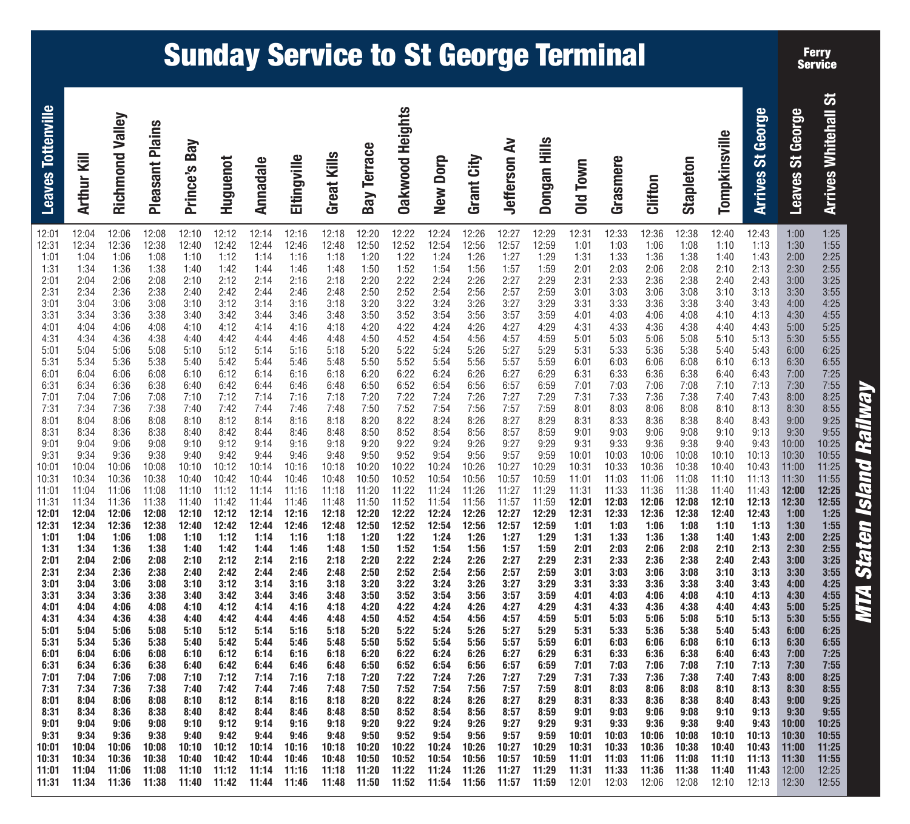# Sunday Service to St George Terminal

| Leaves Tottenville | Arthur Kill | Richmond Valley | Pleasant Plains | Prince's Bay | Huguenot | Annadale | Eltingville | Great Kills | Bay Terrace | Oakwood Heights | New Dorp | Grant City | Jefferson Av | Dongan Hills | Old Town | Grasmere | Clifton | Stapleton | Tompkinsville | Arrives St George | Ferry Service: Leaves St George | Ferry Service: Arrives Whitehall St |
|---|---|---|---|---|---|---|---|---|---|---|---|---|---|---|---|---|---|---|---|---|---|---|
| 12:01 | 12:04 | 12:06 | 12:08 | 12:10 | 12:12 | 12:14 | 12:16 | 12:18 | 12:20 | 12:22 | 12:24 | 12:26 | 12:27 | 12:29 | 12:31 | 12:33 | 12:36 | 12:38 | 12:40 | 12:43 | 1:00 | 1:25 |
| 12:31 | 12:34 | 12:36 | 12:38 | 12:40 | 12:42 | 12:44 | 12:46 | 12:48 | 12:50 | 12:52 | 12:54 | 12:56 | 12:57 | 12:59 | 1:01 | 1:03 | 1:06 | 1:08 | 1:10 | 1:13 | 1:30 | 1:55 |
| 1:01 | 1:04 | 1:06 | 1:08 | 1:10 | 1:12 | 1:14 | 1:16 | 1:18 | 1:20 | 1:22 | 1:24 | 1:26 | 1:27 | 1:29 | 1:31 | 1:33 | 1:36 | 1:38 | 1:40 | 1:43 | 2:00 | 2:25 |
| 1:31 | 1:34 | 1:36 | 1:38 | 1:40 | 1:42 | 1:44 | 1:46 | 1:48 | 1:50 | 1:52 | 1:54 | 1:56 | 1:57 | 1:59 | 2:01 | 2:03 | 2:06 | 2:08 | 2:10 | 2:13 | 2:30 | 2:55 |
| 2:01 | 2:04 | 2:06 | 2:08 | 2:10 | 2:12 | 2:14 | 2:16 | 2:18 | 2:20 | 2:22 | 2:24 | 2:26 | 2:27 | 2:29 | 2:31 | 2:33 | 2:36 | 2:38 | 2:40 | 2:43 | 3:00 | 3:25 |
| 2:31 | 2:34 | 2:36 | 2:38 | 2:40 | 2:42 | 2:44 | 2:46 | 2:48 | 2:50 | 2:52 | 2:54 | 2:56 | 2:57 | 2:59 | 3:01 | 3:03 | 3:06 | 3:08 | 3:10 | 3:13 | 3:30 | 3:55 |
| 3:01 | 3:04 | 3:06 | 3:08 | 3:10 | 3:12 | 3:14 | 3:16 | 3:18 | 3:20 | 3:22 | 3:24 | 3:26 | 3:27 | 3:29 | 3:31 | 3:33 | 3:36 | 3:38 | 3:40 | 3:43 | 4:00 | 4:25 |
| 3:31 | 3:34 | 3:36 | 3:38 | 3:40 | 3:42 | 3:44 | 3:46 | 3:48 | 3:50 | 3:52 | 3:54 | 3:56 | 3:57 | 3:59 | 4:01 | 4:03 | 4:06 | 4:08 | 4:10 | 4:13 | 4:30 | 4:55 |
| 4:01 | 4:04 | 4:06 | 4:08 | 4:10 | 4:12 | 4:14 | 4:16 | 4:18 | 4:20 | 4:22 | 4:24 | 4:26 | 4:27 | 4:29 | 4:31 | 4:33 | 4:36 | 4:38 | 4:40 | 4:43 | 5:00 | 5:25 |
| 4:31 | 4:34 | 4:36 | 4:38 | 4:40 | 4:42 | 4:44 | 4:46 | 4:48 | 4:50 | 4:52 | 4:54 | 4:56 | 4:57 | 4:59 | 5:01 | 5:03 | 5:06 | 5:08 | 5:10 | 5:13 | 5:30 | 5:55 |
| 5:01 | 5:04 | 5:06 | 5:08 | 5:10 | 5:12 | 5:14 | 5:16 | 5:18 | 5:20 | 5:22 | 5:24 | 5:26 | 5:27 | 5:29 | 5:31 | 5:33 | 5:36 | 5:38 | 5:40 | 5:43 | 6:00 | 6:25 |
| 5:31 | 5:34 | 5:36 | 5:38 | 5:40 | 5:42 | 5:44 | 5:46 | 5:48 | 5:50 | 5:52 | 5:54 | 5:56 | 5:57 | 5:59 | 6:01 | 6:03 | 6:06 | 6:08 | 6:10 | 6:13 | 6:30 | 6:55 |
| 6:01 | 6:04 | 6:06 | 6:08 | 6:10 | 6:12 | 6:14 | 6:16 | 6:18 | 6:20 | 6:22 | 6:24 | 6:26 | 6:27 | 6:29 | 6:31 | 6:33 | 6:36 | 6:38 | 6:40 | 6:43 | 7:00 | 7:25 |
| 6:31 | 6:34 | 6:36 | 6:38 | 6:40 | 6:42 | 6:44 | 6:46 | 6:48 | 6:50 | 6:52 | 6:54 | 6:56 | 6:57 | 6:59 | 7:01 | 7:03 | 7:06 | 7:08 | 7:10 | 7:13 | 7:30 | 7:55 |
| 7:01 | 7:04 | 7:06 | 7:08 | 7:10 | 7:12 | 7:14 | 7:16 | 7:18 | 7:20 | 7:22 | 7:24 | 7:26 | 7:27 | 7:29 | 7:31 | 7:33 | 7:36 | 7:38 | 7:40 | 7:43 | 8:00 | 8:25 |
| 7:31 | 7:34 | 7:36 | 7:38 | 7:40 | 7:42 | 7:44 | 7:46 | 7:48 | 7:50 | 7:52 | 7:54 | 7:56 | 7:57 | 7:59 | 8:01 | 8:03 | 8:06 | 8:08 | 8:10 | 8:13 | 8:30 | 8:55 |
| 8:01 | 8:04 | 8:06 | 8:08 | 8:10 | 8:12 | 8:14 | 8:16 | 8:18 | 8:20 | 8:22 | 8:24 | 8:26 | 8:27 | 8:29 | 8:31 | 8:33 | 8:36 | 8:38 | 8:40 | 8:43 | 9:00 | 9:25 |
| 8:31 | 8:34 | 8:36 | 8:38 | 8:40 | 8:42 | 8:44 | 8:46 | 8:48 | 8:50 | 8:52 | 8:54 | 8:56 | 8:57 | 8:59 | 9:01 | 9:03 | 9:06 | 9:08 | 9:10 | 9:13 | 9:30 | 9:55 |
| 9:01 | 9:04 | 9:06 | 9:08 | 9:10 | 9:12 | 9:14 | 9:16 | 9:18 | 9:20 | 9:22 | 9:24 | 9:26 | 9:27 | 9:29 | 9:31 | 9:33 | 9:36 | 9:38 | 9:40 | 9:43 | 10:00 | 10:25 |
| 9:31 | 9:34 | 9:36 | 9:38 | 9:40 | 9:42 | 9:44 | 9:46 | 9:48 | 9:50 | 9:52 | 9:54 | 9:56 | 9:57 | 9:59 | 10:01 | 10:03 | 10:06 | 10:08 | 10:10 | 10:13 | 10:30 | 10:55 |
| 10:01 | 10:04 | 10:06 | 10:08 | 10:10 | 10:12 | 10:14 | 10:16 | 10:18 | 10:20 | 10:22 | 10:24 | 10:26 | 10:27 | 10:29 | 10:31 | 10:33 | 10:36 | 10:38 | 10:40 | 10:43 | 11:00 | 11:25 |
| 10:31 | 10:34 | 10:36 | 10:38 | 10:40 | 10:42 | 10:44 | 10:46 | 10:48 | 10:50 | 10:52 | 10:54 | 10:56 | 10:57 | 10:59 | 11:01 | 11:03 | 11:06 | 11:08 | 11:10 | 11:13 | 11:30 | 11:55 |
| 11:01 | 11:04 | 11:06 | 11:08 | 11:10 | 11:12 | 11:14 | 11:16 | 11:18 | 11:20 | 11:22 | 11:24 | 11:26 | 11:27 | 11:29 | 11:31 | 11:33 | 11:36 | 11:38 | 11:40 | 11:43 | **12:00** | **12:25** |
| 11:31 | 11:34 | 11:36 | 11:38 | 11:40 | 11:42 | 11:44 | 11:46 | 11:48 | 11:50 | 11:52 | 11:54 | 11:56 | 11:57 | 11:59 | **12:01** | **12:03** | **12:06** | **12:08** | **12:10** | **12:13** | **12:30** | **12:55** |
| **12:01** | **12:04** | **12:06** | **12:08** | **12:10** | **12:12** | **12:14** | **12:16** | **12:18** | **12:20** | **12:22** | **12:24** | **12:26** | **12:27** | **12:29** | **12:31** | **12:33** | **12:36** | **12:38** | **12:40** | **12:43** | **1:00** | **1:25** |
| **12:31** | **12:34** | **12:36** | **12:38** | **12:40** | **12:42** | **12:44** | **12:46** | **12:48** | **12:50** | **12:52** | **12:54** | **12:56** | **12:57** | **12:59** | **1:01** | **1:03** | **1:06** | **1:08** | **1:10** | **1:13** | **1:30** | **1:55** |
| **1:01** | **1:04** | **1:06** | **1:08** | **1:10** | **1:12** | **1:14** | **1:16** | **1:18** | **1:20** | **1:22** | **1:24** | **1:26** | **1:27** | **1:29** | **1:31** | **1:33** | **1:36** | **1:38** | **1:40** | **1:43** | **2:00** | **2:25** |
| **1:31** | **1:34** | **1:36** | **1:38** | **1:40** | **1:42** | **1:44** | **1:46** | **1:48** | **1:50** | **1:52** | **1:54** | **1:56** | **1:57** | **1:59** | **2:01** | **2:03** | **2:06** | **2:08** | **2:10** | **2:13** | **2:30** | **2:55** |
| **2:01** | **2:04** | **2:06** | **2:08** | **2:10** | **2:12** | **2:14** | **2:16** | **2:18** | **2:20** | **2:22** | **2:24** | **2:26** | **2:27** | **2:29** | **2:31** | **2:33** | **2:36** | **2:38** | **2:40** | **2:43** | **3:00** | **3:25** |
| **2:31** | **2:34** | **2:36** | **2:38** | **2:40** | **2:42** | **2:44** | **2:46** | **2:48** | **2:50** | **2:52** | **2:54** | **2:56** | **2:57** | **2:59** | **3:01** | **3:03** | **3:06** | **3:08** | **3:10** | **3:13** | **3:30** | **3:55** |
| **3:01** | **3:04** | **3:06** | **3:08** | **3:10** | **3:12** | **3:14** | **3:16** | **3:18** | **3:20** | **3:22** | **3:24** | **3:26** | **3:27** | **3:29** | **3:31** | **3:33** | **3:36** | **3:38** | **3:40** | **3:43** | **4:00** | **4:25** |
| **3:31** | **3:34** | **3:36** | **3:38** | **3:40** | **3:42** | **3:44** | **3:46** | **3:48** | **3:50** | **3:52** | **3:54** | **3:56** | **3:57** | **3:59** | **4:01** | **4:03** | **4:06** | **4:08** | **4:10** | **4:13** | **4:30** | **4:55** |
| **4:01** | **4:04** | **4:06** | **4:08** | **4:10** | **4:12** | **4:14** | **4:16** | **4:18** | **4:20** | **4:22** | **4:24** | **4:26** | **4:27** | **4:29** | **4:31** | **4:33** | **4:36** | **4:38** | **4:40** | **4:43** | **5:00** | **5:25** |
| **4:31** | **4:34** | **4:36** | **4:38** | **4:40** | **4:42** | **4:44** | **4:46** | **4:48** | **4:50** | **4:52** | **4:54** | **4:56** | **4:57** | **4:59** | **5:01** | **5:03** | **5:06** | **5:08** | **5:10** | **5:13** | **5:30** | **5:55** |
| **5:01** | **5:04** | **5:06** | **5:08** | **5:10** | **5:12** | **5:14** | **5:16** | **5:18** | **5:20** | **5:22** | **5:24** | **5:26** | **5:27** | **5:29** | **5:31** | **5:33** | **5:36** | **5:38** | **5:40** | **5:43** | **6:00** | **6:25** |
| **5:31** | **5:34** | **5:36** | **5:38** | **5:40** | **5:42** | **5:44** | **5:46** | **5:48** | **5:50** | **5:52** | **5:54** | **5:56** | **5:57** | **5:59** | **6:01** | **6:03** | **6:06** | **6:08** | **6:10** | **6:13** | **6:30** | **6:55** |
| **6:01** | **6:04** | **6:06** | **6:08** | **6:10** | **6:12** | **6:14** | **6:16** | **6:18** | **6:20** | **6:22** | **6:24** | **6:26** | **6:27** | **6:29** | **6:31** | **6:33** | **6:36** | **6:38** | **6:40** | **6:43** | **7:00** | **7:25** |
| **6:31** | **6:34** | **6:36** | **6:38** | **6:40** | **6:42** | **6:44** | **6:46** | **6:48** | **6:50** | **6:52** | **6:54** | **6:56** | **6:57** | **6:59** | **7:01** | **7:03** | **7:06** | **7:08** | **7:10** | **7:13** | **7:30** | **7:55** |
| **7:01** | **7:04** | **7:06** | **7:08** | **7:10** | **7:12** | **7:14** | **7:16** | **7:18** | **7:20** | **7:22** | **7:24** | **7:26** | **7:27** | **7:29** | **7:31** | **7:33** | **7:36** | **7:38** | **7:40** | **7:43** | **8:00** | **8:25** |
| **7:31** | **7:34** | **7:36** | **7:38** | **7:40** | **7:42** | **7:44** | **7:46** | **7:48** | **7:50** | **7:52** | **7:54** | **7:56** | **7:57** | **7:59** | **8:01** | **8:03** | **8:06** | **8:08** | **8:10** | **8:13** | **8:30** | **8:55** |
| **8:01** | **8:04** | **8:06** | **8:08** | **8:10** | **8:12** | **8:14** | **8:16** | **8:18** | **8:20** | **8:22** | **8:24** | **8:26** | **8:27** | **8:29** | **8:31** | **8:33** | **8:36** | **8:38** | **8:40** | **8:43** | **9:00** | **9:25** |
| **8:31** | **8:34** | **8:36** | **8:38** | **8:40** | **8:42** | **8:44** | **8:46** | **8:48** | **8:50** | **8:52** | **8:54** | **8:56** | **8:57** | **8:59** | **9:01** | **9:03** | **9:06** | **9:08** | **9:10** | **9:13** | **9:30** | **9:55** |
| **9:01** | **9:04** | **9:06** | **9:08** | **9:10** | **9:12** | **9:14** | **9:16** | **9:18** | **9:20** | **9:22** | **9:24** | **9:26** | **9:27** | **9:29** | **9:31** | **9:33** | **9:36** | **9:38** | **9:40** | **9:43** | **10:00** | **10:25** |
| **9:31** | **9:34** | **9:36** | **9:38** | **9:40** | **9:42** | **9:44** | **9:46** | **9:48** | **9:50** | **9:52** | **9:54** | **9:56** | **9:57** | **9:59** | **10:01** | **10:03** | **10:06** | **10:08** | **10:10** | **10:13** | **10:30** | **10:55** |
| **10:01** | **10:04** | **10:06** | **10:08** | **10:10** | **10:12** | **10:14** | **10:16** | **10:18** | **10:20** | **10:22** | **10:24** | **10:26** | **10:27** | **10:29** | **10:31** | **10:33** | **10:36** | **10:38** | **10:40** | **10:43** | **11:00** | **11:25** |
| **10:31** | **10:34** | **10:36** | **10:38** | **10:40** | **10:42** | **10:44** | **10:46** | **10:48** | **10:50** | **10:52** | **10:54** | **10:56** | **10:57** | **10:59** | **11:01** | **11:03** | **11:06** | **11:08** | **11:10** | **11:13** | **11:30** | **11:55** |
| **11:01** | **11:04** | **11:06** | **11:08** | **11:10** | **11:12** | **11:14** | **11:16** | **11:18** | **11:20** | **11:22** | **11:24** | **11:26** | **11:27** | **11:29** | **11:31** | **11:33** | **11:36** | **11:38** | **11:40** | **11:43** | 12:00 | 12:25 |
| **11:31** | **11:34** | **11:36** | **11:38** | **11:40** | **11:42** | **11:44** | **11:46** | **11:48** | **11:50** | **11:52** | **11:54** | **11:56** | **11:57** | **11:59** | 12:01 | 12:03 | 12:06 | 12:08 | 12:10 | 12:13 | 12:30 | 12:55 |

MTA Staten Island Railway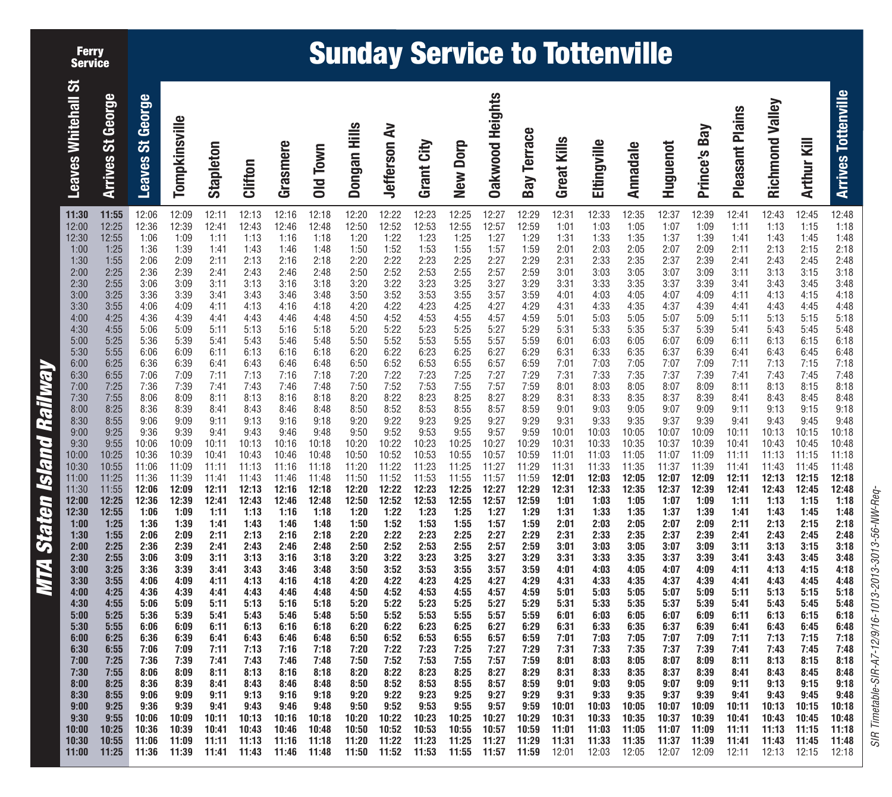# Sunday Service to Tottenville

MTA Staten Island Railway

| Ferry Service: Leaves Whitehall St | Ferry Service: Arrives St George | Leaves St George | Tompkinsville | Stapleton | Clifton | Grasmere | Old Town | Dongan Hills | Jefferson Av | Grant City | New Dorp | Oakwood Heights | Bay Terrace | Great Kills | Eltingville | Annadale | Huguenot | Prince's Bay | Pleasant Plains | Richmond Valley | Arthur Kill | Arrives Tottenville |
|---|---|---|---|---|---|---|---|---|---|---|---|---|---|---|---|---|---|---|---|---|---|---|
| 11:30 | 11:55 | 12:06 | 12:09 | 12:11 | 12:13 | 12:16 | 12:18 | 12:20 | 12:22 | 12:23 | 12:25 | 12:27 | 12:29 | 12:31 | 12:33 | 12:35 | 12:37 | 12:39 | 12:41 | 12:43 | 12:45 | 12:48 |
| 12:00 | 12:25 | 12:36 | 12:39 | 12:41 | 12:43 | 12:46 | 12:48 | 12:50 | 12:52 | 12:53 | 12:55 | 12:57 | 12:59 | 1:01 | 1:03 | 1:05 | 1:07 | 1:09 | 1:11 | 1:13 | 1:15 | 1:18 |
| 12:30 | 12:55 | 1:06 | 1:09 | 1:11 | 1:13 | 1:16 | 1:18 | 1:20 | 1:22 | 1:23 | 1:25 | 1:27 | 1:29 | 1:31 | 1:33 | 1:35 | 1:37 | 1:39 | 1:41 | 1:43 | 1:45 | 1:48 |
| 1:00 | 1:25 | 1:36 | 1:39 | 1:41 | 1:43 | 1:46 | 1:48 | 1:50 | 1:52 | 1:53 | 1:55 | 1:57 | 1:59 | 2:01 | 2:03 | 2:05 | 2:07 | 2:09 | 2:11 | 2:13 | 2:15 | 2:18 |
| 1:30 | 1:55 | 2:06 | 2:09 | 2:11 | 2:13 | 2:16 | 2:18 | 2:20 | 2:22 | 2:23 | 2:25 | 2:27 | 2:29 | 2:31 | 2:33 | 2:35 | 2:37 | 2:39 | 2:41 | 2:43 | 2:45 | 2:48 |
| 2:00 | 2:25 | 2:36 | 2:39 | 2:41 | 2:43 | 2:46 | 2:48 | 2:50 | 2:52 | 2:53 | 2:55 | 2:57 | 2:59 | 3:01 | 3:03 | 3:05 | 3:07 | 3:09 | 3:11 | 3:13 | 3:15 | 3:18 |
| 2:30 | 2:55 | 3:06 | 3:09 | 3:11 | 3:13 | 3:16 | 3:18 | 3:20 | 3:22 | 3:23 | 3:25 | 3:27 | 3:29 | 3:31 | 3:33 | 3:35 | 3:37 | 3:39 | 3:41 | 3:43 | 3:45 | 3:48 |
| 3:00 | 3:25 | 3:36 | 3:39 | 3:41 | 3:43 | 3:46 | 3:48 | 3:50 | 3:52 | 3:53 | 3:55 | 3:57 | 3:59 | 4:01 | 4:03 | 4:05 | 4:07 | 4:09 | 4:11 | 4:13 | 4:15 | 4:18 |
| 3:30 | 3:55 | 4:06 | 4:09 | 4:11 | 4:13 | 4:16 | 4:18 | 4:20 | 4:22 | 4:23 | 4:25 | 4:27 | 4:29 | 4:31 | 4:33 | 4:35 | 4:37 | 4:39 | 4:41 | 4:43 | 4:45 | 4:48 |
| 4:00 | 4:25 | 4:36 | 4:39 | 4:41 | 4:43 | 4:46 | 4:48 | 4:50 | 4:52 | 4:53 | 4:55 | 4:57 | 4:59 | 5:01 | 5:03 | 5:05 | 5:07 | 5:09 | 5:11 | 5:13 | 5:15 | 5:18 |
| 4:30 | 4:55 | 5:06 | 5:09 | 5:11 | 5:13 | 5:16 | 5:18 | 5:20 | 5:22 | 5:23 | 5:25 | 5:27 | 5:29 | 5:31 | 5:33 | 5:35 | 5:37 | 5:39 | 5:41 | 5:43 | 5:45 | 5:48 |
| 5:00 | 5:25 | 5:36 | 5:39 | 5:41 | 5:43 | 5:46 | 5:48 | 5:50 | 5:52 | 5:53 | 5:55 | 5:57 | 5:59 | 6:01 | 6:03 | 6:05 | 6:07 | 6:09 | 6:11 | 6:13 | 6:15 | 6:18 |
| 5:30 | 5:55 | 6:06 | 6:09 | 6:11 | 6:13 | 6:16 | 6:18 | 6:20 | 6:22 | 6:23 | 6:25 | 6:27 | 6:29 | 6:31 | 6:33 | 6:35 | 6:37 | 6:39 | 6:41 | 6:43 | 6:45 | 6:48 |
| 6:00 | 6:25 | 6:36 | 6:39 | 6:41 | 6:43 | 6:46 | 6:48 | 6:50 | 6:52 | 6:53 | 6:55 | 6:57 | 6:59 | 7:01 | 7:03 | 7:05 | 7:07 | 7:09 | 7:11 | 7:13 | 7:15 | 7:18 |
| 6:30 | 6:55 | 7:06 | 7:09 | 7:11 | 7:13 | 7:16 | 7:18 | 7:20 | 7:22 | 7:23 | 7:25 | 7:27 | 7:29 | 7:31 | 7:33 | 7:35 | 7:37 | 7:39 | 7:41 | 7:43 | 7:45 | 7:48 |
| 7:00 | 7:25 | 7:36 | 7:39 | 7:41 | 7:43 | 7:46 | 7:48 | 7:50 | 7:52 | 7:53 | 7:55 | 7:57 | 7:59 | 8:01 | 8:03 | 8:05 | 8:07 | 8:09 | 8:11 | 8:13 | 8:15 | 8:18 |
| 7:30 | 7:55 | 8:06 | 8:09 | 8:11 | 8:13 | 8:16 | 8:18 | 8:20 | 8:22 | 8:23 | 8:25 | 8:27 | 8:29 | 8:31 | 8:33 | 8:35 | 8:37 | 8:39 | 8:41 | 8:43 | 8:45 | 8:48 |
| 8:00 | 8:25 | 8:36 | 8:39 | 8:41 | 8:43 | 8:46 | 8:48 | 8:50 | 8:52 | 8:53 | 8:55 | 8:57 | 8:59 | 9:01 | 9:03 | 9:05 | 9:07 | 9:09 | 9:11 | 9:13 | 9:15 | 9:18 |
| 8:30 | 8:55 | 9:06 | 9:09 | 9:11 | 9:13 | 9:16 | 9:18 | 9:20 | 9:22 | 9:23 | 9:25 | 9:27 | 9:29 | 9:31 | 9:33 | 9:35 | 9:37 | 9:39 | 9:41 | 9:43 | 9:45 | 9:48 |
| 9:00 | 9:25 | 9:36 | 9:39 | 9:41 | 9:43 | 9:46 | 9:48 | 9:50 | 9:52 | 9:53 | 9:55 | 9:57 | 9:59 | 10:01 | 10:03 | 10:05 | 10:07 | 10:09 | 10:11 | 10:13 | 10:15 | 10:18 |
| 9:30 | 9:55 | 10:06 | 10:09 | 10:11 | 10:13 | 10:16 | 10:18 | 10:20 | 10:22 | 10:23 | 10:25 | 10:27 | 10:29 | 10:31 | 10:33 | 10:35 | 10:37 | 10:39 | 10:41 | 10:43 | 10:45 | 10:48 |
| 10:00 | 10:25 | 10:36 | 10:39 | 10:41 | 10:43 | 10:46 | 10:48 | 10:50 | 10:52 | 10:53 | 10:55 | 10:57 | 10:59 | 11:01 | 11:03 | 11:05 | 11:07 | 11:09 | 11:11 | 11:13 | 11:15 | 11:18 |
| 10:30 | 10:55 | 11:06 | 11:09 | 11:11 | 11:13 | 11:16 | 11:18 | 11:20 | 11:22 | 11:23 | 11:25 | 11:27 | 11:29 | 11:31 | 11:33 | 11:35 | 11:37 | 11:39 | 11:41 | 11:43 | 11:45 | 11:48 |
| 11:00 | 11:25 | 11:36 | 11:39 | 11:41 | 11:43 | 11:46 | 11:48 | 11:50 | 11:52 | 11:53 | 11:55 | 11:57 | 11:59 | **12:01** | **12:03** | **12:05** | **12:07** | **12:09** | **12:11** | **12:13** | **12:15** | **12:18** |
| **11:30** | **11:55** | **12:06** | **12:09** | **12:11** | **12:13** | **12:16** | **12:18** | **12:20** | **12:22** | **12:23** | **12:25** | **12:27** | **12:29** | **12:31** | **12:33** | **12:35** | **12:37** | **12:39** | **12:41** | **12:43** | **12:45** | **12:48** |
| **12:00** | **12:25** | **12:36** | **12:39** | **12:41** | **12:43** | **12:46** | **12:48** | **12:50** | **12:52** | **12:53** | **12:55** | **12:57** | **12:59** | **1:01** | **1:03** | **1:05** | **1:07** | **1:09** | **1:11** | **1:13** | **1:15** | **1:18** |
| **12:30** | **12:55** | **1:06** | **1:09** | **1:11** | **1:13** | **1:16** | **1:18** | **1:20** | **1:22** | **1:23** | **1:25** | **1:27** | **1:29** | **1:31** | **1:33** | **1:35** | **1:37** | **1:39** | **1:41** | **1:43** | **1:45** | **1:48** |
| **1:00** | **1:25** | **1:36** | **1:39** | **1:41** | **1:43** | **1:46** | **1:48** | **1:50** | **1:52** | **1:53** | **1:55** | **1:57** | **1:59** | **2:01** | **2:03** | **2:05** | **2:07** | **2:09** | **2:11** | **2:13** | **2:15** | **2:18** |
| **1:30** | **1:55** | **2:06** | **2:09** | **2:11** | **2:13** | **2:16** | **2:18** | **2:20** | **2:22** | **2:23** | **2:25** | **2:27** | **2:29** | **2:31** | **2:33** | **2:35** | **2:37** | **2:39** | **2:41** | **2:43** | **2:45** | **2:48** |
| **2:00** | **2:25** | **2:36** | **2:39** | **2:41** | **2:43** | **2:46** | **2:48** | **2:50** | **2:52** | **2:53** | **2:55** | **2:57** | **2:59** | **3:01** | **3:03** | **3:05** | **3:07** | **3:09** | **3:11** | **3:13** | **3:15** | **3:18** |
| **2:30** | **2:55** | **3:06** | **3:09** | **3:11** | **3:13** | **3:16** | **3:18** | **3:20** | **3:22** | **3:23** | **3:25** | **3:27** | **3:29** | **3:31** | **3:33** | **3:35** | **3:37** | **3:39** | **3:41** | **3:43** | **3:45** | **3:48** |
| **3:00** | **3:25** | **3:36** | **3:39** | **3:41** | **3:43** | **3:46** | **3:48** | **3:50** | **3:52** | **3:53** | **3:55** | **3:57** | **3:59** | **4:01** | **4:03** | **4:05** | **4:07** | **4:09** | **4:11** | **4:13** | **4:15** | **4:18** |
| **3:30** | **3:55** | **4:06** | **4:09** | **4:11** | **4:13** | **4:16** | **4:18** | **4:20** | **4:22** | **4:23** | **4:25** | **4:27** | **4:29** | **4:31** | **4:33** | **4:35** | **4:37** | **4:39** | **4:41** | **4:43** | **4:45** | **4:48** |
| **4:00** | **4:25** | **4:36** | **4:39** | **4:41** | **4:43** | **4:46** | **4:48** | **4:50** | **4:52** | **4:53** | **4:55** | **4:57** | **4:59** | **5:01** | **5:03** | **5:05** | **5:07** | **5:09** | **5:11** | **5:13** | **5:15** | **5:18** |
| **4:30** | **4:55** | **5:06** | **5:09** | **5:11** | **5:13** | **5:16** | **5:18** | **5:20** | **5:22** | **5:23** | **5:25** | **5:27** | **5:29** | **5:31** | **5:33** | **5:35** | **5:37** | **5:39** | **5:41** | **5:43** | **5:45** | **5:48** |
| **5:00** | **5:25** | **5:36** | **5:39** | **5:41** | **5:43** | **5:46** | **5:48** | **5:50** | **5:52** | **5:53** | **5:55** | **5:57** | **5:59** | **6:01** | **6:03** | **6:05** | **6:07** | **6:09** | **6:11** | **6:13** | **6:15** | **6:18** |
| **5:30** | **5:55** | **6:06** | **6:09** | **6:11** | **6:13** | **6:16** | **6:18** | **6:20** | **6:22** | **6:23** | **6:25** | **6:27** | **6:29** | **6:31** | **6:33** | **6:35** | **6:37** | **6:39** | **6:41** | **6:43** | **6:45** | **6:48** |
| **6:00** | **6:25** | **6:36** | **6:39** | **6:41** | **6:43** | **6:46** | **6:48** | **6:50** | **6:52** | **6:53** | **6:55** | **6:57** | **6:59** | **7:01** | **7:03** | **7:05** | **7:07** | **7:09** | **7:11** | **7:13** | **7:15** | **7:18** |
| **6:30** | **6:55** | **7:06** | **7:09** | **7:11** | **7:13** | **7:16** | **7:18** | **7:20** | **7:22** | **7:23** | **7:25** | **7:27** | **7:29** | **7:31** | **7:33** | **7:35** | **7:37** | **7:39** | **7:41** | **7:43** | **7:45** | **7:48** |
| **7:00** | **7:25** | **7:36** | **7:39** | **7:41** | **7:43** | **7:46** | **7:48** | **7:50** | **7:52** | **7:53** | **7:55** | **7:57** | **7:59** | **8:01** | **8:03** | **8:05** | **8:07** | **8:09** | **8:11** | **8:13** | **8:15** | **8:18** |
| **7:30** | **7:55** | **8:06** | **8:09** | **8:11** | **8:13** | **8:16** | **8:18** | **8:20** | **8:22** | **8:23** | **8:25** | **8:27** | **8:29** | **8:31** | **8:33** | **8:35** | **8:37** | **8:39** | **8:41** | **8:43** | **8:45** | **8:48** |
| **8:00** | **8:25** | **8:36** | **8:39** | **8:41** | **8:43** | **8:46** | **8:48** | **8:50** | **8:52** | **8:53** | **8:55** | **8:57** | **8:59** | **9:01** | **9:03** | **9:05** | **9:07** | **9:09** | **9:11** | **9:13** | **9:15** | **9:18** |
| **8:30** | **8:55** | **9:06** | **9:09** | **9:11** | **9:13** | **9:16** | **9:18** | **9:20** | **9:22** | **9:23** | **9:25** | **9:27** | **9:29** | **9:31** | **9:33** | **9:35** | **9:37** | **9:39** | **9:41** | **9:43** | **9:45** | **9:48** |
| **9:00** | **9:25** | **9:36** | **9:39** | **9:41** | **9:43** | **9:46** | **9:48** | **9:50** | **9:52** | **9:53** | **9:55** | **9:57** | **9:59** | **10:01** | **10:03** | **10:05** | **10:07** | **10:09** | **10:11** | **10:13** | **10:15** | **10:18** |
| **9:30** | **9:55** | **10:06** | **10:09** | **10:11** | **10:13** | **10:16** | **10:18** | **10:20** | **10:22** | **10:23** | **10:25** | **10:27** | **10:29** | **10:31** | **10:33** | **10:35** | **10:37** | **10:39** | **10:41** | **10:43** | **10:45** | **10:48** |
| **10:00** | **10:25** | **10:36** | **10:39** | **10:41** | **10:43** | **10:46** | **10:48** | **10:50** | **10:52** | **10:53** | **10:55** | **10:57** | **10:59** | **11:01** | **11:03** | **11:05** | **11:07** | **11:09** | **11:11** | **11:13** | **11:15** | **11:18** |
| **10:30** | **10:55** | **11:06** | **11:09** | **11:11** | **11:13** | **11:16** | **11:18** | **11:20** | **11:22** | **11:23** | **11:25** | **11:27** | **11:29** | **11:31** | **11:33** | **11:35** | **11:37** | **11:39** | **11:41** | **11:43** | **11:45** | **11:48** |
| **11:00** | **11:25** | **11:36** | **11:39** | **11:41** | **11:43** | **11:46** | **11:48** | **11:50** | **11:52** | **11:53** | **11:55** | **11:57** | **11:59** | 12:01 | 12:03 | 12:05 | 12:07 | 12:09 | 12:11 | 12:13 | 12:15 | 12:18 |

*SIR Timetable-SIR-A7-12/9/16-1013-2013-3013-56-NW-Req-*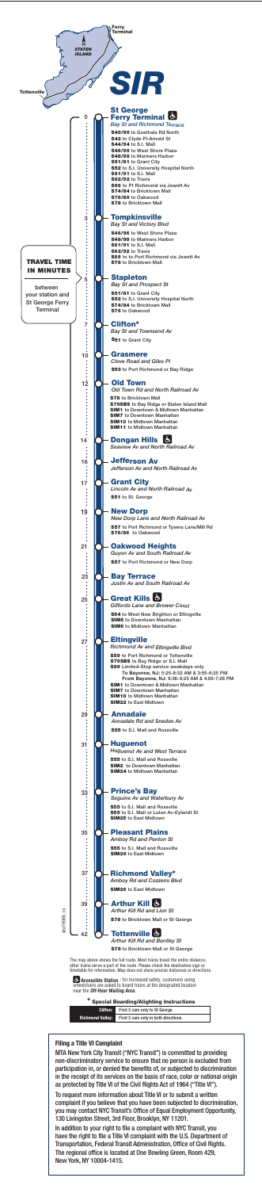# SIR

Staten Island

Ferry Terminal

Tottenville

**TRAVEL TIME IN MINUTES**

between your station and St George Ferry Terminal

**0 — St George Ferry Terminal** ♿
*Bay St and Richmond Terrace*
**S40/90** to Goethals Rd North
**S42** to Clyde PI-Arnold St
**S44/94** to S.I. Mall
**S46/96** to West Shore Plaza
**S48/98** to Mariners Harbor
**S51/81** to Grant City
**S52** to S.I. University Hospital North
**S61/91** to S.I. Mall
**S62/92** to Travis
**S66** to Pt Richmond via Jewett Av
**S74/84** to Bricktown Mall
**S76/86** to Oakwood
**S78** to Bricktown Mall

**3 — Tompkinsville**
*Bay St and Victory Blvd*
**S46/96** to West Shore Plaza
**S48/98** to Mariners Harbor
**S61/91** to S.I. Mall
**S62/92** to Travis
**S66** to to Port Richmond via Jewett Av
**S78** to Bricktown Mall

**5 — Stapleton**
*Bay St and Prospect St*
**S51/81** to Grant City
**S52** to S.I. University Hospital North
**S74/84** to Bricktown Mall
**S76** to Oakwood

**7 — Clifton***
*Bay St and Townsend Av*
**S51** to Grant City

**10 — Grasmere**
*Clove Road and Giles Pl*
**S53** to Port Richmond or Bay Ridge

**12 — Old Town**
*Old Town Rd and North Railroad Av*
**S78** to Bricktown Mall
**S79SBS** to Bay Ridge or Staten Island Mall
**SIM1** to Downtown & Midtown Manhattan
**SIM7** to Downtown Manhattan
**SIM10** to Midtown Manhattan
**SIM11** to Midtown Manhattan

**14 — Dongan Hills** ♿
*Seaview Av and North Railroad Av*

**16 — Jefferson Av**
*Jefferson Av and North Railroad Av*

**17 — Grant City**
*Lincoln Av and North Railroad Av*
**S51** to St. George

**19 — New Dorp**
*New Dorp Lane and North Railroad Av*
**S57** to Port Richmond or Tysens Lane/Mill Rd
**S76/86** to Oakwood

**21 — Oakwood Heights**
*Guyon Av and South Railroad Av*
**S57** to Port Richmond or New Dorp

**23 — Bay Terrace**
*Justin Av and South Railroad Av*

**25 — Great Kills** ♿
*Giffords Lane and Brower Court*
**S54** to West New Brighton or Eltingville
**SIM5** to Downtown Manhattan
**SIM6** to Midtown Manhattan

**27 — Eltingville**
*Richmond Av and Eltingville Blvd*
**S59** to Port Richmond or Tottenville
**S79SBS** to Bay Ridge or S.I. Mall
**S89** Limited-Stop service weekdays only
To Bayonne, NJ: 5:25–8:32 AM & 3:55–6:25 PM
From Bayonne, NJ: 6:36–9:25 AM & 4:00–7:26 PM
**SIM1** to Downtown & Midtown Manhattan
**SIM7** to Downtown Manhattan
**SIM10** to Midtown Manhattan
**SIM22** to East Midtown

**29 — Annadale**
*Annadale Rd and Sneden Av*
**S55** to S.I. Mall and Rossville

**31 — Huguenot**
*Huguenot Av and West Terrace*
**S55** to S.I. Mall and Rossville
**SIM2** to Downtown Manhattan
**SIM24** to Midtown Manhattan

**33 — Prince's Bay**
*Seguine Av and Waterbury Av*
**S55** to S.I. Mall and Rossville
**S56** to S.I. Mall or Luten Av-Eylandt St
**SIM25** to East Midtown

**35 — Pleasant Plains**
*Amboy Rd and Penton St*
**S55** to S.I. Mall and Rossville
**SIM26** to East Midtown

**37 — Richmond Valley***
*Amboy Rd and Cozzens Blvd*
**SIM26** to East Midtown

**39 — Arthur Kill** ♿
*Arthur Kill Rd and Lion St*
**S78** to Bricktown Mall or St George

**42 — Tottenville** ♿
*Arthur Kill Rd and Bentley St*
**S78** to Bricktown Mall or St George

The map above shows the full route. Most trains travel the entire distance, other trains serve a part of the route. Please check the destination sign or timetable for information. Map does not show precise distances or directions.

♿ **Accessible Station** - for increased safety, customers using wheelchairs are asked to board trains at the designated location near the *Off-Hour Waiting Area*.

**\* Special Boarding/Alighting Instructions**

| | |
|---|---|
| **Clifton:** | First 3 cars only to St George |
| **Richmond Valley:** | First 3 cars only in both directions |

8617-0906 .cs

## Filing a Title VI Complaint

MTA New York City Transit ("NYC Transit") is committed to providing non-discriminatory service to ensure that no person is excluded from participation in, or denied the benefits of, or subjected to discrimination in the receipt of its services on the basis of race, color or national origin as protected by Title VI of the Civil Rights Act of 1964 ("Title VI").

To request more information about Title VI or to submit a written complaint if you believe that you have been subjected to discrimination, you may contact NYC Transit's Office of Equal Employment Opportunity, 130 Livingston Street, 3rd Floor, Brooklyn, NY 11201.

In addition to your right to file a complaint with NYC Transit, you have the right to file a Title VI complaint with the U.S. Department of Transportation, Federal Transit Administration, Office of Civil Rights. The regional office is located at One Bowling Green, Room 429, New York, NY 10004-1415.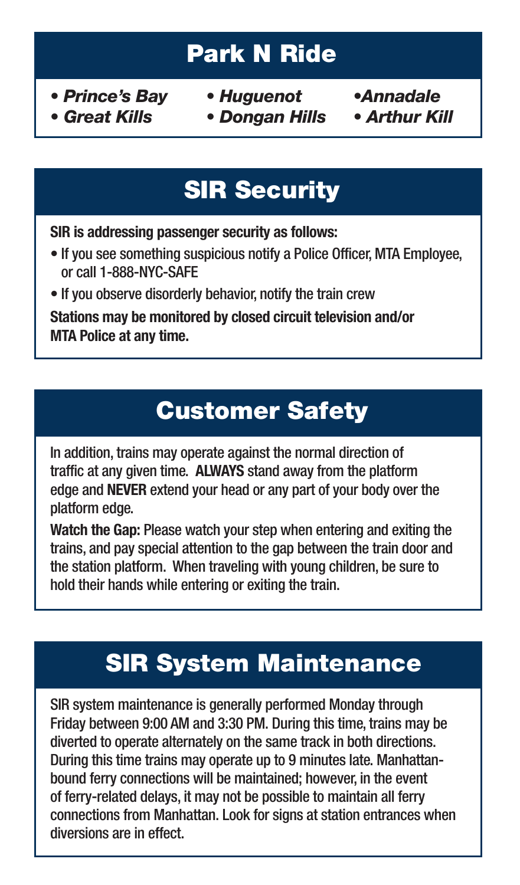## Park N Ride

- *Prince's Bay*
- *Great Kills*
- *Huguenot*
- *Dongan Hills*
- *Annadale*
- *Arthur Kill*

## SIR Security

**SIR is addressing passenger security as follows:**

- If you see something suspicious notify a Police Officer, MTA Employee, or call 1-888-NYC-SAFE
- If you observe disorderly behavior, notify the train crew

**Stations may be monitored by closed circuit television and/or MTA Police at any time.**

## Customer Safety

In addition, trains may operate against the normal direction of traffic at any given time. **ALWAYS** stand away from the platform edge and **NEVER** extend your head or any part of your body over the platform edge.

**Watch the Gap:** Please watch your step when entering and exiting the trains, and pay special attention to the gap between the train door and the station platform. When traveling with young children, be sure to hold their hands while entering or exiting the train.

## SIR System Maintenance

SIR system maintenance is generally performed Monday through Friday between 9:00 AM and 3:30 PM. During this time, trains may be diverted to operate alternately on the same track in both directions. During this time trains may operate up to 9 minutes late. Manhattan-bound ferry connections will be maintained; however, in the event of ferry-related delays, it may not be possible to maintain all ferry connections from Manhattan. Look for signs at station entrances when diversions are in effect.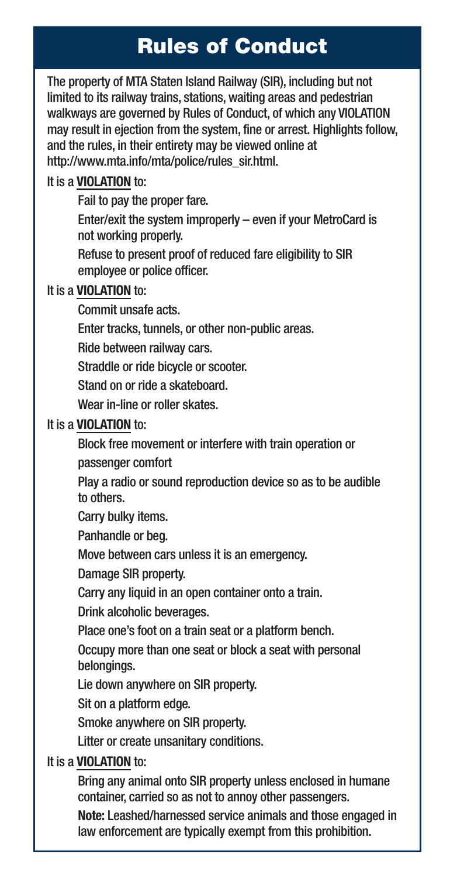# Rules of Conduct

The property of MTA Staten Island Railway (SIR), including but not limited to its railway trains, stations, waiting areas and pedestrian walkways are governed by Rules of Conduct, of which any VIOLATION may result in ejection from the system, fine or arrest. Highlights follow, and the rules, in their entirety may be viewed online at http://www.mta.info/mta/police/rules_sir.html.

It is a **VIOLATION** to:

- Fail to pay the proper fare.
- Enter/exit the system improperly – even if your MetroCard is not working properly.
- Refuse to present proof of reduced fare eligibility to SIR employee or police officer.

It is a **VIOLATION** to:

- Commit unsafe acts.
- Enter tracks, tunnels, or other non-public areas.
- Ride between railway cars.
- Straddle or ride bicycle or scooter.
- Stand on or ride a skateboard.
- Wear in-line or roller skates.

It is a **VIOLATION** to:

- Block free movement or interfere with train operation or passenger comfort
- Play a radio or sound reproduction device so as to be audible to others.
- Carry bulky items.
- Panhandle or beg.
- Move between cars unless it is an emergency.
- Damage SIR property.
- Carry any liquid in an open container onto a train.
- Drink alcoholic beverages.
- Place one's foot on a train seat or a platform bench.
- Occupy more than one seat or block a seat with personal belongings.
- Lie down anywhere on SIR property.
- Sit on a platform edge.
- Smoke anywhere on SIR property.
- Litter or create unsanitary conditions.

It is a **VIOLATION** to:

- Bring any animal onto SIR property unless enclosed in humane container, carried so as not to annoy other passengers.

**Note:** Leashed/harnessed service animals and those engaged in law enforcement are typically exempt from this prohibition.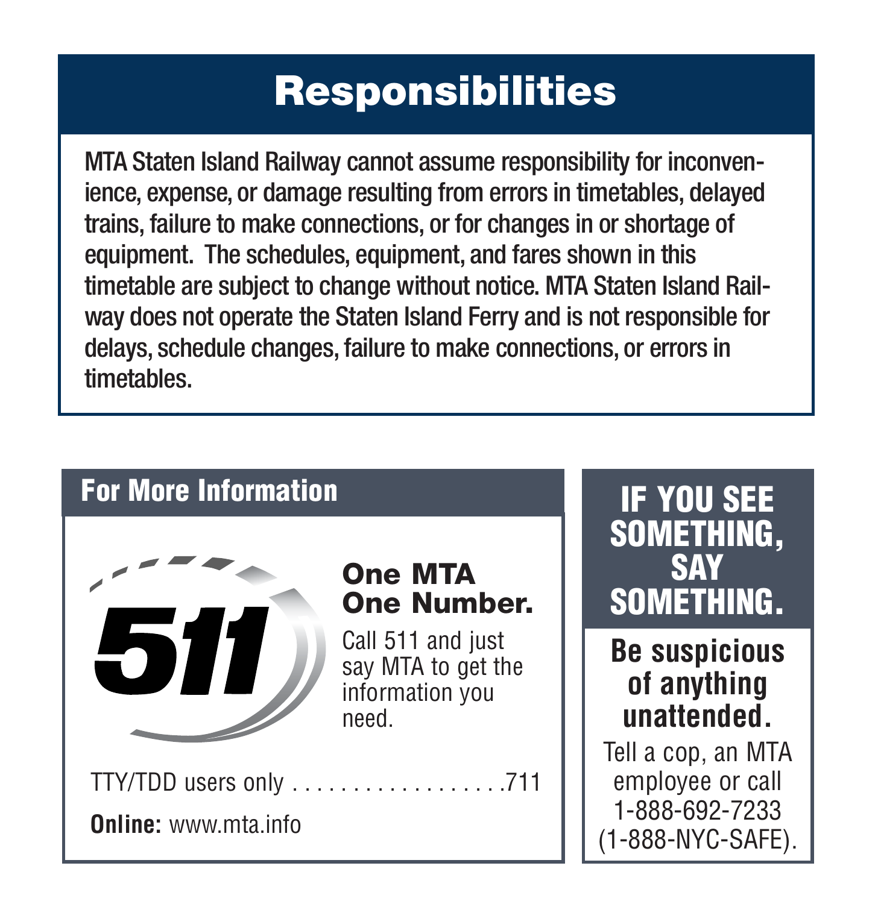# Responsibilities

MTA Staten Island Railway cannot assume responsibility for inconvenience, expense, or damage resulting from errors in timetables, delayed trains, failure to make connections, or for changes in or shortage of equipment. The schedules, equipment, and fares shown in this timetable are subject to change without notice. MTA Staten Island Railway does not operate the Staten Island Ferry and is not responsible for delays, schedule changes, failure to make connections, or errors in timetables.

## For More Information

511

**One MTA One Number.**

Call 511 and just say MTA to get the information you need.

TTY/TDD users only . . . . . . . . . . . . . . . . . . .711

**Online:** www.mta.info

## IF YOU SEE SOMETHING, SAY SOMETHING.

**Be suspicious of anything unattended.**

Tell a cop, an MTA employee or call 1-888-692-7233 (1-888-NYC-SAFE).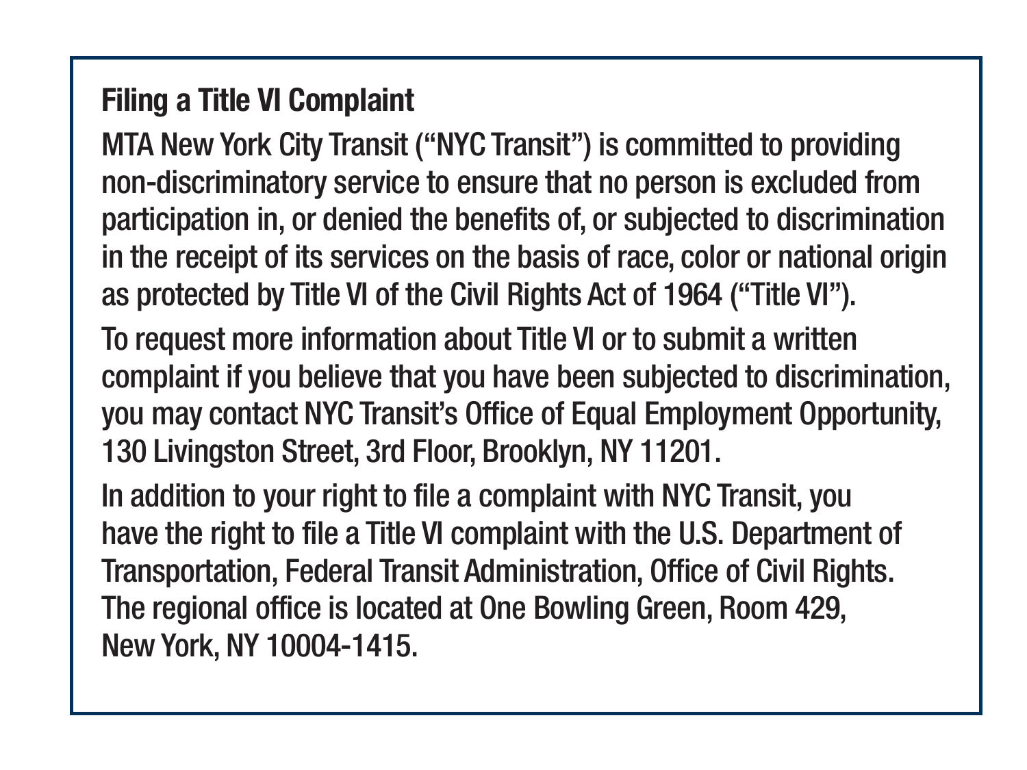## Filing a Title VI Complaint

MTA New York City Transit ("NYC Transit") is committed to providing non-discriminatory service to ensure that no person is excluded from participation in, or denied the benefits of, or subjected to discrimination in the receipt of its services on the basis of race, color or national origin as protected by Title VI of the Civil Rights Act of 1964 ("Title VI").

To request more information about Title VI or to submit a written complaint if you believe that you have been subjected to discrimination, you may contact NYC Transit's Office of Equal Employment Opportunity, 130 Livingston Street, 3rd Floor, Brooklyn, NY 11201.

In addition to your right to file a complaint with NYC Transit, you have the right to file a Title VI complaint with the U.S. Department of Transportation, Federal Transit Administration, Office of Civil Rights. The regional office is located at One Bowling Green, Room 429, New York, NY 10004-1415.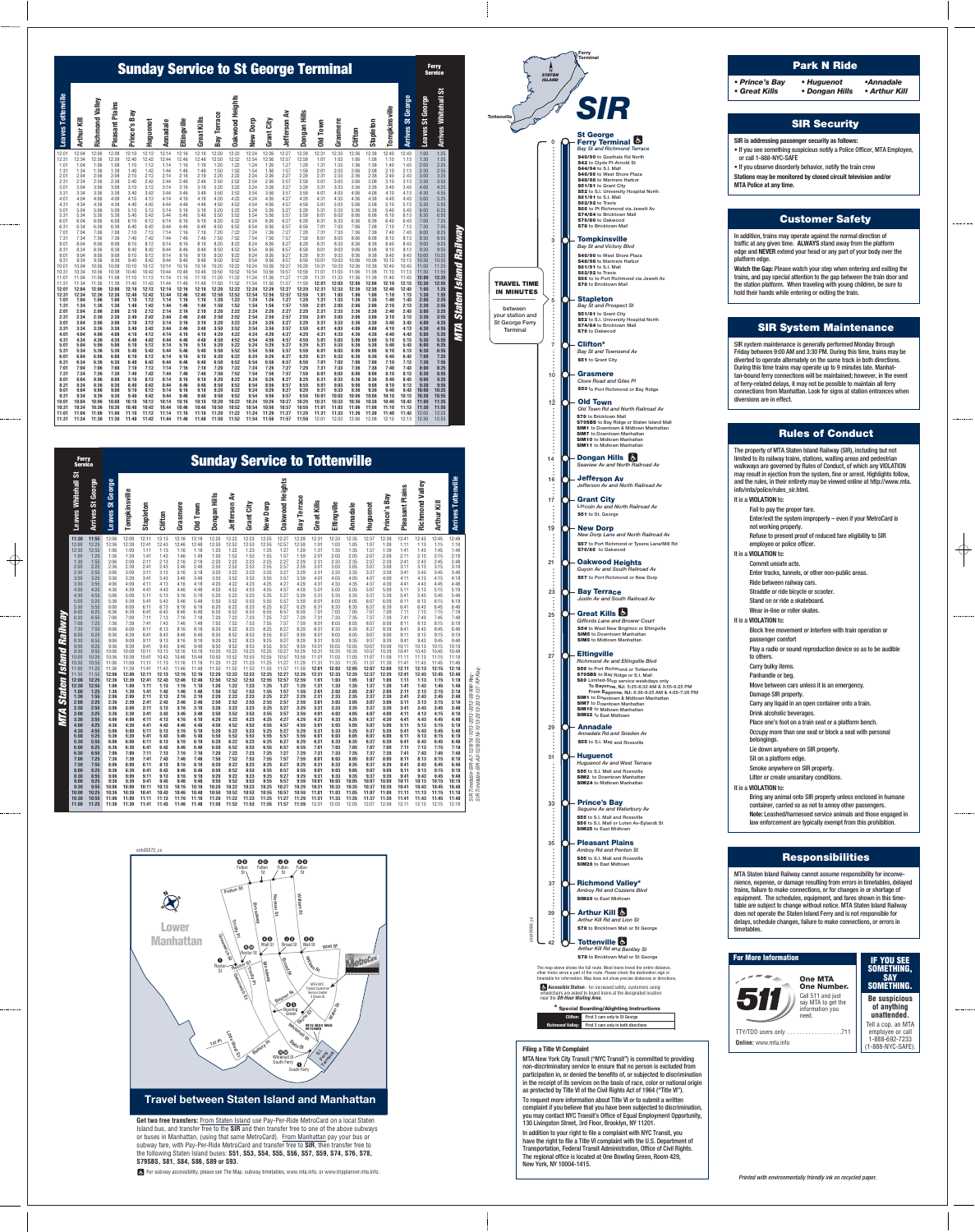# Sunday Service to St George Terminal

| Leaves Tottenville | Arthur Kill | Richmond Valley | Pleasant Plains | Prince's Bay | Huguenot | Annadale | Eltingville | Great Kills | Bay Terrace | Oakwood Heights | New Dorp | Grant City | Jefferson Av | Dongan Hills | Old Town | Grasmere | Clifton | Stapleton | Tompkinsville | Arrives St George | Ferry Service: Leaves St George | Ferry Service: Arrives Whitehall St |
|---|---|---|---|---|---|---|---|---|---|---|---|---|---|---|---|---|---|---|---|---|---|---|
| 12:01 | 12:04 | 12:06 | 12:08 | 12:10 | 12:12 | 12:14 | 12:16 | 12:18 | 12:20 | 12:22 | 12:24 | 12:26 | 12:27 | 12:29 | 12:31 | 12:33 | 12:36 | 12:38 | 12:40 | 12:43 | 1:00 | 1:25 |
| 12:31 | 12:34 | 12:36 | 12:38 | 12:40 | 12:42 | 12:44 | 12:46 | 12:48 | 12:50 | 12:52 | 12:54 | 12:56 | 12:57 | 12:59 | 1:01 | 1:03 | 1:06 | 1:08 | 1:10 | 1:13 | 1:30 | 1:55 |
| 1:01 | 1:04 | 1:06 | 1:08 | 1:10 | 1:12 | 1:14 | 1:16 | 1:18 | 1:20 | 1:22 | 1:24 | 1:26 | 1:27 | 1:29 | 1:31 | 1:33 | 1:36 | 1:38 | 1:40 | 1:43 | 2:00 | 2:25 |
| 1:31 | 1:34 | 1:36 | 1:38 | 1:40 | 1:42 | 1:44 | 1:46 | 1:48 | 1:50 | 1:52 | 1:54 | 1:56 | 1:57 | 1:59 | 2:01 | 2:03 | 2:06 | 2:08 | 2:10 | 2:13 | 2:30 | 2:55 |
| 2:01 | 2:04 | 2:06 | 2:08 | 2:10 | 2:12 | 2:14 | 2:16 | 2:18 | 2:20 | 2:22 | 2:24 | 2:26 | 2:27 | 2:29 | 2:31 | 2:33 | 2:36 | 2:38 | 2:40 | 2:43 | 3:00 | 3:25 |
| 2:31 | 2:34 | 2:36 | 2:38 | 2:40 | 2:42 | 2:44 | 2:46 | 2:48 | 2:50 | 2:52 | 2:54 | 2:56 | 2:57 | 2:59 | 3:01 | 3:03 | 3:06 | 3:08 | 3:10 | 3:13 | 3:30 | 3:55 |
| 3:01 | 3:04 | 3:06 | 3:08 | 3:10 | 3:12 | 3:14 | 3:16 | 3:18 | 3:20 | 3:22 | 3:24 | 3:26 | 3:27 | 3:29 | 3:31 | 3:33 | 3:36 | 3:38 | 3:40 | 3:43 | 4:00 | 4:25 |
| 3:31 | 3:34 | 3:36 | 3:38 | 3:40 | 3:42 | 3:44 | 3:46 | 3:48 | 3:50 | 3:52 | 3:54 | 3:56 | 3:57 | 3:59 | 4:01 | 4:03 | 4:06 | 4:08 | 4:10 | 4:13 | 4:30 | 4:55 |
| 4:01 | 4:04 | 4:06 | 4:08 | 4:10 | 4:12 | 4:14 | 4:16 | 4:18 | 4:20 | 4:22 | 4:24 | 4:26 | 4:27 | 4:29 | 4:31 | 4:33 | 4:36 | 4:38 | 4:40 | 4:43 | 5:00 | 5:25 |
| 4:31 | 4:34 | 4:36 | 4:38 | 4:40 | 4:42 | 4:44 | 4:46 | 4:48 | 4:50 | 4:52 | 4:54 | 4:56 | 4:57 | 4:59 | 5:01 | 5:03 | 5:06 | 5:08 | 5:10 | 5:13 | 5:30 | 5:55 |
| 5:01 | 5:04 | 5:06 | 5:08 | 5:10 | 5:12 | 5:14 | 5:16 | 5:18 | 5:20 | 5:22 | 5:24 | 5:26 | 5:27 | 5:29 | 5:31 | 5:33 | 5:36 | 5:38 | 5:40 | 5:43 | 6:00 | 6:25 |
| 5:31 | 5:34 | 5:36 | 5:38 | 5:40 | 5:42 | 5:44 | 5:46 | 5:48 | 5:50 | 5:52 | 5:54 | 5:56 | 5:57 | 5:59 | 6:01 | 6:03 | 6:06 | 6:08 | 6:10 | 6:13 | 6:30 | 6:55 |
| 6:01 | 6:04 | 6:06 | 6:08 | 6:10 | 6:12 | 6:14 | 6:16 | 6:18 | 6:20 | 6:22 | 6:24 | 6:26 | 6:27 | 6:29 | 6:31 | 6:33 | 6:36 | 6:38 | 6:40 | 6:43 | 7:00 | 7:25 |
| 6:31 | 6:34 | 6:36 | 6:38 | 6:40 | 6:42 | 6:44 | 6:46 | 6:48 | 6:50 | 6:52 | 6:54 | 6:56 | 6:57 | 6:59 | 7:01 | 7:03 | 7:06 | 7:08 | 7:10 | 7:13 | 7:30 | 7:55 |
| 7:01 | 7:04 | 7:06 | 7:08 | 7:10 | 7:12 | 7:14 | 7:16 | 7:18 | 7:20 | 7:22 | 7:24 | 7:26 | 7:27 | 7:29 | 7:31 | 7:33 | 7:36 | 7:38 | 7:40 | 7:43 | 8:00 | 8:25 |
| 7:31 | 7:34 | 7:36 | 7:38 | 7:40 | 7:42 | 7:44 | 7:46 | 7:48 | 7:50 | 7:52 | 7:54 | 7:56 | 7:57 | 7:59 | 8:01 | 8:03 | 8:06 | 8:08 | 8:10 | 8:13 | 8:30 | 8:55 |
| 8:01 | 8:04 | 8:06 | 8:08 | 8:10 | 8:12 | 8:14 | 8:16 | 8:18 | 8:20 | 8:22 | 8:24 | 8:26 | 8:27 | 8:29 | 8:31 | 8:33 | 8:36 | 8:38 | 8:40 | 8:43 | 9:00 | 9:25 |
| 8:31 | 8:34 | 8:36 | 8:38 | 8:40 | 8:42 | 8:44 | 8:46 | 8:48 | 8:50 | 8:52 | 8:54 | 8:56 | 8:57 | 8:59 | 9:01 | 9:03 | 9:06 | 9:08 | 9:10 | 9:13 | 9:30 | 9:55 |
| 9:01 | 9:04 | 9:06 | 9:08 | 9:10 | 9:12 | 9:14 | 9:16 | 9:18 | 9:20 | 9:22 | 9:24 | 9:26 | 9:27 | 9:29 | 9:31 | 9:33 | 9:36 | 9:38 | 9:40 | 9:43 | 10:00 | 10:25 |
| 9:31 | 9:34 | 9:36 | 9:38 | 9:40 | 9:42 | 9:44 | 9:46 | 9:48 | 9:50 | 9:52 | 9:54 | 9:56 | 9:57 | 9:59 | 10:01 | 10:03 | 10:06 | 10:08 | 10:10 | 10:13 | 10:30 | 10:55 |
| 10:01 | 10:04 | 10:06 | 10:08 | 10:10 | 10:12 | 10:14 | 10:16 | 10:18 | 10:20 | 10:22 | 10:24 | 10:26 | 10:27 | 10:29 | 10:31 | 10:33 | 10:36 | 10:38 | 10:40 | 10:43 | 11:00 | 11:25 |
| 10:31 | 10:34 | 10:36 | 10:38 | 10:40 | 10:42 | 10:44 | 10:46 | 10:48 | 10:50 | 10:52 | 10:54 | 10:56 | 10:57 | 10:59 | 11:01 | 11:03 | 11:06 | 11:08 | 11:10 | 11:13 | 11:30 | 11:55 |
| 11:01 | 11:04 | 11:06 | 11:08 | 11:10 | 11:12 | 11:14 | 11:16 | 11:18 | 11:20 | 11:22 | 11:24 | 11:26 | 11:27 | 11:29 | 11:31 | 11:33 | 11:36 | 11:38 | 11:40 | 11:43 | **12:00** | **12:25** |
| 11:31 | 11:34 | 11:36 | 11:38 | 11:40 | 11:42 | 11:44 | 11:46 | 11:48 | 11:50 | 11:52 | 11:54 | 11:56 | 11:57 | 11:59 | **12:01** | **12:03** | **12:06** | **12:08** | **12:10** | **12:13** | **12:30** | **12:55** |
| **12:01** | **12:04** | **12:06** | **12:08** | **12:10** | **12:12** | **12:14** | **12:16** | **12:18** | **12:20** | **12:22** | **12:24** | **12:26** | **12:27** | **12:29** | **12:31** | **12:33** | **12:36** | **12:38** | **12:40** | **12:43** | **1:00** | **1:25** |
| **12:31** | **12:34** | **12:36** | **12:38** | **12:40** | **12:42** | **12:44** | **12:46** | **12:48** | **12:50** | **12:52** | **12:54** | **12:56** | **12:57** | **12:59** | **1:01** | **1:03** | **1:06** | **1:08** | **1:10** | **1:13** | **1:30** | **1:55** |
| **1:01** | **1:04** | **1:06** | **1:08** | **1:10** | **1:12** | **1:14** | **1:16** | **1:18** | **1:20** | **1:22** | **1:24** | **1:26** | **1:27** | **1:29** | **1:31** | **1:33** | **1:36** | **1:38** | **1:40** | **1:43** | **2:00** | **2:25** |
| **1:31** | **1:34** | **1:36** | **1:38** | **1:40** | **1:42** | **1:44** | **1:46** | **1:48** | **1:50** | **1:52** | **1:54** | **1:56** | **1:57** | **1:59** | **2:01** | **2:03** | **2:06** | **2:08** | **2:10** | **2:13** | **2:30** | **2:55** |
| **2:01** | **2:04** | **2:06** | **2:08** | **2:10** | **2:12** | **2:14** | **2:16** | **2:18** | **2:20** | **2:22** | **2:24** | **2:26** | **2:27** | **2:29** | **2:31** | **2:33** | **2:36** | **2:38** | **2:40** | **2:43** | **3:00** | **3:25** |
| **2:31** | **2:34** | **2:36** | **2:38** | **2:40** | **2:42** | **2:44** | **2:46** | **2:48** | **2:50** | **2:52** | **2:54** | **2:56** | **2:57** | **2:59** | **3:01** | **3:03** | **3:06** | **3:08** | **3:10** | **3:13** | **3:30** | **3:55** |
| **3:01** | **3:04** | **3:06** | **3:08** | **3:10** | **3:12** | **3:14** | **3:16** | **3:18** | **3:20** | **3:22** | **3:24** | **3:26** | **3:27** | **3:29** | **3:31** | **3:33** | **3:36** | **3:38** | **3:40** | **3:43** | **4:00** | **4:25** |
| **3:31** | **3:34** | **3:36** | **3:38** | **3:40** | **3:42** | **3:44** | **3:46** | **3:48** | **3:50** | **3:52** | **3:54** | **3:56** | **3:57** | **3:59** | **4:01** | **4:03** | **4:06** | **4:08** | **4:10** | **4:13** | **4:30** | **4:55** |
| **4:01** | **4:04** | **4:06** | **4:08** | **4:10** | **4:12** | **4:14** | **4:16** | **4:18** | **4:20** | **4:22** | **4:24** | **4:26** | **4:27** | **4:29** | **4:31** | **4:33** | **4:36** | **4:38** | **4:40** | **4:43** | **5:00** | **5:25** |
| **4:31** | **4:34** | **4:36** | **4:38** | **4:40** | **4:42** | **4:44** | **4:46** | **4:48** | **4:50** | **4:52** | **4:54** | **4:56** | **4:57** | **4:59** | **5:01** | **5:03** | **5:06** | **5:08** | **5:10** | **5:13** | **5:30** | **5:55** |
| **5:01** | **5:04** | **5:06** | **5:08** | **5:10** | **5:12** | **5:14** | **5:16** | **5:18** | **5:20** | **5:22** | **5:24** | **5:26** | **5:27** | **5:29** | **5:31** | **5:33** | **5:36** | **5:38** | **5:40** | **5:43** | **6:00** | **6:25** |
| **5:31** | **5:34** | **5:36** | **5:38** | **5:40** | **5:42** | **5:44** | **5:46** | **5:48** | **5:50** | **5:52** | **5:54** | **5:56** | **5:57** | **5:59** | **6:01** | **6:03** | **6:06** | **6:08** | **6:10** | **6:13** | **6:30** | **6:55** |
| **6:01** | **6:04** | **6:06** | **6:08** | **6:10** | **6:12** | **6:14** | **6:16** | **6:18** | **6:20** | **6:22** | **6:24** | **6:26** | **6:27** | **6:29** | **6:31** | **6:33** | **6:36** | **6:38** | **6:40** | **6:43** | **7:00** | **7:25** |
| **6:31** | **6:34** | **6:36** | **6:38** | **6:40** | **6:42** | **6:44** | **6:46** | **6:48** | **6:50** | **6:52** | **6:54** | **6:56** | **6:57** | **6:59** | **7:01** | **7:03** | **7:06** | **7:08** | **7:10** | **7:13** | **7:30** | **7:55** |
| **7:01** | **7:04** | **7:06** | **7:08** | **7:10** | **7:12** | **7:14** | **7:16** | **7:18** | **7:20** | **7:22** | **7:24** | **7:26** | **7:27** | **7:29** | **7:31** | **7:33** | **7:36** | **7:38** | **7:40** | **7:43** | **8:00** | **8:25** |
| **7:31** | **7:34** | **7:36** | **7:38** | **7:40** | **7:42** | **7:44** | **7:46** | **7:48** | **7:50** | **7:52** | **7:54** | **7:56** | **7:57** | **7:59** | **8:01** | **8:03** | **8:06** | **8:08** | **8:10** | **8:13** | **8:30** | **8:55** |
| **8:01** | **8:04** | **8:06** | **8:08** | **8:10** | **8:12** | **8:14** | **8:16** | **8:18** | **8:20** | **8:22** | **8:24** | **8:26** | **8:27** | **8:29** | **8:31** | **8:33** | **8:36** | **8:38** | **8:40** | **8:43** | **9:00** | **9:25** |
| **8:31** | **8:34** | **8:36** | **8:38** | **8:40** | **8:42** | **8:44** | **8:46** | **8:48** | **8:50** | **8:52** | **8:54** | **8:56** | **8:57** | **8:59** | **9:01** | **9:03** | **9:06** | **9:08** | **9:10** | **9:13** | **9:30** | **9:55** |
| **9:01** | **9:04** | **9:06** | **9:08** | **9:10** | **9:12** | **9:14** | **9:16** | **9:18** | **9:20** | **9:22** | **9:24** | **9:26** | **9:27** | **9:29** | **9:31** | **9:33** | **9:36** | **9:38** | **9:40** | **9:43** | **10:00** | **10:25** |
| **9:31** | **9:34** | **9:36** | **9:38** | **9:40** | **9:42** | **9:44** | **9:46** | **9:48** | **9:50** | **9:52** | **9:54** | **9:56** | **9:57** | **9:59** | **10:01** | **10:03** | **10:06** | **10:08** | **10:10** | **10:13** | **10:30** | **10:55** |
| **10:01** | **10:04** | **10:06** | **10:08** | **10:10** | **10:12** | **10:14** | **10:16** | **10:18** | **10:20** | **10:22** | **10:24** | **10:26** | **10:27** | **10:29** | **10:31** | **10:33** | **10:36** | **10:38** | **10:40** | **10:43** | **11:00** | **11:25** |
| **10:31** | **10:34** | **10:36** | **10:38** | **10:40** | **10:42** | **10:44** | **10:46** | **10:48** | **10:50** | **10:52** | **10:54** | **10:56** | **10:57** | **10:59** | **11:01** | **11:03** | **11:06** | **11:08** | **11:10** | **11:13** | **11:30** | **11:55** |
| **11:01** | **11:04** | **11:06** | **11:08** | **11:10** | **11:12** | **11:14** | **11:16** | **11:18** | **11:20** | **11:22** | **11:24** | **11:26** | **11:27** | **11:29** | **11:31** | **11:33** | **11:36** | **11:38** | **11:40** | **11:43** | 12:00 | 12:25 |
| **11:31** | **11:34** | **11:36** | **11:38** | **11:40** | **11:42** | **11:44** | **11:46** | **11:48** | **11:50** | **11:52** | **11:54** | **11:56** | **11:57** | **11:59** | 12:01 | 12:03 | 12:06 | 12:08 | 12:10 | 12:13 | 12:30 | 12:55 |

# Sunday Service to Tottenville

| Ferry Service: Leaves Whitehall St | Ferry Service: Arrives St George | Leaves St George | Tompkinsville | Stapleton | Clifton | Grasmere | Old Town | Dongan Hills | Jefferson Av | Grant City | New Dorp | Oakwood Heights | Bay Terrace | Great Kills | Eltingville | Annadale | Huguenot | Prince's Bay | Pleasant Plains | Richmond Valley | Arthur Kill | Arrives Tottenville |
|---|---|---|---|---|---|---|---|---|---|---|---|---|---|---|---|---|---|---|---|---|---|---|
| **11:30** | **11:55** | 12:06 | 12:09 | 12:11 | 12:13 | 12:16 | 12:18 | 12:20 | 12:22 | 12:23 | 12:25 | 12:27 | 12:29 | 12:31 | 12:33 | 12:35 | 12:37 | 12:39 | 12:41 | 12:43 | 12:45 | 12:48 |
| 12:00 | 12:25 | 12:36 | 12:39 | 12:41 | 12:43 | 12:46 | 12:48 | 12:50 | 12:52 | 12:53 | 12:55 | 12:57 | 12:59 | 1:01 | 1:03 | 1:05 | 1:07 | 1:09 | 1:11 | 1:13 | 1:15 | 1:18 |
| 12:30 | 12:55 | 1:06 | 1:09 | 1:11 | 1:13 | 1:16 | 1:18 | 1:20 | 1:22 | 1:23 | 1:25 | 1:27 | 1:29 | 1:31 | 1:33 | 1:35 | 1:37 | 1:39 | 1:41 | 1:43 | 1:45 | 1:48 |
| 1:00 | 1:25 | 1:36 | 1:39 | 1:41 | 1:43 | 1:46 | 1:48 | 1:50 | 1:52 | 1:53 | 1:55 | 1:57 | 1:59 | 2:01 | 2:03 | 2:05 | 2:07 | 2:09 | 2:11 | 2:13 | 2:15 | 2:18 |
| 1:30 | 1:55 | 2:06 | 2:09 | 2:11 | 2:13 | 2:16 | 2:18 | 2:20 | 2:22 | 2:23 | 2:25 | 2:27 | 2:29 | 2:31 | 2:33 | 2:35 | 2:37 | 2:39 | 2:41 | 2:43 | 2:45 | 2:48 |
| 2:00 | 2:25 | 2:36 | 2:39 | 2:41 | 2:43 | 2:46 | 2:48 | 2:50 | 2:52 | 2:53 | 2:55 | 2:57 | 2:59 | 3:01 | 3:03 | 3:05 | 3:07 | 3:09 | 3:11 | 3:13 | 3:15 | 3:18 |
| 2:30 | 2:55 | 3:06 | 3:09 | 3:11 | 3:13 | 3:16 | 3:18 | 3:20 | 3:22 | 3:23 | 3:25 | 3:27 | 3:29 | 3:31 | 3:33 | 3:35 | 3:37 | 3:39 | 3:41 | 3:43 | 3:45 | 3:48 |
| 3:00 | 3:25 | 3:36 | 3:39 | 3:41 | 3:43 | 3:46 | 3:48 | 3:50 | 3:52 | 3:53 | 3:55 | 3:57 | 3:59 | 4:01 | 4:03 | 4:05 | 4:07 | 4:09 | 4:11 | 4:13 | 4:15 | 4:18 |
| 3:30 | 3:55 | 4:06 | 4:09 | 4:11 | 4:13 | 4:16 | 4:18 | 4:20 | 4:22 | 4:23 | 4:25 | 4:27 | 4:29 | 4:31 | 4:33 | 4:35 | 4:37 | 4:39 | 4:41 | 4:43 | 4:45 | 4:48 |
| 4:00 | 4:25 | 4:36 | 4:39 | 4:41 | 4:43 | 4:46 | 4:48 | 4:50 | 4:52 | 4:53 | 4:55 | 4:57 | 4:59 | 5:01 | 5:03 | 5:05 | 5:07 | 5:09 | 5:11 | 5:13 | 5:15 | 5:18 |
| 4:30 | 4:55 | 5:06 | 5:09 | 5:11 | 5:13 | 5:16 | 5:18 | 5:20 | 5:22 | 5:23 | 5:25 | 5:27 | 5:29 | 5:31 | 5:33 | 5:35 | 5:37 | 5:39 | 5:41 | 5:43 | 5:45 | 5:48 |
| 5:00 | 5:25 | 5:36 | 5:39 | 5:41 | 5:43 | 5:46 | 5:48 | 5:50 | 5:52 | 5:53 | 5:55 | 5:57 | 5:59 | 6:01 | 6:03 | 6:05 | 6:07 | 6:09 | 6:11 | 6:13 | 6:15 | 6:18 |
| 5:30 | 5:55 | 6:06 | 6:09 | 6:11 | 6:13 | 6:16 | 6:18 | 6:20 | 6:22 | 6:23 | 6:25 | 6:27 | 6:29 | 6:31 | 6:33 | 6:35 | 6:37 | 6:39 | 6:41 | 6:43 | 6:45 | 6:48 |
| 6:00 | 6:25 | 6:36 | 6:39 | 6:41 | 6:43 | 6:46 | 6:48 | 6:50 | 6:52 | 6:53 | 6:55 | 6:57 | 6:59 | 7:01 | 7:03 | 7:05 | 7:07 | 7:09 | 7:11 | 7:13 | 7:15 | 7:18 |
| 6:30 | 6:55 | 7:06 | 7:09 | 7:11 | 7:13 | 7:16 | 7:18 | 7:20 | 7:22 | 7:23 | 7:25 | 7:27 | 7:29 | 7:31 | 7:33 | 7:35 | 7:37 | 7:39 | 7:41 | 7:43 | 7:45 | 7:48 |
| 7:00 | 7:25 | 7:36 | 7:39 | 7:41 | 7:43 | 7:46 | 7:48 | 7:50 | 7:52 | 7:53 | 7:55 | 7:57 | 7:59 | 8:01 | 8:03 | 8:05 | 8:07 | 8:09 | 8:11 | 8:13 | 8:15 | 8:18 |
| 7:30 | 7:55 | 8:06 | 8:09 | 8:11 | 8:13 | 8:16 | 8:18 | 8:20 | 8:22 | 8:23 | 8:25 | 8:27 | 8:29 | 8:31 | 8:33 | 8:35 | 8:37 | 8:39 | 8:41 | 8:43 | 8:45 | 8:48 |
| 8:00 | 8:25 | 8:36 | 8:39 | 8:41 | 8:43 | 8:46 | 8:48 | 8:50 | 8:52 | 8:53 | 8:55 | 8:57 | 8:59 | 9:01 | 9:03 | 9:05 | 9:07 | 9:09 | 9:11 | 9:13 | 9:15 | 9:18 |
| 8:30 | 8:55 | 9:06 | 9:09 | 9:11 | 9:13 | 9:16 | 9:18 | 9:20 | 9:22 | 9:23 | 9:25 | 9:27 | 9:29 | 9:31 | 9:33 | 9:35 | 9:37 | 9:39 | 9:41 | 9:43 | 9:45 | 9:48 |
| 9:00 | 9:25 | 9:36 | 9:39 | 9:41 | 9:43 | 9:46 | 9:48 | 9:50 | 9:52 | 9:53 | 9:55 | 9:57 | 9:59 | 10:01 | 10:03 | 10:05 | 10:07 | 10:09 | 10:11 | 10:13 | 10:15 | 10:18 |
| 9:30 | 9:55 | 10:06 | 10:09 | 10:11 | 10:13 | 10:16 | 10:18 | 10:20 | 10:22 | 10:23 | 10:25 | 10:27 | 10:29 | 10:31 | 10:33 | 10:35 | 10:37 | 10:39 | 10:41 | 10:43 | 10:45 | 10:48 |
| 10:00 | 10:25 | 10:36 | 10:39 | 10:41 | 10:43 | 10:46 | 10:48 | 10:50 | 10:52 | 10:53 | 10:55 | 10:57 | 10:59 | 11:01 | 11:03 | 11:05 | 11:07 | 11:09 | 11:11 | 11:13 | 11:15 | 11:18 |
| 10:30 | 10:55 | 11:06 | 11:09 | 11:11 | 11:13 | 11:16 | 11:18 | 11:20 | 11:22 | 11:23 | 11:25 | 11:27 | 11:29 | 11:31 | 11:33 | 11:35 | 11:37 | 11:39 | 11:41 | 11:43 | 11:45 | 11:48 |
| 11:00 | 11:25 | 11:36 | 11:39 | 11:41 | 11:43 | 11:46 | 11:48 | 11:50 | 11:52 | 11:53 | 11:55 | 11:57 | 11:59 | **12:01** | **12:03** | **12:05** | **12:07** | **12:09** | **12:11** | **12:13** | **12:15** | **12:18** |
| 11:30 | 11:55 | **12:06** | **12:09** | **12:11** | **12:13** | **12:16** | **12:18** | **12:20** | **12:22** | **12:23** | **12:25** | **12:27** | **12:29** | **12:31** | **12:33** | **12:35** | **12:37** | **12:39** | **12:41** | **12:43** | **12:45** | **12:48** |
| **12:00** | **12:25** | **12:36** | **12:39** | **12:41** | **12:43** | **12:46** | **12:48** | **12:50** | **12:52** | **12:53** | **12:55** | **12:57** | **12:59** | **1:01** | **1:03** | **1:05** | **1:07** | **1:09** | **1:11** | **1:13** | **1:15** | **1:18** |
| **12:30** | **12:55** | **1:06** | **1:09** | **1:11** | **1:13** | **1:16** | **1:18** | **1:20** | **1:22** | **1:23** | **1:25** | **1:27** | **1:29** | **1:31** | **1:33** | **1:35** | **1:37** | **1:39** | **1:41** | **1:43** | **1:45** | **1:48** |
| **1:00** | **1:25** | **1:36** | **1:39** | **1:41** | **1:43** | **1:46** | **1:48** | **1:50** | **1:52** | **1:53** | **1:55** | **1:57** | **1:59** | **2:01** | **2:03** | **2:05** | **2:07** | **2:09** | **2:11** | **2:13** | **2:15** | **2:18** |
| **1:30** | **1:55** | **2:06** | **2:09** | **2:11** | **2:13** | **2:16** | **2:18** | **2:20** | **2:22** | **2:23** | **2:25** | **2:27** | **2:29** | **2:31** | **2:33** | **2:35** | **2:37** | **2:39** | **2:41** | **2:43** | **2:45** | **2:48** |
| **2:00** | **2:25** | **2:36** | **2:39** | **2:41** | **2:43** | **2:46** | **2:48** | **2:50** | **2:52** | **2:53** | **2:55** | **2:57** | **2:59** | **3:01** | **3:03** | **3:05** | **3:07** | **3:09** | **3:11** | **3:13** | **3:15** | **3:18** |
| **2:30** | **2:55** | **3:06** | **3:09** | **3:11** | **3:13** | **3:16** | **3:18** | **3:20** | **3:22** | **3:23** | **3:25** | **3:27** | **3:29** | **3:31** | **3:33** | **3:35** | **3:37** | **3:39** | **3:41** | **3:43** | **3:45** | **3:48** |
| **3:00** | **3:25** | **3:36** | **3:39** | **3:41** | **3:43** | **3:46** | **3:48** | **3:50** | **3:52** | **3:53** | **3:55** | **3:57** | **3:59** | **4:01** | **4:03** | **4:05** | **4:07** | **4:09** | **4:11** | **4:13** | **4:15** | **4:18** |
| **3:30** | **3:55** | **4:06** | **4:09** | **4:11** | **4:13** | **4:16** | **4:18** | **4:20** | **4:22** | **4:23** | **4:25** | **4:27** | **4:29** | **4:31** | **4:33** | **4:35** | **4:37** | **4:39** | **4:41** | **4:43** | **4:45** | **4:48** |
| **4:00** | **4:25** | **4:36** | **4:39** | **4:41** | **4:43** | **4:46** | **4:48** | **4:50** | **4:52** | **4:53** | **4:55** | **4:57** | **4:59** | **5:01** | **5:03** | **5:05** | **5:07** | **5:09** | **5:11** | **5:13** | **5:15** | **5:18** |
| **4:30** | **4:55** | **5:06** | **5:09** | **5:11** | **5:13** | **5:16** | **5:18** | **5:20** | **5:22** | **5:23** | **5:25** | **5:27** | **5:29** | **5:31** | **5:33** | **5:35** | **5:37** | **5:39** | **5:41** | **5:43** | **5:45** | **5:48** |
| **5:00** | **5:25** | **5:36** | **5:39** | **5:41** | **5:43** | **5:46** | **5:48** | **5:50** | **5:52** | **5:53** | **5:55** | **5:57** | **5:59** | **6:01** | **6:03** | **6:05** | **6:07** | **6:09** | **6:11** | **6:13** | **6:15** | **6:18** |
| **5:30** | **5:55** | **6:06** | **6:09** | **6:11** | **6:13** | **6:16** | **6:18** | **6:20** | **6:22** | **6:23** | **6:25** | **6:27** | **6:29** | **6:31** | **6:33** | **6:35** | **6:37** | **6:39** | **6:41** | **6:43** | **6:45** | **6:48** |
| **6:00** | **6:25** | **6:36** | **6:39** | **6:41** | **6:43** | **6:46** | **6:48** | **6:50** | **6:52** | **6:53** | **6:55** | **6:57** | **6:59** | **7:01** | **7:03** | **7:05** | **7:07** | **7:09** | **7:11** | **7:13** | **7:15** | **7:18** |
| **6:30** | **6:55** | **7:06** | **7:09** | **7:11** | **7:13** | **7:16** | **7:18** | **7:20** | **7:22** | **7:23** | **7:25** | **7:27** | **7:29** | **7:31** | **7:33** | **7:35** | **7:37** | **7:39** | **7:41** | **7:43** | **7:45** | **7:48** |
| **7:00** | **7:25** | **7:36** | **7:39** | **7:41** | **7:43** | **7:46** | **7:48** | **7:50** | **7:52** | **7:53** | **7:55** | **7:57** | **7:59** | **8:01** | **8:03** | **8:05** | **8:07** | **8:09** | **8:11** | **8:13** | **8:15** | **8:18** |
| **7:30** | **7:55** | **8:06** | **8:09** | **8:11** | **8:13** | **8:16** | **8:18** | **8:20** | **8:22** | **8:23** | **8:25** | **8:27** | **8:29** | **8:31** | **8:33** | **8:35** | **8:37** | **8:39** | **8:41** | **8:43** | **8:45** | **8:48** |
| **8:00** | **8:25** | **8:36** | **8:39** | **8:41** | **8:43** | **8:46** | **8:48** | **8:50** | **8:52** | **8:53** | **8:55** | **8:57** | **8:59** | **9:01** | **9:03** | **9:05** | **9:07** | **9:09** | **9:11** | **9:13** | **9:15** | **9:18** |
| **8:30** | **8:55** | **9:06** | **9:09** | **9:11** | **9:13** | **9:16** | **9:18** | **9:20** | **9:22** | **9:23** | **9:25** | **9:27** | **9:29** | **9:31** | **9:33** | **9:35** | **9:37** | **9:39** | **9:41** | **9:43** | **9:45** | **9:48** |
| **9:00** | **9:25** | **9:36** | **9:39** | **9:41** | **9:43** | **9:46** | **9:48** | **9:50** | **9:52** | **9:53** | **9:55** | **9:57** | **9:59** | **10:01** | **10:03** | **10:05** | **10:07** | **10:09** | **10:11** | **10:13** | **10:15** | **10:18** |
| **9:30** | **9:55** | **10:06** | **10:09** | **10:11** | **10:13** | **10:16** | **10:18** | **10:20** | **10:22** | **10:23** | **10:25** | **10:27** | **10:29** | **10:31** | **10:33** | **10:35** | **10:37** | **10:39** | **10:41** | **10:43** | **10:45** | **10:48** |
| **10:00** | **10:25** | **10:36** | **10:39** | **10:41** | **10:43** | **10:46** | **10:48** | **10:50** | **10:52** | **10:53** | **10:55** | **10:57** | **10:59** | **11:01** | **11:03** | **11:05** | **11:07** | **11:09** | **11:11** | **11:13** | **11:15** | **11:18** |
| **10:30** | **10:55** | **11:06** | **11:09** | **11:11** | **11:13** | **11:16** | **11:18** | **11:20** | **11:22** | **11:23** | **11:25** | **11:27** | **11:29** | **11:31** | **11:33** | **11:35** | **11:37** | **11:39** | **11:41** | **11:43** | **11:45** | **11:48** |
| **11:00** | **11:25** | **11:36** | **11:39** | **11:41** | **11:43** | **11:46** | **11:48** | **11:50** | **11:52** | **11:53** | **11:55** | **11:57** | **11:59** | 12:01 | 12:03 | 12:05 | 12:07 | 12:09 | 12:11 | 12:13 | 12:15 | 12:18 |

MTA Staten Island Railway

## Travel between Staten Island and Manhattan

**Get two free transfers:** From Staten Island use Pay-Per-Ride MetroCard on a local Staten Island bus, and transfer free to the **SIR** and then transfer free to one of the above subways or buses in Manhattan, (using that same MetroCard). From Manhattan pay your bus or subway fare, with Pay-Per-Ride MetroCard and transfer free to **SIR**, then transfer free to the following Staten Island buses: **S51, S53, S54, S55, S56, S57, S59, S74, S76, S78, S79SBS, S81, S84, S86, S89 or S93.**

For subway accessibility, please see The Map, subway timetables, www.mta.info. or www.tripplanner.mta.info.

# SIR

Ferry Terminal · Staten Island · Tottenville

**TRAVEL TIME IN MINUTES** between your station and St George Ferry Terminal

**0 — St George Ferry Terminal** (accessible)
Bay St and Richmond Terrace
- S40/90 to Goethals Rd North
- S42 to Clyde Pl-Arnold St
- S44/94 to S.I. Mall
- S46/96 to West Shore Plaza
- S48/98 to Mariners Harbor
- S51/81 to Grant City
- S52 to S.I. University Hospital
- S61/91 to S.I. Mall
- S62/92 to Travis
- S66 to Pt Richmond via Jewett Av
- S74/84 to Bricktown Mall
- S76/86 to Oakwood
- S78 to Bricktown Mall

**3 — Tompkinsville**
Bay St and Victory Blvd
- S40/90 to West Shore Plaza
- S48/98 to Mariners Harbor
- S51/81 to Grant City
- S52 to S.I. University Hospital
- S61/91 to S.I. Mall
- S62/92 to Travis
- S66 to to Port Richmond via Jewett Av
- S78 to Bricktown Mall

**5 — Stapleton**
Bay St and Prospect St
- S51/81 to Grant City
- S52 to S.I. University Hospital
- S74/84 to Bricktown Mall
- S76 to Oakwood

**7 — Clifton***
Bay St and Townsend Av
- S51 to Grant City

**10 — Grasmere**
Clove Road and Giles Pl
- S53 to Port Richmond or Bay Ridge

**12 — Old Town**
Old Town Rd and North Railroad Av
- S78 to Bricktown Mall
- S79SBS to Bay Ridge or Staten Island Mall
- SIM1 to Downtown & Midtown Manhattan
- SIM7 to Downtown Manhattan
- SIM10 to Midtown Manhattan
- SIM11 to Midtown Manhattan

**14 — Dongan Hills** (accessible)
Seaview Av and North Railroad Av

**16 — Jefferson Av**
Jefferson Av and North Railroad Av

**17 — Grant City**
Lincoln Av and North Railroad Av
- S51 to St. George

**19 — New Dorp**
New Dorp Lane and North Railroad Av
- S57 to Port Richmond or Tysens Lane/Mill Rd
- S76/86 to Oakwood

**21 — Oakwood Heights**
Guyon Av and South Railroad Av
- S57 to Port Richmond or New Dorp

**23 — Bay Terrace**
Justin Av and South Railroad Av

**25 — Great Kills** (accessible)
Giffords Lane and Greaves Court
- S54 to West New Brighton or Eltingville
- SIM5 to Downtown Manhattan
- SIM6 to Midtown Manhattan

**27 — Eltingville**
Richmond Av and Eltingville Blvd
- S59 to Port Richmond or Tottenville
- S79SBS to Bay Ridge or S.I. Mall
- S89 Limited-Stop service weekdays only
  - To Bayonne, NJ: 5:25-8:32 AM & 3:55-6:25 PM
  - From Bayonne, NJ: 6:36-9:25 AM & 4:00-7:26 PM
- SIM1 to Downtown & Midtown Manhattan
- SIM7 to Downtown Manhattan
- SIM10 to Midtown Manhattan
- SIM22 to East Midtown

**29 — Annadale**
Annadale Rd and Sneden Av
- S55 to S.I. Mall and Rossville

**31 — Huguenot**
Huguenot Av and West Terrace
- S55 to S.I. Mall and Rossville
- S56 to S.I. Mall and Rossville
- SIM2 to Downtown Manhattan
- SIM24 to Midtown Manhattan

**33 — Prince's Bay**
Seguine Av and Waterbury Av
- S55 to S.I. Mall and Rossville
- S56 to S.I. Mall or Luten Av-Eylandt St
- SIM25 to East Midtown

**35 — Pleasant Plains**
Amboy Rd and Penton St
- S55 to S.I. Mall and Rossville
- SIM26 to East Midtown

**37 — Richmond Valley***
Amboy Rd and Cozzens Blvd
- SIM26 to East Midtown

**39 — Arthur Kill** (accessible)
Arthur Kill Rd and Lion St
- S78 to Bricktown Mall or St George

**42 — Tottenville** (accessible)
Arthur Kill Rd and Bentley St
- S78 to Bricktown Mall or St George

The map above shows the full route. Most trains travel the entire distance, other trains serve a part of the route. Please check the destination sign or timetable for information. Map does not show precise distances or directions.

**Accessible Station** - for increased safety, customers using wheelchairs are asked to board trains at the designated location near the **Off-Hour Waiting Area.**

**\* Special Boarding/Alighting Instructions**

| | |
|---|---|
| Clifton: | First 3 cars only to St George |
| Richmond Valley: | First 3 cars only in both directions |

### Filing a Title VI Complaint

MTA New York City Transit ("NYC Transit") is committed to providing non-discriminatory service to ensure that no person is excluded from participation in, or denied the benefits of, or subjected to discrimination in the receipt of its services on the basis of race, color or national origin as protected by Title VI of the Civil Rights Act of 1964 ("Title VI").

To request more information about Title VI or to submit a written complaint if you believe that you have been subjected to discrimination, you may contact NYC Transit's Office of Equal Employment Opportunity, 130 Livingston Street, 3rd Floor, Brooklyn, NY 11201.

In addition to your right to file a complaint with NYC Transit, you have the right to file a Title VI complaint with the U.S. Department of Transportation, Federal Transit Administration, Office of Civil Rights. The regional office is located at One Bowling Green, Room 429, New York, NY 10004-1415.

## Park N Ride

- Prince's Bay
- Great Kills
- Huguenot
- Dongan Hills
- Annadale
- Arthur Kill

## SIR Security

**SIR is addressing passenger security as follows:**

- If you see something suspicious notify a Police Officer, MTA Employee, or call 1-888-NYC-SAFE
- If you observe disorderly behavior, notify the train crew

**Stations may be monitored by closed circuit television and/or MTA Police at any time.**

## Customer Safety

In addition, trains may operate against the normal direction of traffic at any given time. **ALWAYS** stand away from the platform edge and **NEVER** extend your head or any part of your body over the platform edge.

**Watch the Gap:** Please watch your step when entering and exiting the trains, and pay special attention to the gap between the train door and the station platform. When traveling with young children, be sure to hold their hands while entering or exiting the train.

## SIR System Maintenance

SIR system maintenance is generally performed Monday through Friday between 9:00 AM and 3:30 PM. During this time, trains may be diverted to operate alternately on the same track in both directions. During this time trains may operate up to 9 minutes late. Manhattan-bound ferry connections will be maintained; however, in the event of ferry-related delays, it may not be possible to maintain all ferry connections from Manhattan. Look for signs at station entrances when diversions are in effect.

## Rules of Conduct

The property of MTA Staten Island Railway (SIR), including but not limited to its railway trains, stations, waiting areas and pedestrian walkways are governed by Rules of Conduct, of which any VIOLATION may result in ejection from the system, fine or arrest. Highlights follow, and the rules, in their entirety may be viewed online at http://www.mta.info/mta/police/rules_sir.html.

It is a **VIOLATION** to:
- Fail to pay the proper fare.
- Enter/exit the system improperly – even if your MetroCard is not working properly.
- Refuse to present proof of reduced fare eligibility to SIR employee or police officer.

It is a **VIOLATION** to:
- Commit unsafe acts.
- Enter tracks, tunnels, or other non-public areas.
- Ride between railway cars.
- Straddle or ride bicycle or scooter.
- Stand on or ride a skateboard.
- Wear in-line or roller skates.

It is a **VIOLATION** to:
- Block free movement or interfere with train operation or passenger comfort
- Play a radio or sound reproduction device so as to be audible to others.
- Carry bulky items.
- Panhandle or beg.
- Move between cars unless it is an emergency.
- Damage SIR property.
- Carry any liquid in an open container onto a train.
- Drink alcoholic beverages.
- Place one's foot on a train seat or a platform bench.
- Occupy more than one seat or block a seat with personal belongings.
- Lie down anywhere on SIR property.
- Sit on a platform edge.
- Smoke anywhere on SIR property.
- Litter or create unsanitary conditions.

It is a **VIOLATION** to:
- Bring any animal onto SIR property unless enclosed in humane container, carried so as not to annoy other passengers.
- **Note:** Leashed/harnessed service animals and those engaged in law enforcement are typically exempt from this prohibition.

## Responsibilities

MTA Staten Island Railway cannot assume responsibility for inconvenience, expense, or damage resulting from errors in timetables, delayed trains, failure to make connections, or for changes in or shortage of equipment. The schedules, equipment, and fares shown in this timetable are subject to change without notice. MTA Staten Island Railway does not operate the Staten Island Ferry and is not responsible for delays, schedule changes, failure to make connections or errors in timetables.

### For More Information

**511** — **One MTA One Number.** Call 511 and just say MTA to get the information you need.

TTY/TDD users only ....................711

**Online:** www.mta.info

**IF YOU SEE SOMETHING, SAY SOMETHING.**

**Be suspicious of anything unattended.** Tell a cop, an MTA employee or call 1-888-692-7233 (1-888-NYC-SAFE).

*Printed with environmentally friendly ink on recycled paper.*